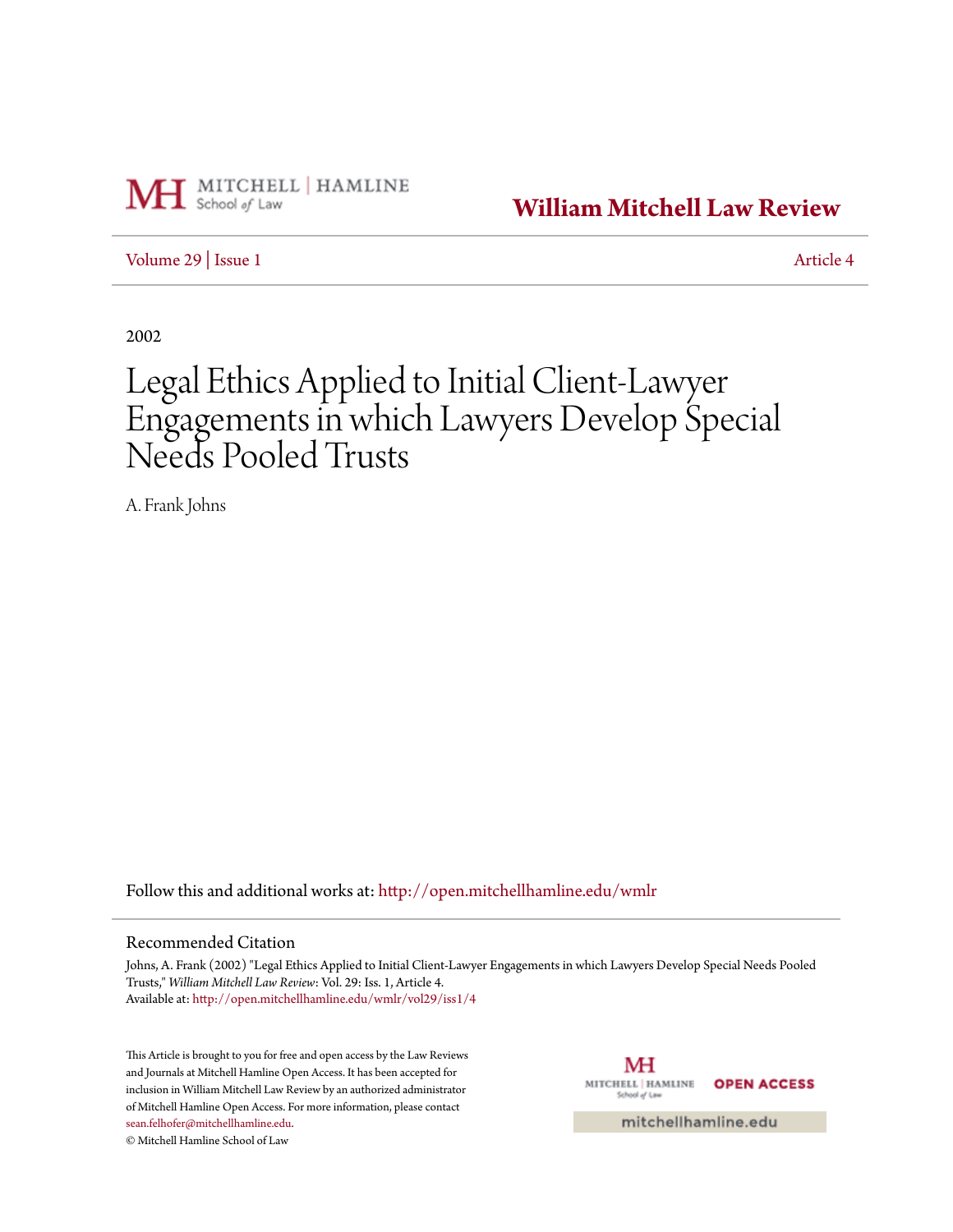MITCHELL | HAMLINE School of Law

**William Mitchell Law Review**

Volume 29 | Issue 1 Article 4

2002

# Legal Ethics Applied to Initial Client-Lawyer Engagements in which Lawyers Develop Special Needs Pooled Trusts

A. Frank Johns

Follow this and additional works at: http://open.mitchellhamline.edu/wmlr

## Recommended Citation

Johns, A. Frank (2002) "Legal Ethics Applied to Initial Client-Lawyer Engagements in which Lawyers Develop Special Needs Pooled Trusts," *William Mitchell Law Review*: Vol. 29: Iss. 1, Article 4.
Available at: http://open.mitchellhamline.edu/wmlr/vol29/iss1/4

This Article is brought to you for free and open access by the Law Reviews and Journals at Mitchell Hamline Open Access. It has been accepted for inclusion in William Mitchell Law Review by an authorized administrator of Mitchell Hamline Open Access. For more information, please contact sean.felhofer@mitchellhamline.edu.
© Mitchell Hamline School of Law

MITCHELL | HAMLINE School of Law OPEN ACCESS

mitchellhamline.edu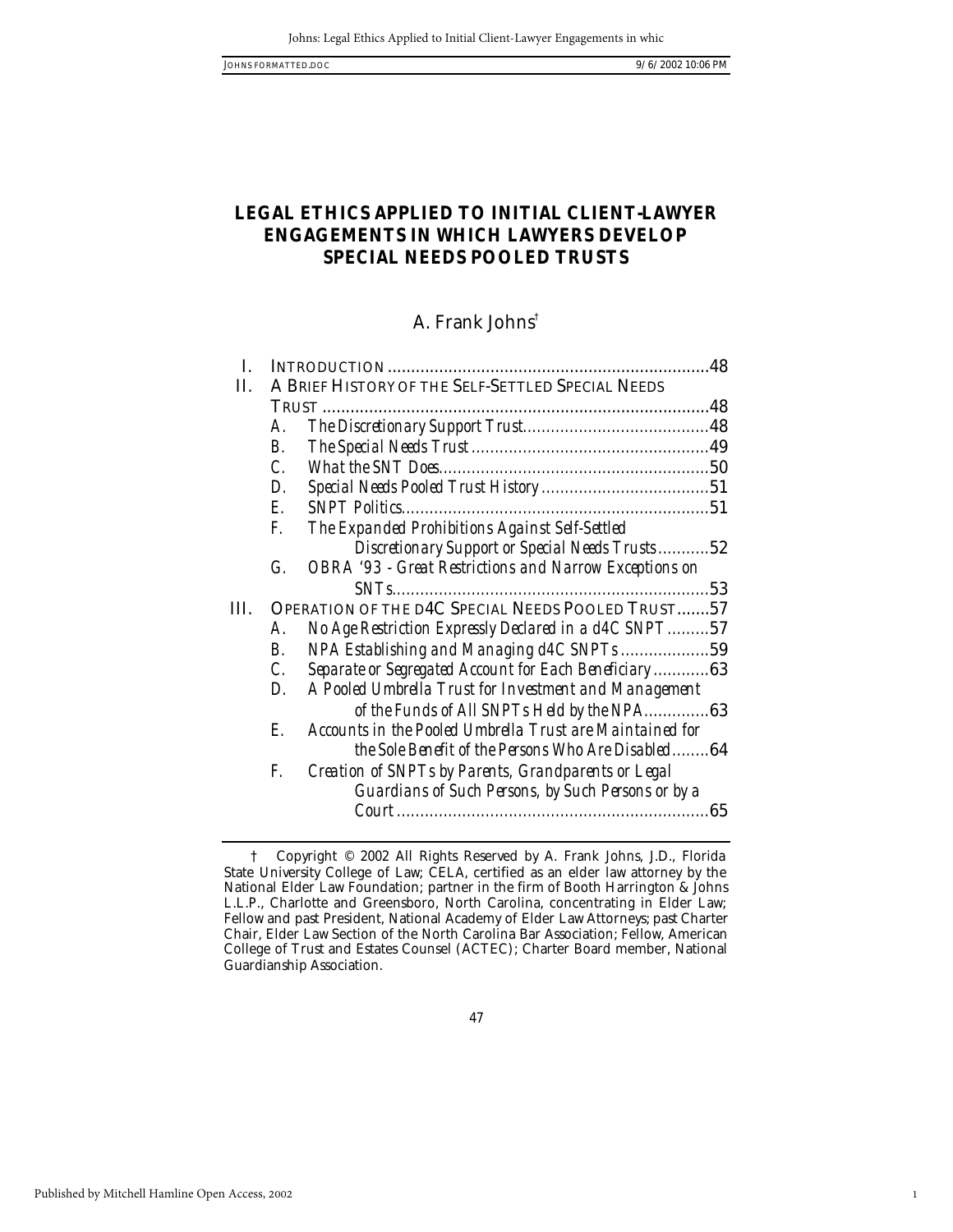# LEGAL ETHICS APPLIED TO INITIAL CLIENT-LAWYER ENGAGEMENTS IN WHICH LAWYERS DEVELOP SPECIAL NEEDS POOLED TRUSTS

A. Frank Johns†

- I. INTRODUCTION ....................................................................48
- II. A BRIEF HISTORY OF THE SELF-SETTLED SPECIAL NEEDS TRUST ....................................................................48
  - A. *The Discretionary Support Trust*........................................48
  - B. *The Special Needs Trust*..................................................49
  - C. *What the SNT Does*..........................................................50
  - D. *Special Needs Pooled Trust History*....................................51
  - E. *SNPT Politics*..................................................................51
  - F. *The Expanded Prohibitions Against Self-Settled Discretionary Support or Special Needs Trusts*...........52
  - G. *OBRA '93 - Great Restrictions and Narrow Exceptions on SNTs*....................................................................53
- III. OPERATION OF THE D4C SPECIAL NEEDS POOLED TRUST.......57
  - A. *No Age Restriction Expressly Declared in a d4C SNPT*.........57
  - B. *NPA Establishing and Managing d4C SNPTs*...................59
  - C. *Separate or Segregated Account for Each Beneficiary*............63
  - D. *A Pooled Umbrella Trust for Investment and Management of the Funds of All SNPTs Held by the NPA*.............63
  - E. *Accounts in the Pooled Umbrella Trust are Maintained for the Sole Benefit of the Persons Who Are Disabled*........64
  - F. *Creation of SNPTs by Parents, Grandparents or Legal Guardians of Such Persons, by Such Persons or by a Court*..................................................................65

† Copyright © 2002 All Rights Reserved by A. Frank Johns, J.D., Florida State University College of Law; CELA, certified as an elder law attorney by the National Elder Law Foundation; partner in the firm of Booth Harrington & Johns L.L.P., Charlotte and Greensboro, North Carolina, concentrating in Elder Law; Fellow and past President, National Academy of Elder Law Attorneys; past Charter Chair, Elder Law Section of the North Carolina Bar Association; Fellow, American College of Trust and Estates Counsel (ACTEC); Charter Board member, National Guardianship Association.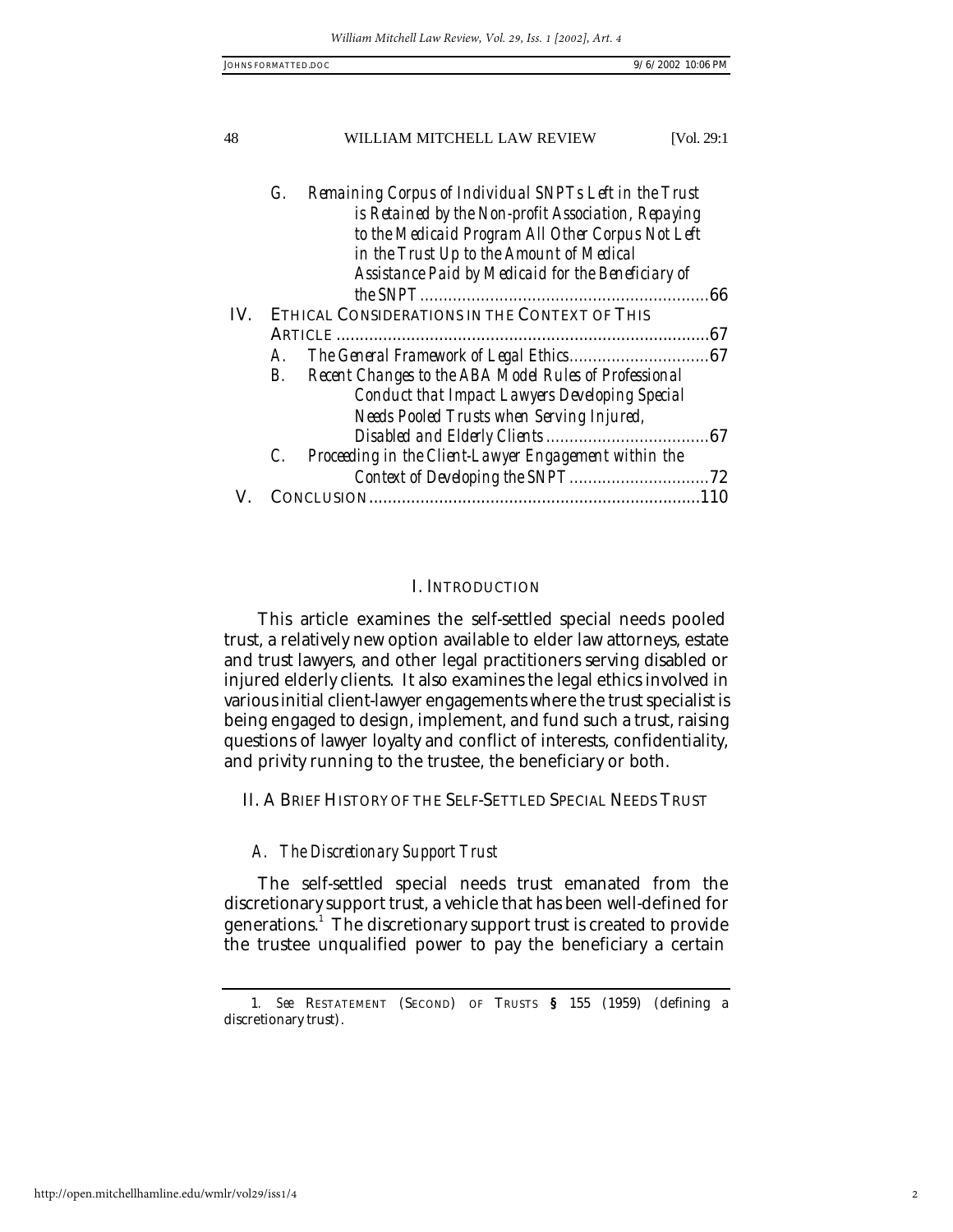G. *Remaining Corpus of Individual SNPTs Left in the Trust is Retained by the Non-profit Association, Repaying to the Medicaid Program All Other Corpus Not Left in the Trust Up to the Amount of Medical Assistance Paid by Medicaid for the Beneficiary of the SNPT* .............................................................66

IV. ETHICAL CONSIDERATIONS IN THE CONTEXT OF THIS ARTICLE ...............................................................................67

A. *The General Framework of Legal Ethics*.............................67

B. *Recent Changes to the ABA Model Rules of Professional Conduct that Impact Lawyers Developing Special Needs Pooled Trusts when Serving Injured, Disabled and Elderly Clients* ..................................67

C. *Proceeding in the Client-Lawyer Engagement within the Context of Developing the SNPT*..............................72

V. CONCLUSION......................................................................110

## I. INTRODUCTION

This article examines the self-settled special needs pooled trust, a relatively new option available to elder law attorneys, estate and trust lawyers, and other legal practitioners serving disabled or injured elderly clients. It also examines the legal ethics involved in various initial client-lawyer engagements where the trust specialist is being engaged to design, implement, and fund such a trust, raising questions of lawyer loyalty and conflict of interests, confidentiality, and privity running to the trustee, the beneficiary or both.

## II. A BRIEF HISTORY OF THE SELF-SETTLED SPECIAL NEEDS TRUST

### *A. The Discretionary Support Trust*

The self-settled special needs trust emanated from the discretionary support trust, a vehicle that has been well-defined for generations.[1] The discretionary support trust is created to provide the trustee unqualified power to pay the beneficiary a certain

1. *See* RESTATEMENT (SECOND) OF TRUSTS § 155 (1959) (defining a discretionary trust).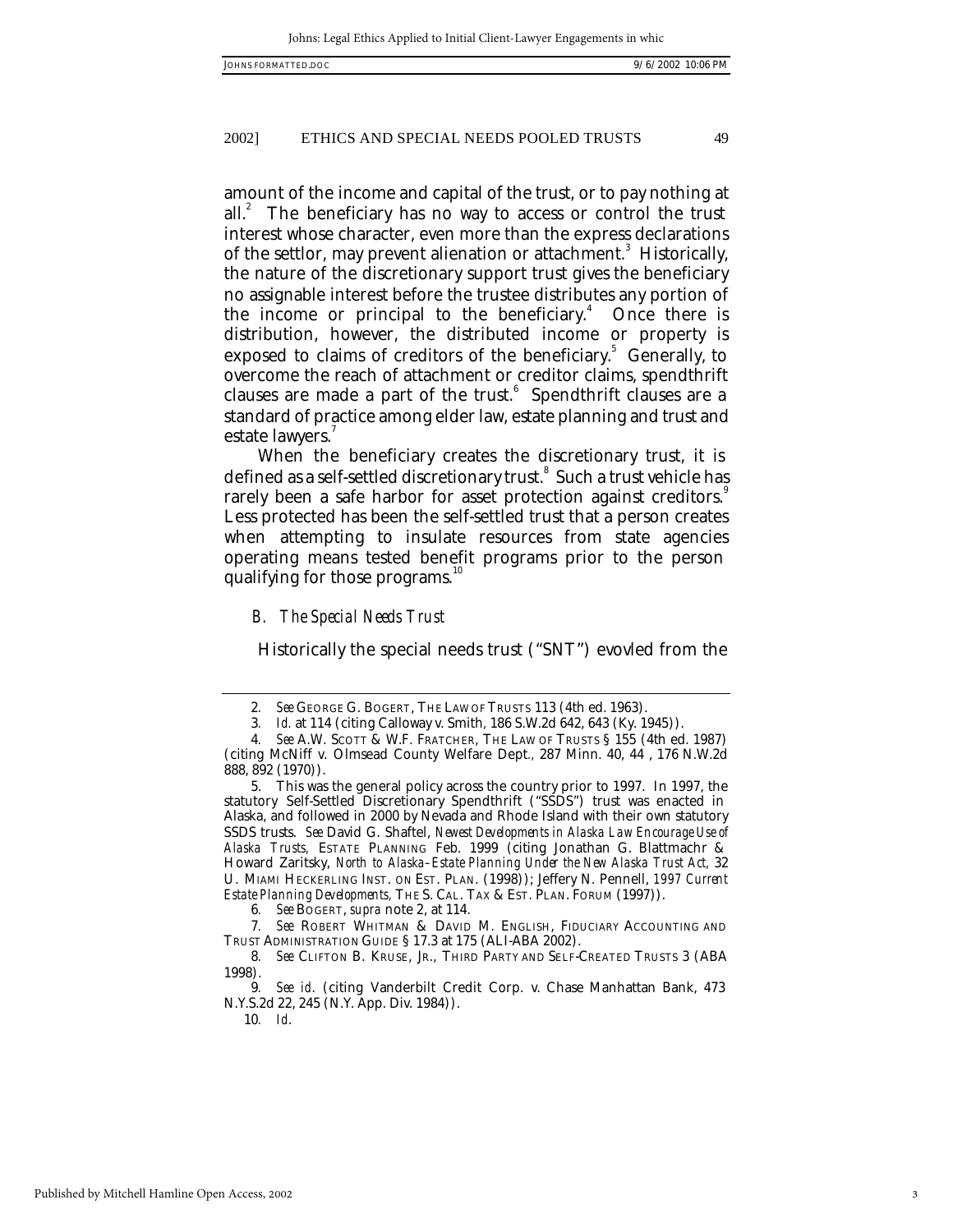amount of the income and capital of the trust, or to pay nothing at all.[2] The beneficiary has no way to access or control the trust interest whose character, even more than the express declarations of the settlor, may prevent alienation or attachment.[3] Historically, the nature of the discretionary support trust gives the beneficiary no assignable interest before the trustee distributes any portion of the income or principal to the beneficiary.[4] Once there is distribution, however, the distributed income or property is exposed to claims of creditors of the beneficiary.[5] Generally, to overcome the reach of attachment or creditor claims, spendthrift clauses are made a part of the trust.[6] Spendthrift clauses are a standard of practice among elder law, estate planning and trust and estate lawyers.[7]

When the beneficiary creates the discretionary trust, it is defined as a self-settled discretionary trust.[8] Such a trust vehicle has rarely been a safe harbor for asset protection against creditors.[9] Less protected has been the self-settled trust that a person creates when attempting to insulate resources from state agencies operating means tested benefit programs prior to the person qualifying for those programs.[10]

### *B. The Special Needs Trust*

Historically the special needs trust ("SNT") evovled from the

---

2. *See* GEORGE G. BOGERT, THE LAW OF TRUSTS 113 (4th ed. 1963).

3. *Id.* at 114 (citing Calloway v. Smith, 186 S.W.2d 642, 643 (Ky. 1945)).

4. *See* A.W. SCOTT & W.F. FRATCHER, THE LAW OF TRUSTS § 155 (4th ed. 1987) (citing McNiff v. Olmsead County Welfare Dept., 287 Minn. 40, 44 , 176 N.W.2d 888, 892 (1970)).

5. This was the general policy across the country prior to 1997. In 1997, the statutory Self-Settled Discretionary Spendthrift ("SSDS") trust was enacted in Alaska, and followed in 2000 by Nevada and Rhode Island with their own statutory SSDS trusts. *See* David G. Shaftel, *Newest Developments in Alaska Law Encourage Use of Alaska Trusts,* ESTATE PLANNING Feb. 1999 (citing Jonathan G. Blattmachr & Howard Zaritsky, *North to Alaska–Estate Planning Under the New Alaska Trust Act,* 32 U. MIAMI HECKERLING INST. ON EST. PLAN. (1998)); Jeffery N. Pennell, *1997 Current Estate Planning Developments,* THE S. CAL. TAX & EST. PLAN. FORUM (1997)).

6. *See* BOGERT, *supra* note 2, at 114.

7. *See* ROBERT WHITMAN & DAVID M. ENGLISH, FIDUCIARY ACCOUNTING AND TRUST ADMINISTRATION GUIDE § 17.3 at 175 (ALI-ABA 2002).

8. *See* CLIFTON B. KRUSE, JR., THIRD PARTY AND SELF-CREATED TRUSTS 3 (ABA 1998).

9. *See id.* (citing Vanderbilt Credit Corp. v. Chase Manhattan Bank, 473 N.Y.S.2d 22, 245 (N.Y. App. Div. 1984)).

10. *Id.*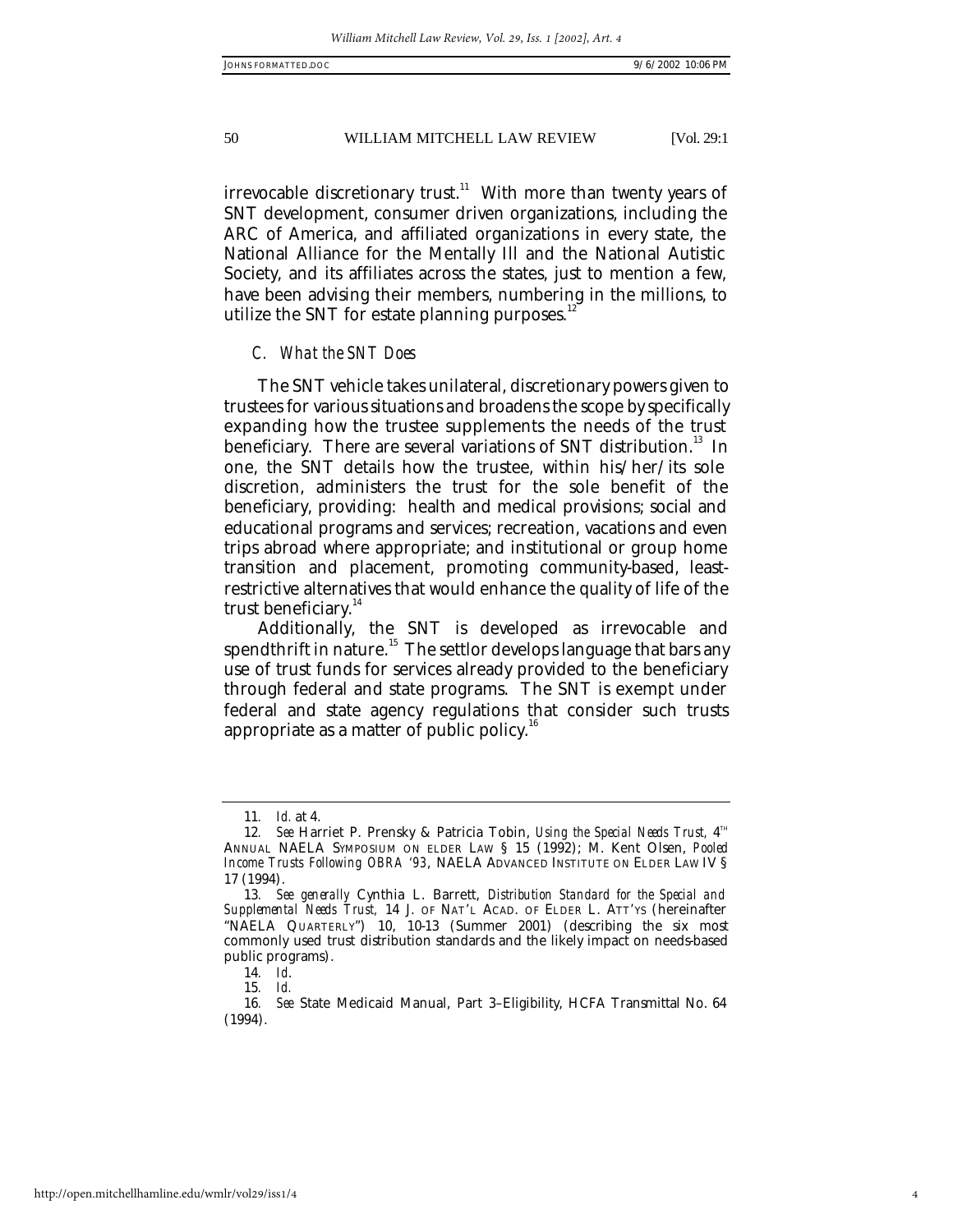irrevocable discretionary trust.[11] With more than twenty years of SNT development, consumer driven organizations, including the ARC of America, and affiliated organizations in every state, the National Alliance for the Mentally Ill and the National Autistic Society, and its affiliates across the states, just to mention a few, have been advising their members, numbering in the millions, to utilize the SNT for estate planning purposes.[12]

### *C. What the SNT Does*

The SNT vehicle takes unilateral, discretionary powers given to trustees for various situations and broadens the scope by specifically expanding how the trustee supplements the needs of the trust beneficiary. There are several variations of SNT distribution.[13] In one, the SNT details how the trustee, within his/her/its sole discretion, administers the trust for the sole benefit of the beneficiary, providing: health and medical provisions; social and educational programs and services; recreation, vacations and even trips abroad where appropriate; and institutional or group home transition and placement, promoting community-based, least-restrictive alternatives that would enhance the quality of life of the trust beneficiary.[14]

Additionally, the SNT is developed as irrevocable and spendthrift in nature.[15] The settlor develops language that bars any use of trust funds for services already provided to the beneficiary through federal and state programs. The SNT is exempt under federal and state agency regulations that consider such trusts appropriate as a matter of public policy.[16]

---

11. *Id.* at 4.

12. *See* Harriet P. Prensky & Patricia Tobin, *Using the Special Needs Trust,* 4TH ANNUAL NAELA SYMPOSIUM ON ELDER LAW § 15 (1992); M. Kent Olsen, *Pooled Income Trusts Following OBRA '93*, NAELA ADVANCED INSTITUTE ON ELDER LAW IV § 17 (1994).

13. *See generally* Cynthia L. Barrett, *Distribution Standard for the Special and Supplemental Needs Trust,* 14 J. OF NAT'L ACAD. OF ELDER L. ATT'YS (hereinafter "NAELA QUARTERLY") 10, 10-13 (Summer 2001) (describing the six most commonly used trust distribution standards and the likely impact on needs-based public programs).

14. *Id.*

15. *Id.*

16. *See* State Medicaid Manual, Part 3–Eligibility, HCFA Transmittal No. 64 (1994).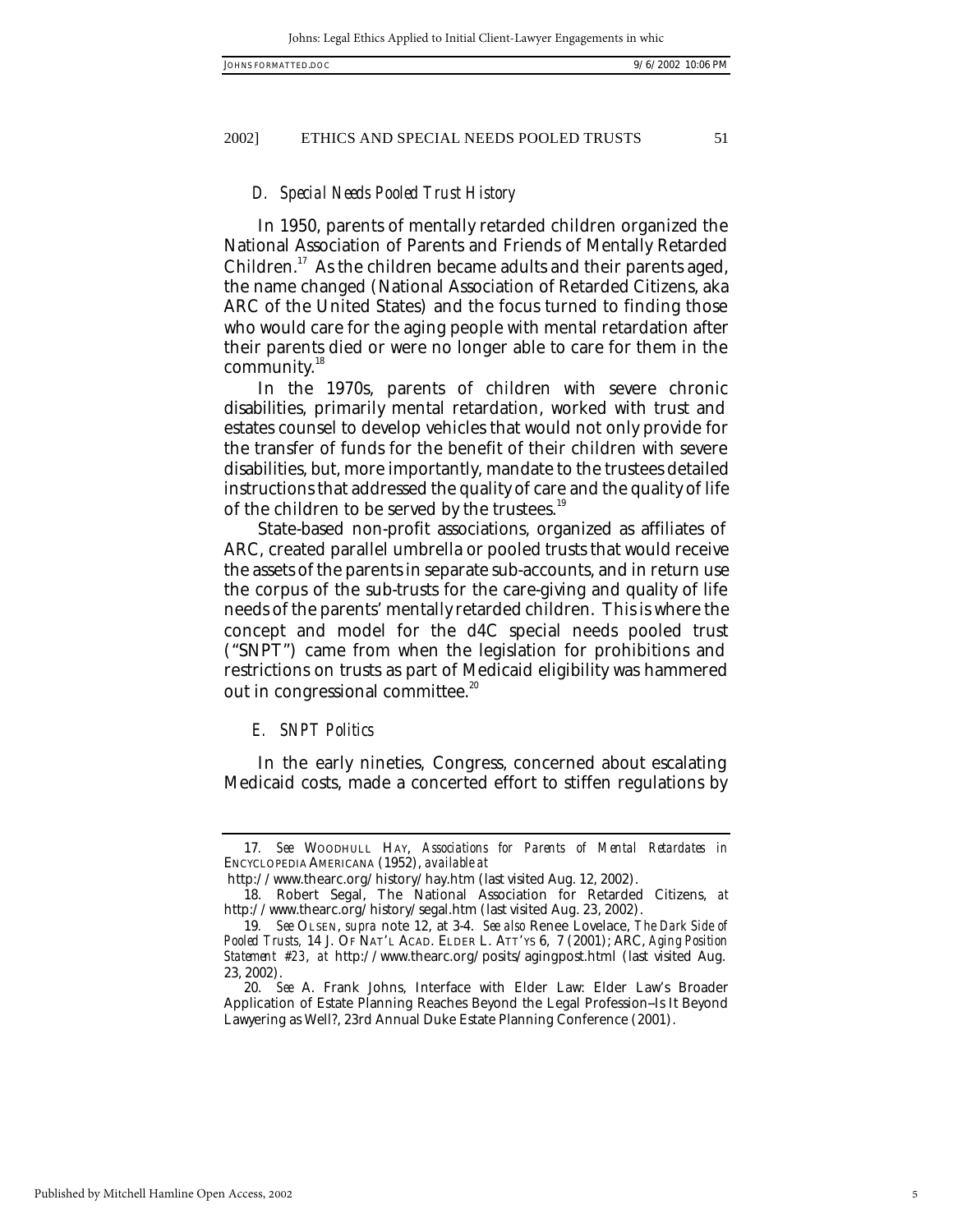### *D. Special Needs Pooled Trust History*

In 1950, parents of mentally retarded children organized the National Association of Parents and Friends of Mentally Retarded Children.[17] As the children became adults and their parents aged, the name changed (National Association of Retarded Citizens, aka ARC of the United States) and the focus turned to finding those who would care for the aging people with mental retardation after their parents died or were no longer able to care for them in the community.[18]

In the 1970s, parents of children with severe chronic disabilities, primarily mental retardation, worked with trust and estates counsel to develop vehicles that would not only provide for the transfer of funds for the benefit of their children with severe disabilities, but, more importantly, mandate to the trustees detailed instructions that addressed the quality of care and the quality of life of the children to be served by the trustees.[19]

State-based non-profit associations, organized as affiliates of ARC, created parallel umbrella or pooled trusts that would receive the assets of the parents in separate sub-accounts, and in return use the corpus of the sub-trusts for the care-giving and quality of life needs of the parents' mentally retarded children. This is where the concept and model for the d4C special needs pooled trust ("SNPT") came from when the legislation for prohibitions and restrictions on trusts as part of Medicaid eligibility was hammered out in congressional committee.[20]

### *E. SNPT Politics*

In the early nineties, Congress, concerned about escalating Medicaid costs, made a concerted effort to stiffen regulations by

---

17. *See* WOODHULL HAY, *Associations for Parents of Mental Retardates in* ENCYCLOPEDIA AMERICANA (1952), *available at* http://www.thearc.org/history/hay.htm (last visited Aug. 12, 2002).

18. Robert Segal, The National Association for Retarded Citizens, *at* http://www.thearc.org/history/segal.htm (last visited Aug. 23, 2002).

19. *See* OLSEN, *supra* note 12, at 3-4. *See also* Renee Lovelace, *The Dark Side of Pooled Trusts*, 14 J. OF NAT'L ACAD. ELDER L. ATT'YS 6, 7 (2001); ARC, *Aging Position Statement #23*, *at* http://www.thearc.org/posits/agingpost.html (last visited Aug. 23, 2002).

20. *See* A. Frank Johns, Interface with Elder Law: Elder Law's Broader Application of Estate Planning Reaches Beyond the Legal Profession–Is It Beyond Lawyering as Well?, 23rd Annual Duke Estate Planning Conference (2001).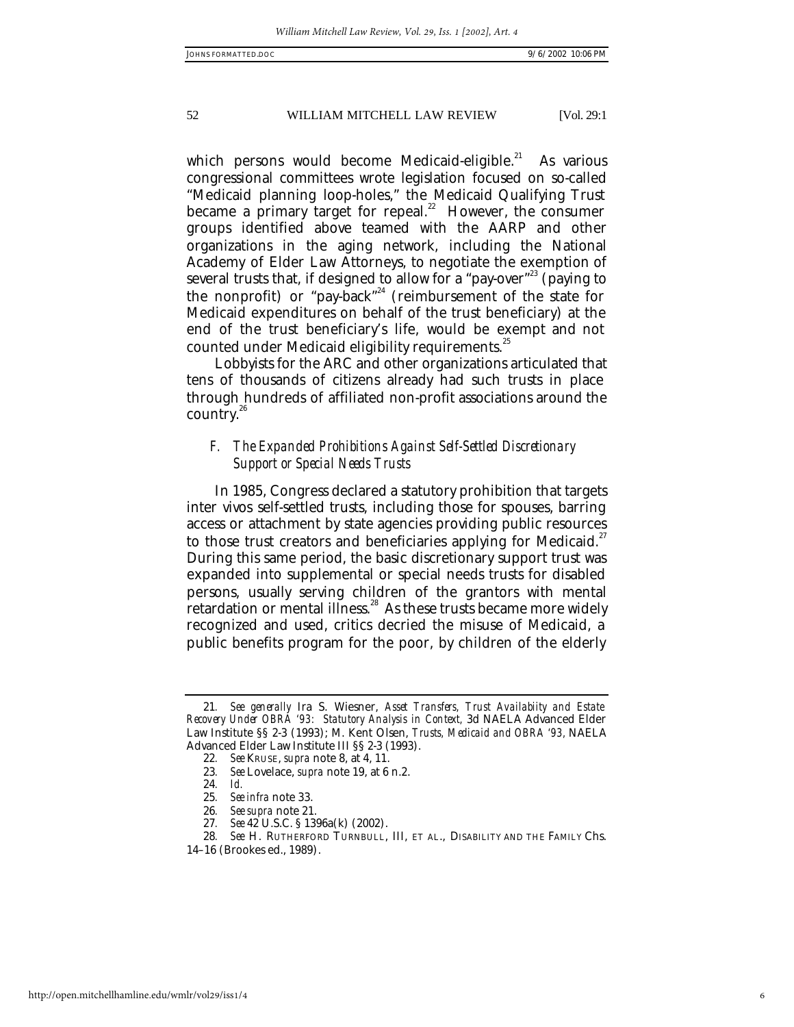which persons would become Medicaid-eligible.[21] As various congressional committees wrote legislation focused on so-called "Medicaid planning loop-holes," the Medicaid Qualifying Trust became a primary target for repeal.[22] However, the consumer groups identified above teamed with the AARP and other organizations in the aging network, including the National Academy of Elder Law Attorneys, to negotiate the exemption of several trusts that, if designed to allow for a "pay-over"[23] (paying to the nonprofit) or "pay-back"[24] (reimbursement of the state for Medicaid expenditures on behalf of the trust beneficiary) at the end of the trust beneficiary's life, would be exempt and not counted under Medicaid eligibility requirements.[25]

Lobbyists for the ARC and other organizations articulated that tens of thousands of citizens already had such trusts in place through hundreds of affiliated non-profit associations around the country.[26]

### *F. The Expanded Prohibitions Against Self-Settled Discretionary Support or Special Needs Trusts*

In 1985, Congress declared a statutory prohibition that targets inter vivos self-settled trusts, including those for spouses, barring access or attachment by state agencies providing public resources to those trust creators and beneficiaries applying for Medicaid.[27] During this same period, the basic discretionary support trust was expanded into supplemental or special needs trusts for disabled persons, usually serving children of the grantors with mental retardation or mental illness.[28] As these trusts became more widely recognized and used, critics decried the misuse of Medicaid, a public benefits program for the poor, by children of the elderly

---

21. *See generally* Ira S. Wiesner, *Asset Transfers, Trust Availabiity and Estate Recovery Under OBRA '93: Statutory Analysis in Context,* 3d NAELA Advanced Elder Law Institute §§ 2-3 (1993); M. Kent Olsen, *Trusts, Medicaid and OBRA '93,* NAELA Advanced Elder Law Institute III §§ 2-3 (1993).

22. *See* KRUSE, *supra* note 8, at 4, 11.

23. *See* Lovelace, *supra* note 19, at 6 n.2.

24. *Id.*

25. *See infra* note 33.

26. *See supra* note 21.

27. *See* 42 U.S.C. § 1396a(k) (2002).

28. *See* H. RUTHERFORD TURNBULL, III, ET AL., DISABILITY AND THE FAMILY Chs. 14–16 (Brookes ed., 1989).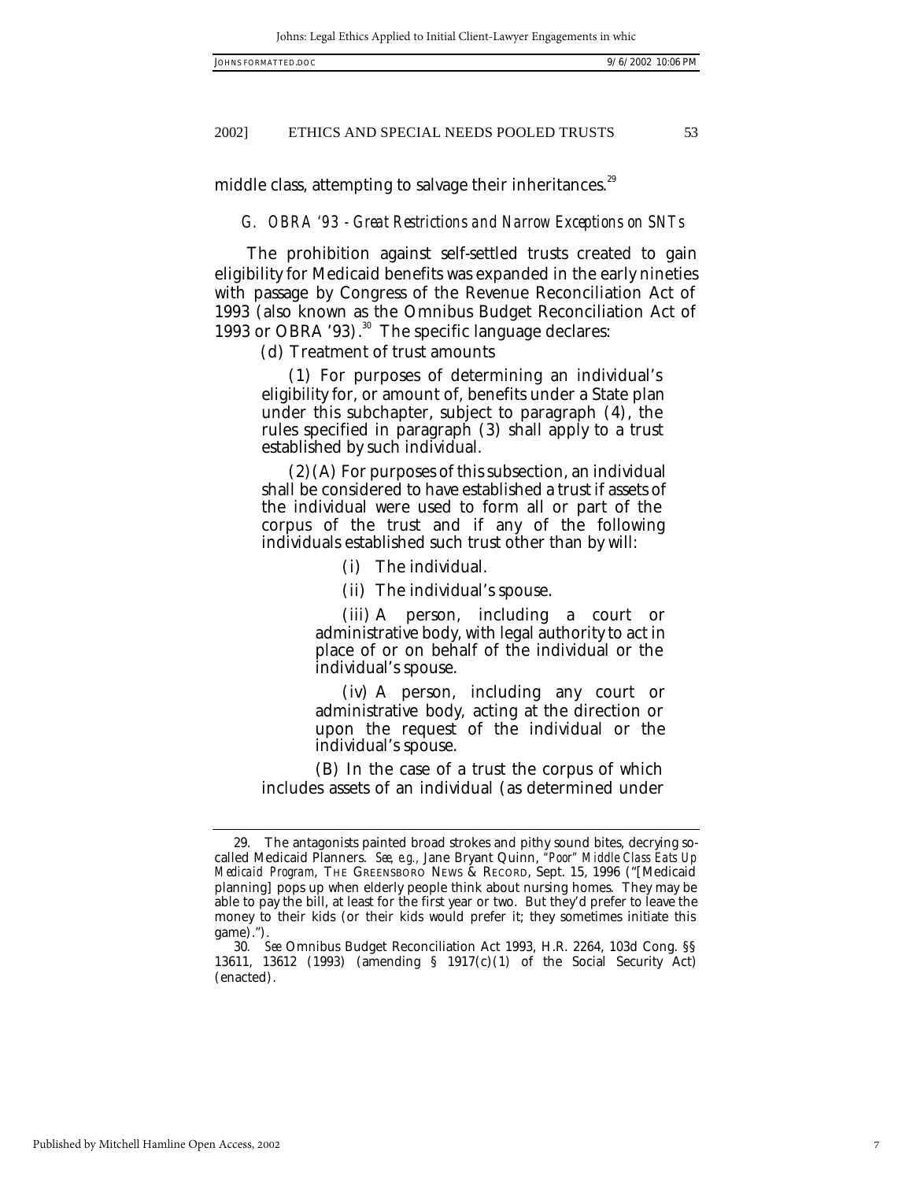middle class, attempting to salvage their inheritances.[29]

### *G. OBRA '93 - Great Restrictions and Narrow Exceptions on SNTs*

The prohibition against self-settled trusts created to gain eligibility for Medicaid benefits was expanded in the early nineties with passage by Congress of the Revenue Reconciliation Act of 1993 (also known as the Omnibus Budget Reconciliation Act of 1993 or OBRA '93).[30] The specific language declares:

> (d) Treatment of trust amounts
>
> (1) For purposes of determining an individual's eligibility for, or amount of, benefits under a State plan under this subchapter, subject to paragraph (4), the rules specified in paragraph (3) shall apply to a trust established by such individual.
>
> (2)(A) For purposes of this subsection, an individual shall be considered to have established a trust if assets of the individual were used to form all or part of the corpus of the trust and if any of the following individuals established such trust other than by will:
>
> > (i) The individual.
> >
> > (ii) The individual's spouse.
> >
> > (iii) A person, including a court or administrative body, with legal authority to act in place of or on behalf of the individual or the individual's spouse.
> >
> > (iv) A person, including any court or administrative body, acting at the direction or upon the request of the individual or the individual's spouse.
>
> (B) In the case of a trust the corpus of which includes assets of an individual (as determined under

---

29. The antagonists painted broad strokes and pithy sound bites, decrying so-called Medicaid Planners. *See, e.g.*, Jane Bryant Quinn, *"Poor" Middle Class Eats Up Medicaid Program*, THE GREENSBORO NEWS & RECORD, Sept. 15, 1996 ("[Medicaid planning] pops up when elderly people think about nursing homes. They may be able to pay the bill, at least for the first year or two. But they'd prefer to leave the money to their kids (or their kids would prefer it; they sometimes initiate this game).").

30. *See* Omnibus Budget Reconciliation Act 1993, H.R. 2264, 103d Cong. §§ 13611, 13612 (1993) (amending § 1917(c)(1) of the Social Security Act) (enacted).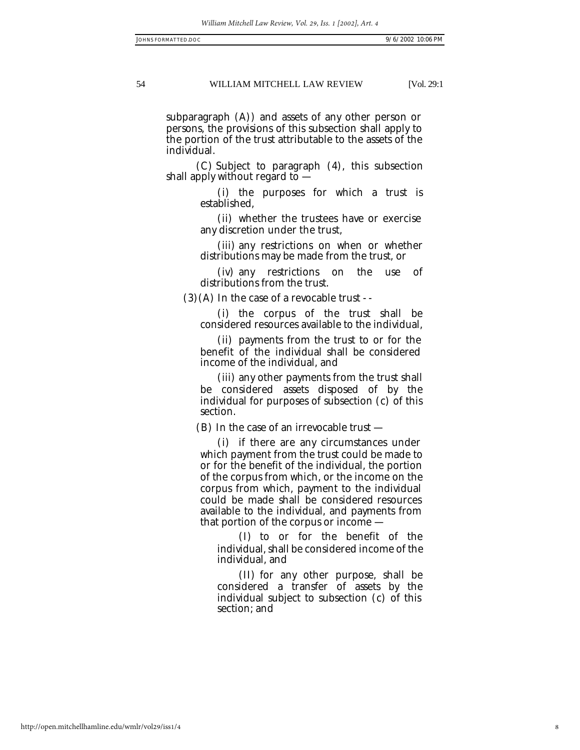subparagraph (A)) and assets of any other person or persons, the provisions of this subsection shall apply to the portion of the trust attributable to the assets of the individual.

(C) Subject to paragraph (4), this subsection shall apply without regard to —

(i) the purposes for which a trust is established,

(ii) whether the trustees have or exercise any discretion under the trust,

(iii) any restrictions on when or whether distributions may be made from the trust, or

(iv) any restrictions on the use of distributions from the trust.

(3)(A) In the case of a revocable trust - -

(i) the corpus of the trust shall be considered resources available to the individual,

(ii) payments from the trust to or for the benefit of the individual shall be considered income of the individual, and

(iii) any other payments from the trust shall be considered assets disposed of by the individual for purposes of subsection (c) of this section.

(B) In the case of an irrevocable trust —

(i) if there are any circumstances under which payment from the trust could be made to or for the benefit of the individual, the portion of the corpus from which, or the income on the corpus from which, payment to the individual could be made shall be considered resources available to the individual, and payments from that portion of the corpus or income —

(I) to or for the benefit of the individual, shall be considered income of the individual, and

(II) for any other purpose, shall be considered a transfer of assets by the individual subject to subsection (c) of this section; and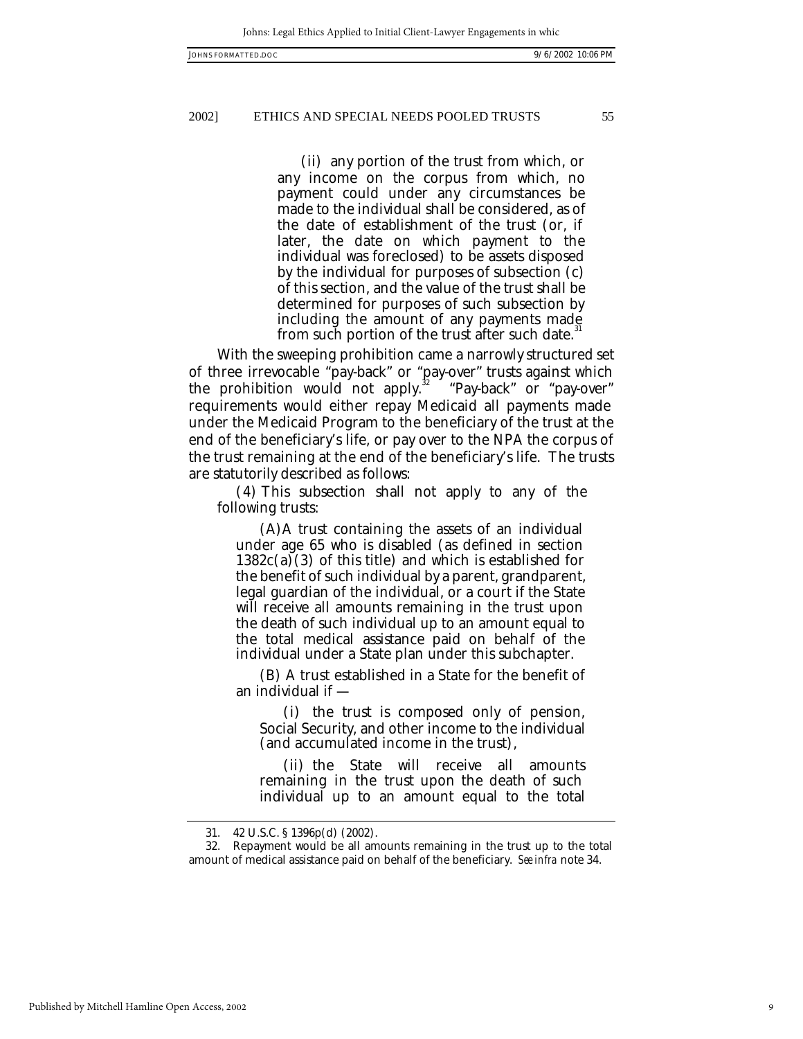(ii) any portion of the trust from which, or any income on the corpus from which, no payment could under any circumstances be made to the individual shall be considered, as of the date of establishment of the trust (or, if later, the date on which payment to the individual was foreclosed) to be assets disposed by the individual for purposes of subsection (c) of this section, and the value of the trust shall be determined for purposes of such subsection by including the amount of any payments made from such portion of the trust after such date.[31]

With the sweeping prohibition came a narrowly structured set of three irrevocable "pay-back" or "pay-over" trusts against which the prohibition would not apply.[32] "Pay-back" or "pay-over" requirements would either repay Medicaid all payments made under the Medicaid Program to the beneficiary of the trust at the end of the beneficiary's life, or pay over to the NPA the corpus of the trust remaining at the end of the beneficiary's life. The trusts are statutorily described as follows:

> (4) This subsection shall not apply to any of the following trusts:
>
> (A) A trust containing the assets of an individual under age 65 who is disabled (as defined in section 1382c(a)(3) of this title) and which is established for the benefit of such individual by a parent, grandparent, legal guardian of the individual, or a court if the State will receive all amounts remaining in the trust upon the death of such individual up to an amount equal to the total medical assistance paid on behalf of the individual under a State plan under this subchapter.
>
> (B) A trust established in a State for the benefit of an individual if —
>
> (i) the trust is composed only of pension, Social Security, and other income to the individual (and accumulated income in the trust),
>
> (ii) the State will receive all amounts remaining in the trust upon the death of such individual up to an amount equal to the total

---

31. 42 U.S.C. § 1396p(d) (2002).

32. Repayment would be all amounts remaining in the trust up to the total amount of medical assistance paid on behalf of the beneficiary. *See infra* note 34.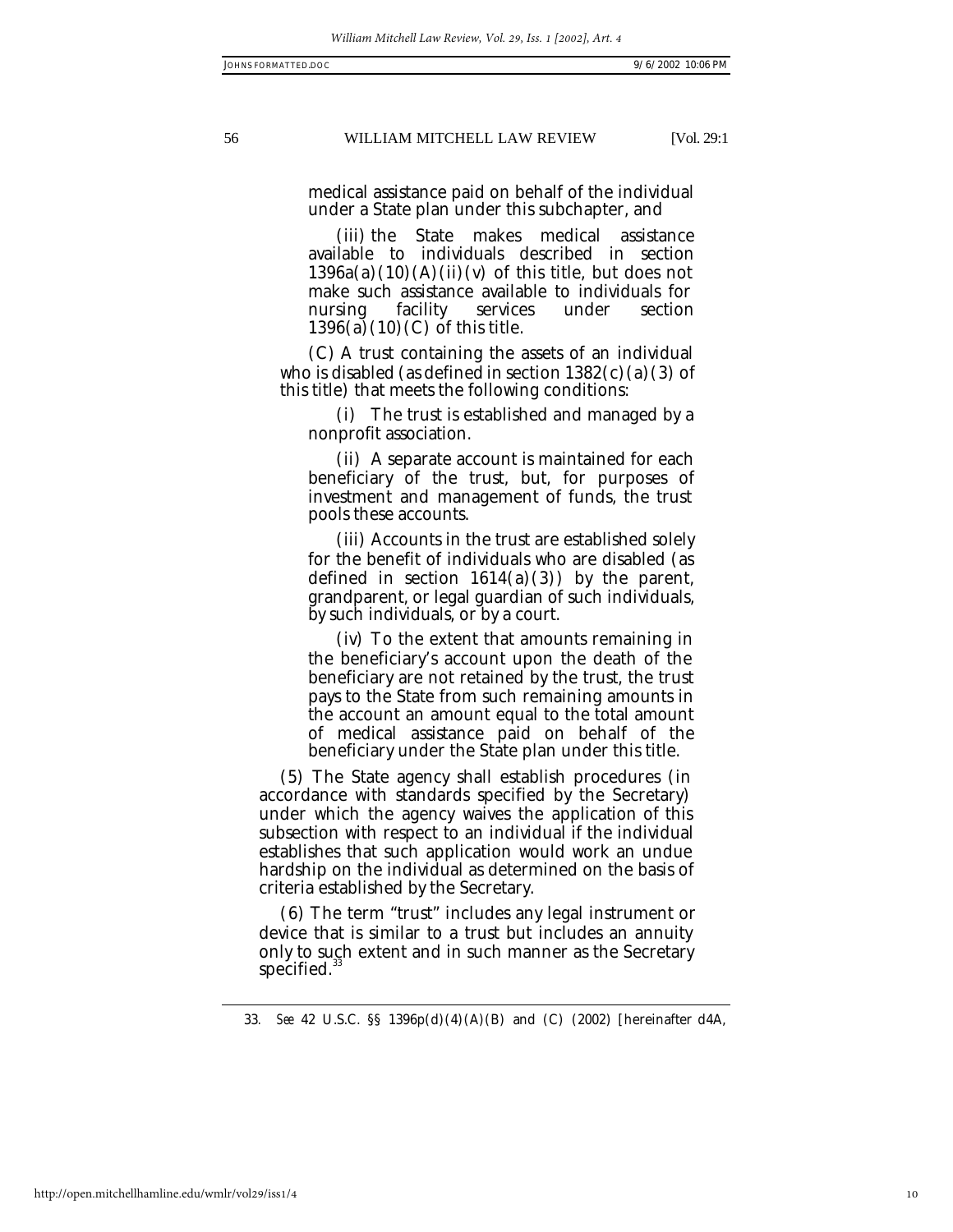medical assistance paid on behalf of the individual under a State plan under this subchapter, and

(iii) the State makes medical assistance available to individuals described in section 1396a(a)(10)(A)(ii)(v) of this title, but does not make such assistance available to individuals for nursing facility services under section 1396(a)(10)(C) of this title.

(C) A trust containing the assets of an individual who is disabled (as defined in section 1382(c)(a)(3) of this title) that meets the following conditions:

(i) The trust is established and managed by a nonprofit association.

(ii) A separate account is maintained for each beneficiary of the trust, but, for purposes of investment and management of funds, the trust pools these accounts.

(iii) Accounts in the trust are established solely for the benefit of individuals who are disabled (as defined in section 1614(a)(3)) by the parent, grandparent, or legal guardian of such individuals, by such individuals, or by a court.

(iv) To the extent that amounts remaining in the beneficiary's account upon the death of the beneficiary are not retained by the trust, the trust pays to the State from such remaining amounts in the account an amount equal to the total amount of medical assistance paid on behalf of the beneficiary under the State plan under this title.

(5) The State agency shall establish procedures (in accordance with standards specified by the Secretary) under which the agency waives the application of this subsection with respect to an individual if the individual establishes that such application would work an undue hardship on the individual as determined on the basis of criteria established by the Secretary.

(6) The term "trust" includes any legal instrument or device that is similar to a trust but includes an annuity only to such extent and in such manner as the Secretary specified.[33]

---

33. *See* 42 U.S.C. §§ 1396p(d)(4)(A)(B) and (C) (2002) [hereinafter d4A,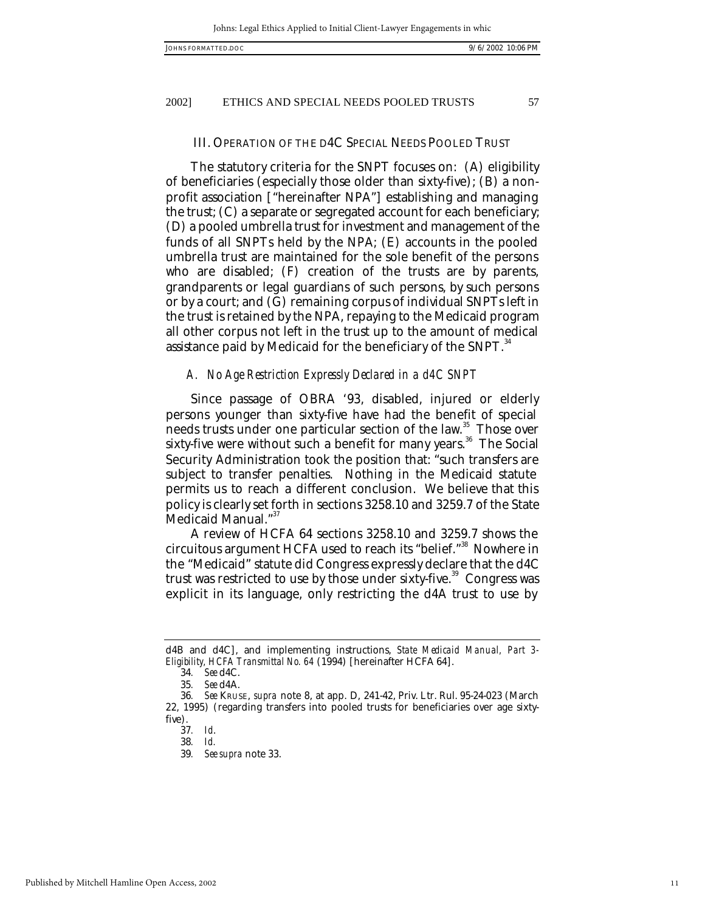## III. OPERATION OF THE D4C SPECIAL NEEDS POOLED TRUST

The statutory criteria for the SNPT focuses on: (A) eligibility of beneficiaries (especially those older than sixty-five); (B) a non-profit association ["hereinafter NPA"] establishing and managing the trust; (C) a separate or segregated account for each beneficiary; (D) a pooled umbrella trust for investment and management of the funds of all SNPTs held by the NPA; (E) accounts in the pooled umbrella trust are maintained for the sole benefit of the persons who are disabled; (F) creation of the trusts are by parents, grandparents or legal guardians of such persons, by such persons or by a court; and (G) remaining corpus of individual SNPTs left in the trust is retained by the NPA, repaying to the Medicaid program all other corpus not left in the trust up to the amount of medical assistance paid by Medicaid for the beneficiary of the SNPT.[34]

### *A. No Age Restriction Expressly Declared in a d4C SNPT*

Since passage of OBRA '93, disabled, injured or elderly persons younger than sixty-five have had the benefit of special needs trusts under one particular section of the law.[35] Those over sixty-five were without such a benefit for many years.[36] The Social Security Administration took the position that: "such transfers are subject to transfer penalties. Nothing in the Medicaid statute permits us to reach a different conclusion. We believe that this policy is clearly set forth in sections 3258.10 and 3259.7 of the State Medicaid Manual."[37]

A review of HCFA 64 sections 3258.10 and 3259.7 shows the circuitous argument HCFA used to reach its "belief."[38] Nowhere in the "Medicaid" statute did Congress expressly declare that the d4C trust was restricted to use by those under sixty-five.[39] Congress was explicit in its language, only restricting the d4A trust to use by

---

d4B and d4C], and implementing instructions, *State Medicaid Manual, Part 3-Eligibility, HCFA Transmittal No. 64* (1994) [hereinafter HCFA 64].

34. *See* d4C.

35. *See* d4A.

36. *See* KRUSE, *supra* note 8, at app. D, 241-42, Priv. Ltr. Rul. 95-24-023 (March 22, 1995) (regarding transfers into pooled trusts for beneficiaries over age sixty-five).

37. *Id.*

38. *Id.*

39. *See supra* note 33.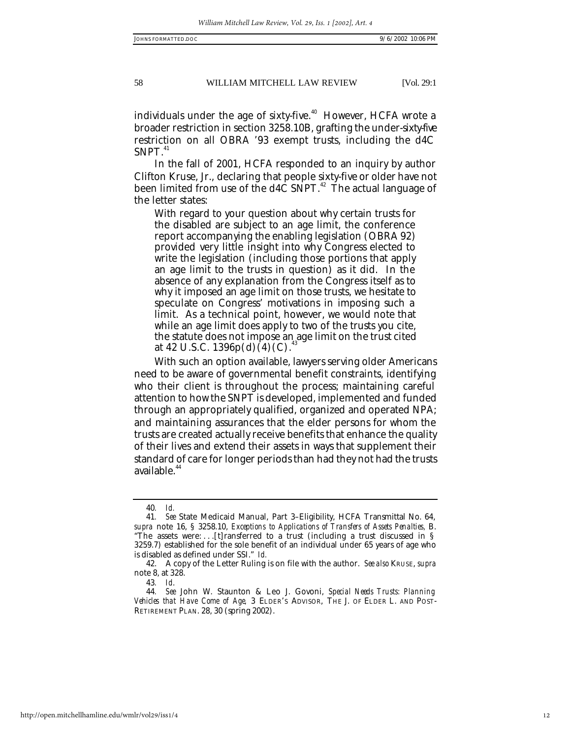individuals under the age of sixty-five.[40] However, HCFA wrote a broader restriction in section 3258.10B, grafting the under-sixty-five restriction on all OBRA '93 exempt trusts, including the d4C SNPT.[41]

In the fall of 2001, HCFA responded to an inquiry by author Clifton Kruse, Jr., declaring that people sixty-five or older have not been limited from use of the d4C SNPT.[42] The actual language of the letter states:

> With regard to your question about why certain trusts for the disabled are subject to an age limit, the conference report accompanying the enabling legislation (OBRA 92) provided very little insight into why Congress elected to write the legislation (including those portions that apply an age limit to the trusts in question) as it did. In the absence of any explanation from the Congress itself as to why it imposed an age limit on those trusts, we hesitate to speculate on Congress' motivations in imposing such a limit. As a technical point, however, we would note that while an age limit does apply to two of the trusts you cite, the statute does not impose an age limit on the trust cited at 42 U.S.C. 1396p(d)(4)(C).[43]

With such an option available, lawyers serving older Americans need to be aware of governmental benefit constraints, identifying who their client is throughout the process; maintaining careful attention to how the SNPT is developed, implemented and funded through an appropriately qualified, organized and operated NPA; and maintaining assurances that the elder persons for whom the trusts are created actually receive benefits that enhance the quality of their lives and extend their assets in ways that supplement their standard of care for longer periods than had they not had the trusts available.[44]

---

40. *Id.*

41. *See* State Medicaid Manual, Part 3–Eligibility, HCFA Transmittal No. 64, *supra* note 16, § 3258.10, *Exceptions to Applications of Transfers of Assets Penalties,* B. "The assets were: . . .[t]ransferred to a trust (including a trust discussed in § 3259.7) established for the sole benefit of an individual under 65 years of age who is disabled as defined under SSI." *Id.*

42. A copy of the Letter Ruling is on file with the author. *See also* KRUSE, *supra* note 8, at 328.

43. *Id.*

44. *See* John W. Staunton & Leo J. Govoni, *Special Needs Trusts: Planning Vehicles that Have Come of Age*, 3 ELDER'S ADVISOR, THE J. OF ELDER L. AND POST-RETIREMENT PLAN. 28, 30 (spring 2002).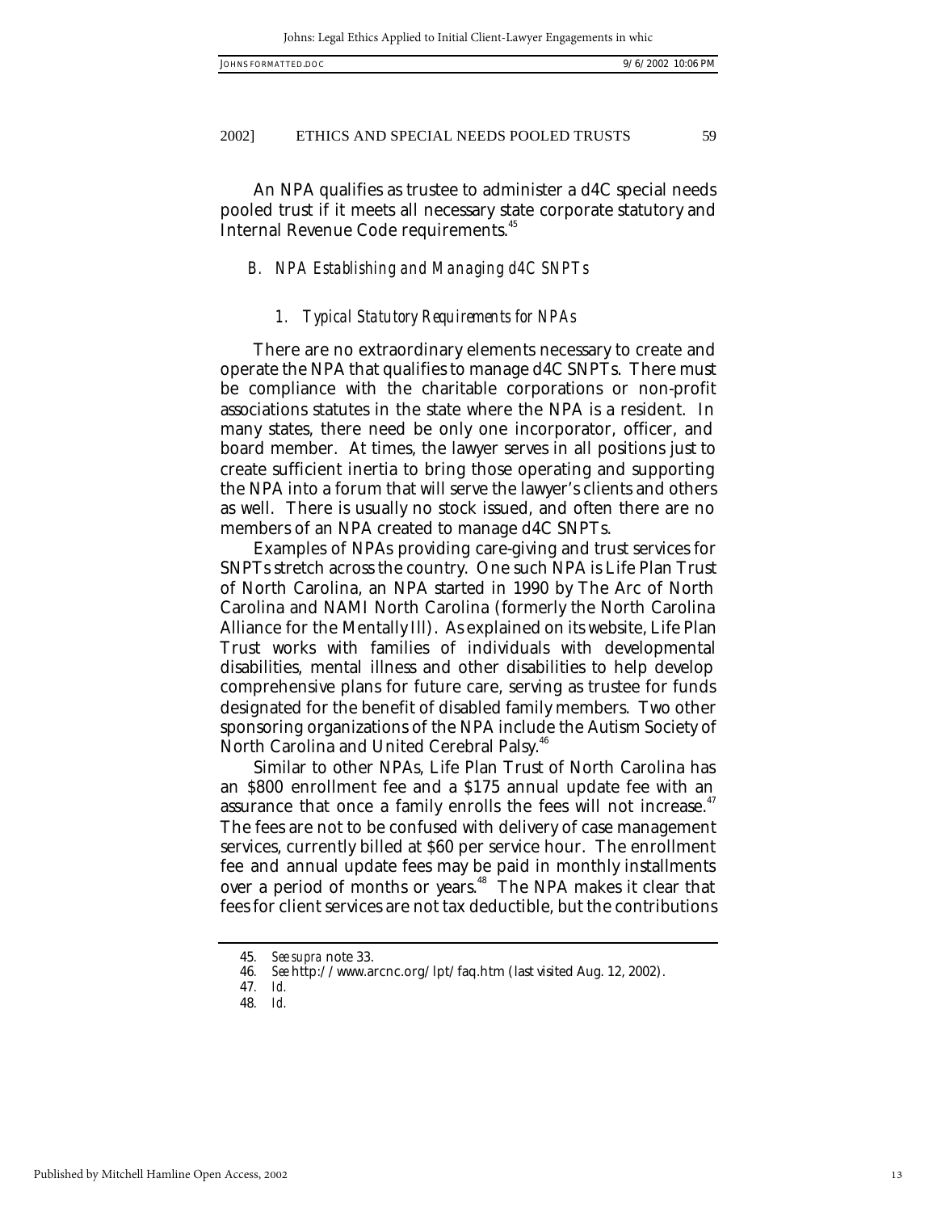An NPA qualifies as trustee to administer a d4C special needs pooled trust if it meets all necessary state corporate statutory and Internal Revenue Code requirements.[45]

### *B. NPA Establishing and Managing d4C SNPTs*

#### *1. Typical Statutory Requirements for NPAs*

There are no extraordinary elements necessary to create and operate the NPA that qualifies to manage d4C SNPTs. There must be compliance with the charitable corporations or non-profit associations statutes in the state where the NPA is a resident. In many states, there need be only one incorporator, officer, and board member. At times, the lawyer serves in all positions just to create sufficient inertia to bring those operating and supporting the NPA into a forum that will serve the lawyer's clients and others as well. There is usually no stock issued, and often there are no members of an NPA created to manage d4C SNPTs.

Examples of NPAs providing care-giving and trust services for SNPTs stretch across the country. One such NPA is Life Plan Trust of North Carolina, an NPA started in 1990 by The Arc of North Carolina and NAMI North Carolina (formerly the North Carolina Alliance for the Mentally Ill). As explained on its website, Life Plan Trust works with families of individuals with developmental disabilities, mental illness and other disabilities to help develop comprehensive plans for future care, serving as trustee for funds designated for the benefit of disabled family members. Two other sponsoring organizations of the NPA include the Autism Society of North Carolina and United Cerebral Palsy.[46]

Similar to other NPAs, Life Plan Trust of North Carolina has an $800 enrollment fee and a $175 annual update fee with an assurance that once a family enrolls the fees will not increase.[47] The fees are not to be confused with delivery of case management services, currently billed at $60 per service hour. The enrollment fee and annual update fees may be paid in monthly installments over a period of months or years.[48] The NPA makes it clear that fees for client services are not tax deductible, but the contributions

---

45. *See supra* note 33.

46. *See* http://www.arcnc.org/lpt/faq.htm (last visited Aug. 12, 2002).

47. *Id.*

48. *Id.*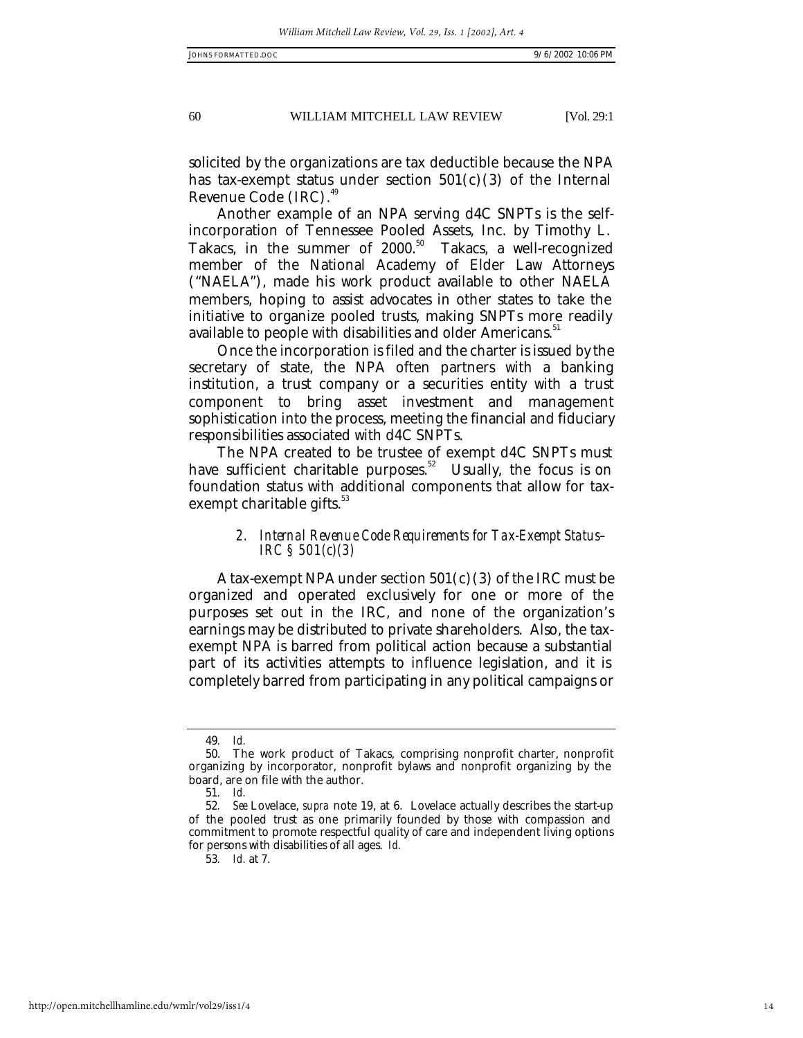solicited by the organizations are tax deductible because the NPA has tax-exempt status under section 501(c)(3) of the Internal Revenue Code (IRC).[49]

Another example of an NPA serving d4C SNPTs is the self-incorporation of Tennessee Pooled Assets, Inc. by Timothy L. Takacs, in the summer of 2000.[50] Takacs, a well-recognized member of the National Academy of Elder Law Attorneys ("NAELA"), made his work product available to other NAELA members, hoping to assist advocates in other states to take the initiative to organize pooled trusts, making SNPTs more readily available to people with disabilities and older Americans.[51]

Once the incorporation is filed and the charter is issued by the secretary of state, the NPA often partners with a banking institution, a trust company or a securities entity with a trust component to bring asset investment and management sophistication into the process, meeting the financial and fiduciary responsibilities associated with d4C SNPTs.

The NPA created to be trustee of exempt d4C SNPTs must have sufficient charitable purposes.[52] Usually, the focus is on foundation status with additional components that allow for tax-exempt charitable gifts.[53]

### *2. Internal Revenue Code Requirements for Tax-Exempt Status–IRC § 501(c)(3)*

A tax-exempt NPA under section 501(c)(3) of the IRC must be organized and operated exclusively for one or more of the purposes set out in the IRC, and none of the organization's earnings may be distributed to private shareholders. Also, the tax-exempt NPA is barred from political action because a substantial part of its activities attempts to influence legislation, and it is completely barred from participating in any political campaigns or

---

49. *Id.*

50. The work product of Takacs, comprising nonprofit charter, nonprofit organizing by incorporator, nonprofit bylaws and nonprofit organizing by the board, are on file with the author.

51. *Id.*

52. *See* Lovelace, *supra* note 19, at 6. Lovelace actually describes the start-up of the pooled trust as one primarily founded by those with compassion and commitment to promote respectful quality of care and independent living options for persons with disabilities of all ages. *Id.*

53. *Id.* at 7.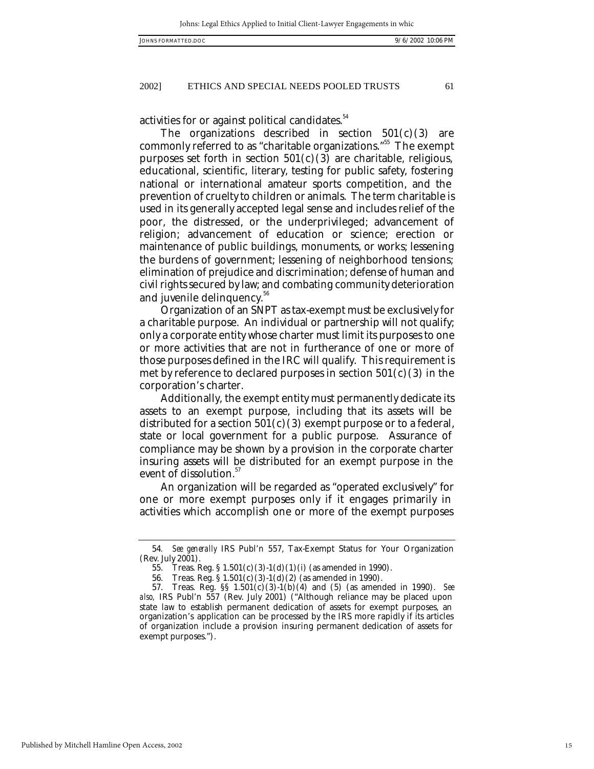activities for or against political candidates.[54]

The organizations described in section 501(c)(3) are commonly referred to as "charitable organizations."[55] The exempt purposes set forth in section 501(c)(3) are charitable, religious, educational, scientific, literary, testing for public safety, fostering national or international amateur sports competition, and the prevention of cruelty to children or animals. The term charitable is used in its generally accepted legal sense and includes relief of the poor, the distressed, or the underprivileged; advancement of religion; advancement of education or science; erection or maintenance of public buildings, monuments, or works; lessening the burdens of government; lessening of neighborhood tensions; elimination of prejudice and discrimination; defense of human and civil rights secured by law; and combating community deterioration and juvenile delinquency.[56]

Organization of an SNPT as tax-exempt must be exclusively for a charitable purpose. An individual or partnership will not qualify; only a corporate entity whose charter must limit its purposes to one or more activities that are not in furtherance of one or more of those purposes defined in the IRC will qualify. This requirement is met by reference to declared purposes in section 501(c)(3) in the corporation's charter.

Additionally, the exempt entity must permanently dedicate its assets to an exempt purpose, including that its assets will be distributed for a section 501(c)(3) exempt purpose or to a federal, state or local government for a public purpose. Assurance of compliance may be shown by a provision in the corporate charter insuring assets will be distributed for an exempt purpose in the event of dissolution.[57]

An organization will be regarded as "operated exclusively" for one or more exempt purposes only if it engages primarily in activities which accomplish one or more of the exempt purposes

---

54. *See generally* IRS Publ'n 557, Tax-Exempt Status for Your Organization (Rev. July 2001).

55. Treas. Reg. § 1.501(c)(3)-1(d)(1)(i) (as amended in 1990).

56. Treas. Reg. § 1.501(c)(3)-1(d)(2) (as amended in 1990).

57. Treas. Reg. §§ 1.501(c)(3)-1(b)(4) and (5) (as amended in 1990). *See also,* IRS Publ'n 557 (Rev. July 2001) ("Although reliance may be placed upon state law to establish permanent dedication of assets for exempt purposes, an organization's application can be processed by the IRS more rapidly if its articles of organization include a provision insuring permanent dedication of assets for exempt purposes.").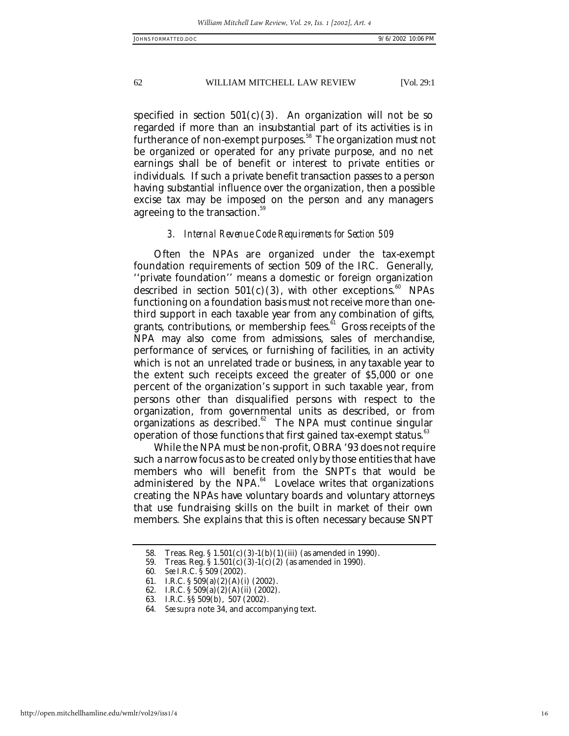specified in section 501(c)(3). An organization will not be so regarded if more than an insubstantial part of its activities is in furtherance of non-exempt purposes.[58] The organization must not be organized or operated for any private purpose, and no net earnings shall be of benefit or interest to private entities or individuals. If such a private benefit transaction passes to a person having substantial influence over the organization, then a possible excise tax may be imposed on the person and any managers agreeing to the transaction.[59]

### *3. Internal Revenue Code Requirements for Section 509*

Often the NPAs are organized under the tax-exempt foundation requirements of section 509 of the IRC. Generally, ''private foundation'' means a domestic or foreign organization described in section 501(c)(3), with other exceptions.[60] NPAs functioning on a foundation basis must not receive more than one-third support in each taxable year from any combination of gifts, grants, contributions, or membership fees.[61] Gross receipts of the NPA may also come from admissions, sales of merchandise, performance of services, or furnishing of facilities, in an activity which is not an unrelated trade or business, in any taxable year to the extent such receipts exceed the greater of $5,000 or one percent of the organization's support in such taxable year, from persons other than disqualified persons with respect to the organization, from governmental units as described, or from organizations as described.[62] The NPA must continue singular operation of those functions that first gained tax-exempt status.[63]

While the NPA must be non-profit, OBRA '93 does not require such a narrow focus as to be created only by those entities that have members who will benefit from the SNPTs that would be administered by the NPA.[64] Lovelace writes that organizations creating the NPAs have voluntary boards and voluntary attorneys that use fundraising skills on the built in market of their own members. She explains that this is often necessary because SNPT

---

58. Treas. Reg. § 1.501(c)(3)-1(b)(1)(iii) (as amended in 1990).

59. Treas. Reg. § 1.501(c)(3)-1(c)(2) (as amended in 1990).

60. *See* I.R.C. § 509 (2002).

61. I.R.C. § 509(a)(2)(A)(i) (2002).

62. I.R.C. § 509(a)(2)(A)(ii) (2002).

63. I.R.C. §§ 509(b), 507 (2002).

64. *See supra* note 34, and accompanying text.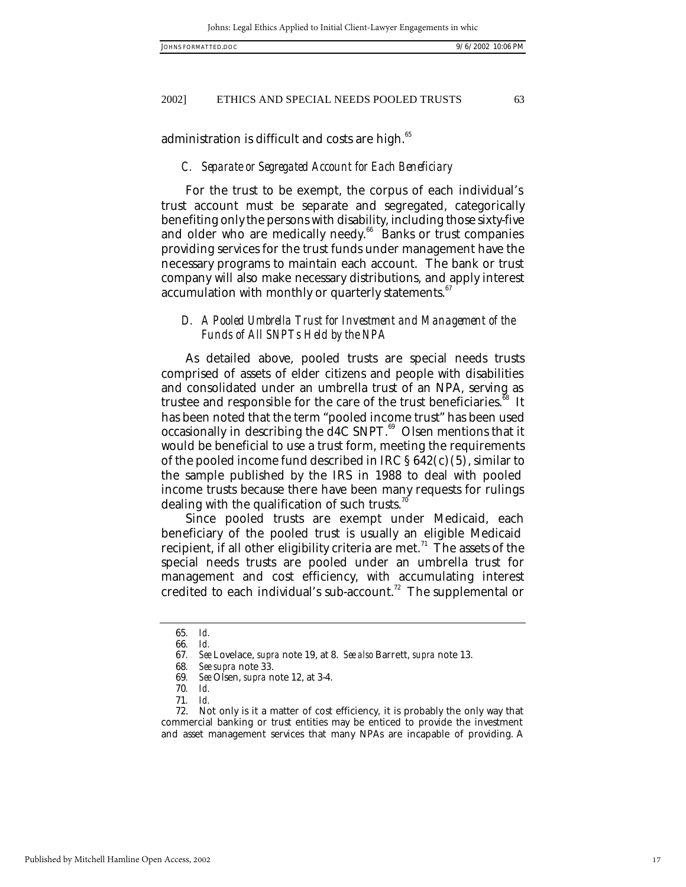administration is difficult and costs are high.[65]

### *C. Separate or Segregated Account for Each Beneficiary*

For the trust to be exempt, the corpus of each individual's trust account must be separate and segregated, categorically benefiting only the persons with disability, including those sixty-five and older who are medically needy.[66] Banks or trust companies providing services for the trust funds under management have the necessary programs to maintain each account. The bank or trust company will also make necessary distributions, and apply interest accumulation with monthly or quarterly statements.[67]

### *D. A Pooled Umbrella Trust for Investment and Management of the Funds of All SNPTs Held by the NPA*

As detailed above, pooled trusts are special needs trusts comprised of assets of elder citizens and people with disabilities and consolidated under an umbrella trust of an NPA, serving as trustee and responsible for the care of the trust beneficiaries.[68] It has been noted that the term "pooled income trust" has been used occasionally in describing the d4C SNPT.[69] Olsen mentions that it would be beneficial to use a trust form, meeting the requirements of the pooled income fund described in IRC § 642(c)(5), similar to the sample published by the IRS in 1988 to deal with pooled income trusts because there have been many requests for rulings dealing with the qualification of such trusts.[70]

Since pooled trusts are exempt under Medicaid, each beneficiary of the pooled trust is usually an eligible Medicaid recipient, if all other eligibility criteria are met.[71] The assets of the special needs trusts are pooled under an umbrella trust for management and cost efficiency, with accumulating interest credited to each individual's sub-account.[72] The supplemental or

---

65. *Id.*
66. *Id.*
67. *See* Lovelace, *supra* note 19, at 8. *See also* Barrett, *supra* note 13.
68. *See supra* note 33.
69. *See* Olsen, *supra* note 12, at 3-4.
70. *Id.*
71. *Id.*
72. Not only is it a matter of cost efficiency, it is probably the only way that commercial banking or trust entities may be enticed to provide the investment and asset management services that many NPAs are incapable of providing. A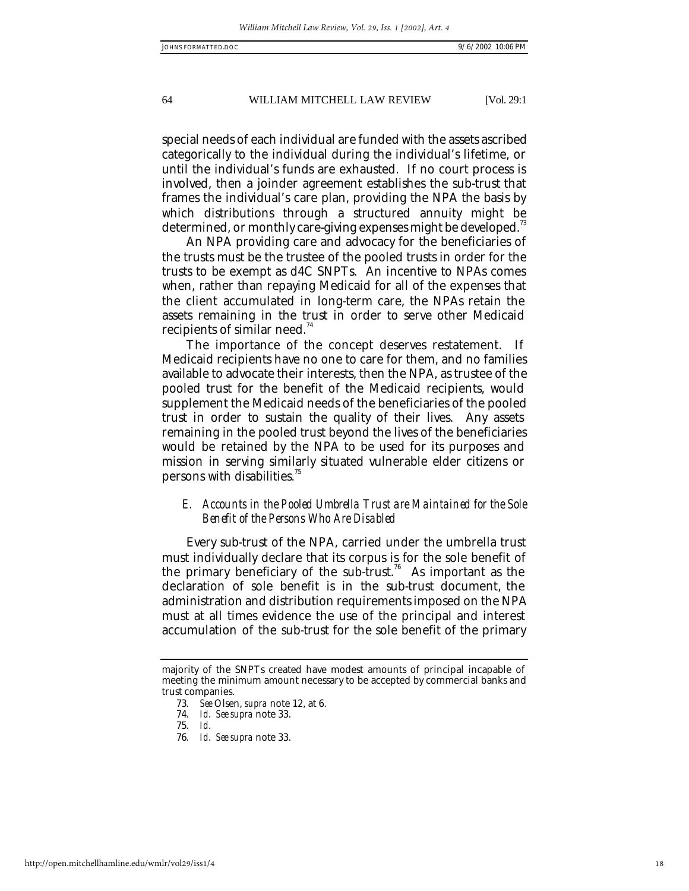special needs of each individual are funded with the assets ascribed categorically to the individual during the individual's lifetime, or until the individual's funds are exhausted. If no court process is involved, then a joinder agreement establishes the sub-trust that frames the individual's care plan, providing the NPA the basis by which distributions through a structured annuity might be determined, or monthly care-giving expenses might be developed.[73]

An NPA providing care and advocacy for the beneficiaries of the trusts must be the trustee of the pooled trusts in order for the trusts to be exempt as d4C SNPTs. An incentive to NPAs comes when, rather than repaying Medicaid for all of the expenses that the client accumulated in long-term care, the NPAs retain the assets remaining in the trust in order to serve other Medicaid recipients of similar need.[74]

The importance of the concept deserves restatement. If Medicaid recipients have no one to care for them, and no families available to advocate their interests, then the NPA, as trustee of the pooled trust for the benefit of the Medicaid recipients, would supplement the Medicaid needs of the beneficiaries of the pooled trust in order to sustain the quality of their lives. Any assets remaining in the pooled trust beyond the lives of the beneficiaries would be retained by the NPA to be used for its purposes and mission in serving similarly situated vulnerable elder citizens or persons with disabilities.[75]

### *E. Accounts in the Pooled Umbrella Trust are Maintained for the Sole Benefit of the Persons Who Are Disabled*

Every sub-trust of the NPA, carried under the umbrella trust must individually declare that its corpus is for the sole benefit of the primary beneficiary of the sub-trust.[76] As important as the declaration of sole benefit is in the sub-trust document, the administration and distribution requirements imposed on the NPA must at all times evidence the use of the principal and interest accumulation of the sub-trust for the sole benefit of the primary

---

majority of the SNPTs created have modest amounts of principal incapable of meeting the minimum amount necessary to be accepted by commercial banks and trust companies.

73. *See* Olsen, *supra* note 12, at 6.

74. *Id. See supra* note 33.

75. *Id.*

76. *Id. See supra* note 33.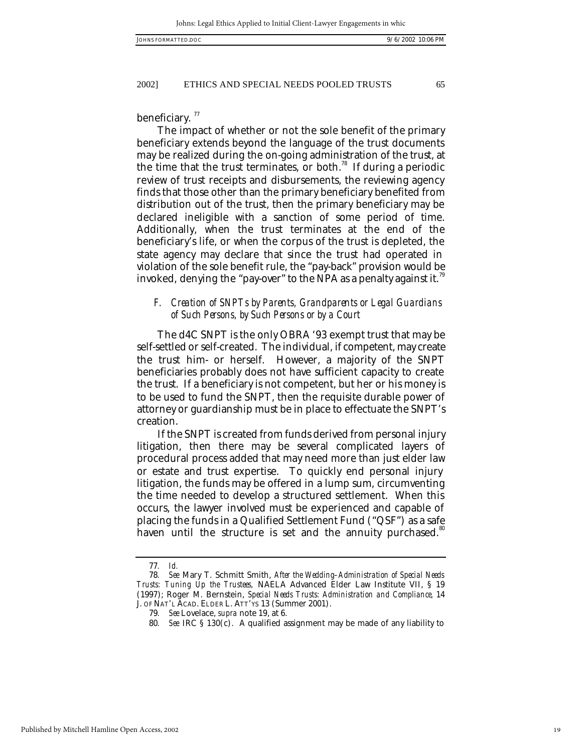beneficiary.[77]

The impact of whether or not the sole benefit of the primary beneficiary extends beyond the language of the trust documents may be realized during the on-going administration of the trust, at the time that the trust terminates, or both.[78] If during a periodic review of trust receipts and disbursements, the reviewing agency finds that those other than the primary beneficiary benefited from distribution out of the trust, then the primary beneficiary may be declared ineligible with a sanction of some period of time. Additionally, when the trust terminates at the end of the beneficiary's life, or when the corpus of the trust is depleted, the state agency may declare that since the trust had operated in violation of the sole benefit rule, the "pay-back" provision would be invoked, denying the "pay-over" to the NPA as a penalty against it.[79]

### *F. Creation of SNPTs by Parents, Grandparents or Legal Guardians of Such Persons, by Such Persons or by a Court*

The d4C SNPT is the only OBRA '93 exempt trust that may be self-settled or self-created. The individual, if competent, may create the trust him- or herself. However, a majority of the SNPT beneficiaries probably does not have sufficient capacity to create the trust. If a beneficiary is not competent, but her or his money is to be used to fund the SNPT, then the requisite durable power of attorney or guardianship must be in place to effectuate the SNPT's creation.

If the SNPT is created from funds derived from personal injury litigation, then there may be several complicated layers of procedural process added that may need more than just elder law or estate and trust expertise. To quickly end personal injury litigation, the funds may be offered in a lump sum, circumventing the time needed to develop a structured settlement. When this occurs, the lawyer involved must be experienced and capable of placing the funds in a Qualified Settlement Fund ("QSF") as a safe haven until the structure is set and the annuity purchased.[80]

---

77. *Id.*

78. *See* Mary T. Schmitt Smith, *After the Wedding–Administration of Special Needs Trusts: Tuning Up the Trustees*, NAELA Advanced Elder Law Institute VII, § 19 (1997); Roger M. Bernstein, *Special Needs Trusts: Administration and Compliance*, 14 J. OF NAT'L ACAD. ELDER L. ATT'YS 13 (Summer 2001).

79. *See* Lovelace, *supra* note 19, at 6.

80. *See* IRC § 130(c). A qualified assignment may be made of any liability to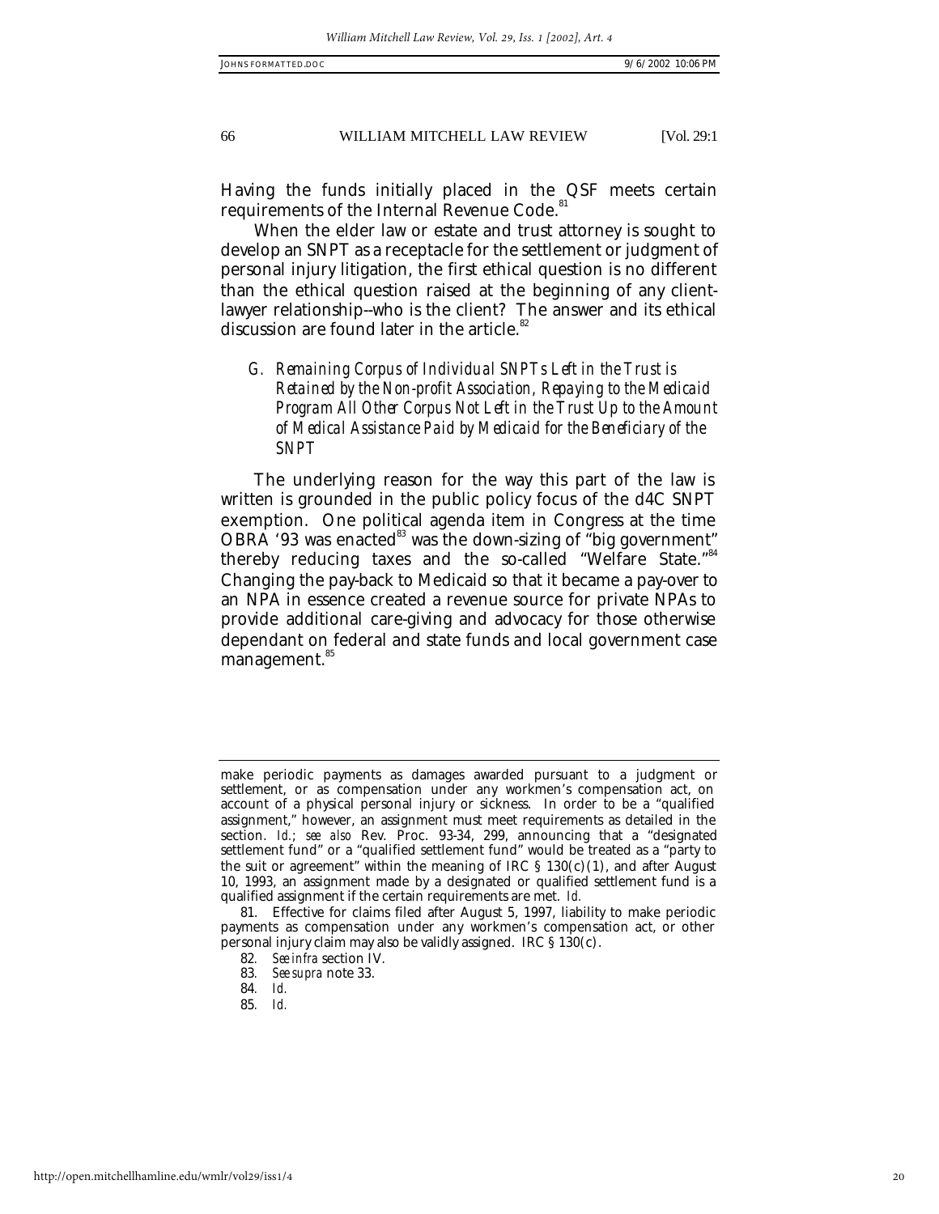Having the funds initially placed in the QSF meets certain requirements of the Internal Revenue Code.[81]

When the elder law or estate and trust attorney is sought to develop an SNPT as a receptacle for the settlement or judgment of personal injury litigation, the first ethical question is no different than the ethical question raised at the beginning of any client-lawyer relationship--who is the client? The answer and its ethical discussion are found later in the article.[82]

### *G. Remaining Corpus of Individual SNPTs Left in the Trust is Retained by the Non-profit Association, Repaying to the Medicaid Program All Other Corpus Not Left in the Trust Up to the Amount of Medical Assistance Paid by Medicaid for the Beneficiary of the SNPT*

The underlying reason for the way this part of the law is written is grounded in the public policy focus of the d4C SNPT exemption. One political agenda item in Congress at the time OBRA '93 was enacted[83] was the down-sizing of "big government" thereby reducing taxes and the so-called "Welfare State."[84] Changing the pay-back to Medicaid so that it became a pay-over to an NPA in essence created a revenue source for private NPAs to provide additional care-giving and advocacy for those otherwise dependant on federal and state funds and local government case management.[85]

---

make periodic payments as damages awarded pursuant to a judgment or settlement, or as compensation under any workmen's compensation act, on account of a physical personal injury or sickness. In order to be a "qualified assignment," however, an assignment must meet requirements as detailed in the section. *Id.*; *see also* Rev. Proc. 93-34, 299, announcing that a "designated settlement fund" or a "qualified settlement fund" would be treated as a "party to the suit or agreement" within the meaning of IRC § 130(c)(1), and after August 10, 1993, an assignment made by a designated or qualified settlement fund is a qualified assignment if the certain requirements are met. *Id.*

81. Effective for claims filed after August 5, 1997, liability to make periodic payments as compensation under any workmen's compensation act, or other personal injury claim may also be validly assigned. IRC § 130(c).

82. *See infra* section IV.

83. *See supra* note 33.

84. *Id.*

85. *Id.*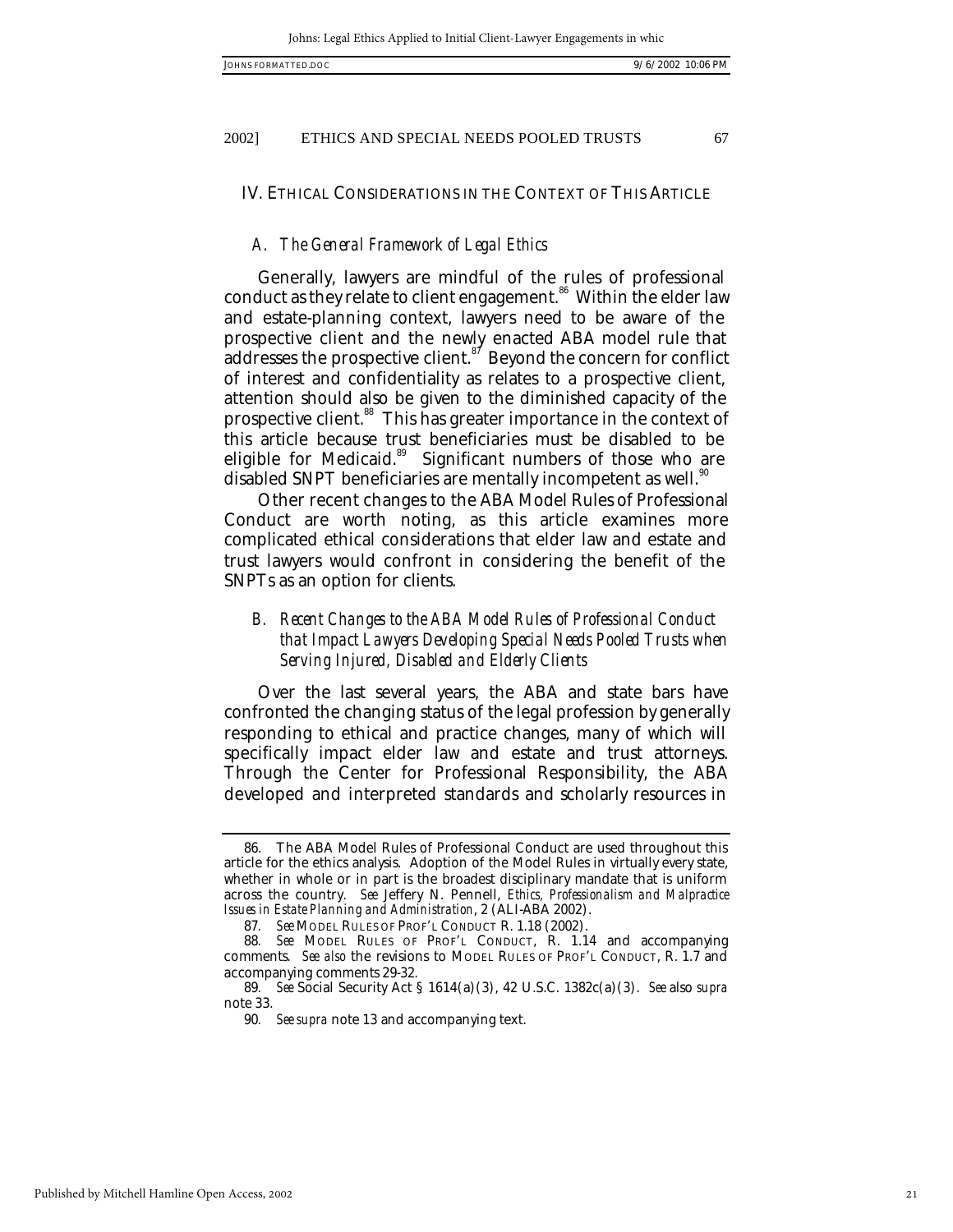## IV. ETHICAL CONSIDERATIONS IN THE CONTEXT OF THIS ARTICLE

### *A. The General Framework of Legal Ethics*

Generally, lawyers are mindful of the rules of professional conduct as they relate to client engagement.[86] Within the elder law and estate-planning context, lawyers need to be aware of the prospective client and the newly enacted ABA model rule that addresses the prospective client.[87] Beyond the concern for conflict of interest and confidentiality as relates to a prospective client, attention should also be given to the diminished capacity of the prospective client.[88] This has greater importance in the context of this article because trust beneficiaries must be disabled to be eligible for Medicaid.[89] Significant numbers of those who are disabled SNPT beneficiaries are mentally incompetent as well.[90]

Other recent changes to the ABA Model Rules of Professional Conduct are worth noting, as this article examines more complicated ethical considerations that elder law and estate and trust lawyers would confront in considering the benefit of the SNPTs as an option for clients.

### *B. Recent Changes to the ABA Model Rules of Professional Conduct that Impact Lawyers Developing Special Needs Pooled Trusts when Serving Injured, Disabled and Elderly Clients*

Over the last several years, the ABA and state bars have confronted the changing status of the legal profession by generally responding to ethical and practice changes, many of which will specifically impact elder law and estate and trust attorneys. Through the Center for Professional Responsibility, the ABA developed and interpreted standards and scholarly resources in

---

86. The ABA Model Rules of Professional Conduct are used throughout this article for the ethics analysis. Adoption of the Model Rules in virtually every state, whether in whole or in part is the broadest disciplinary mandate that is uniform across the country. *See* Jeffery N. Pennell, *Ethics, Professionalism and Malpractice Issues in Estate Planning and Administration*, 2 (ALI-ABA 2002).

87. *See* MODEL RULES OF PROF'L CONDUCT R. 1.18 (2002).

88. *See* MODEL RULES OF PROF'L CONDUCT, R. 1.14 and accompanying comments. *See also* the revisions to MODEL RULES OF PROF'L CONDUCT, R. 1.7 and accompanying comments 29-32.

89. *See* Social Security Act § 1614(a)(3), 42 U.S.C. 1382c(a)(3). *See* also *supra* note 33.

90. *See supra* note 13 and accompanying text.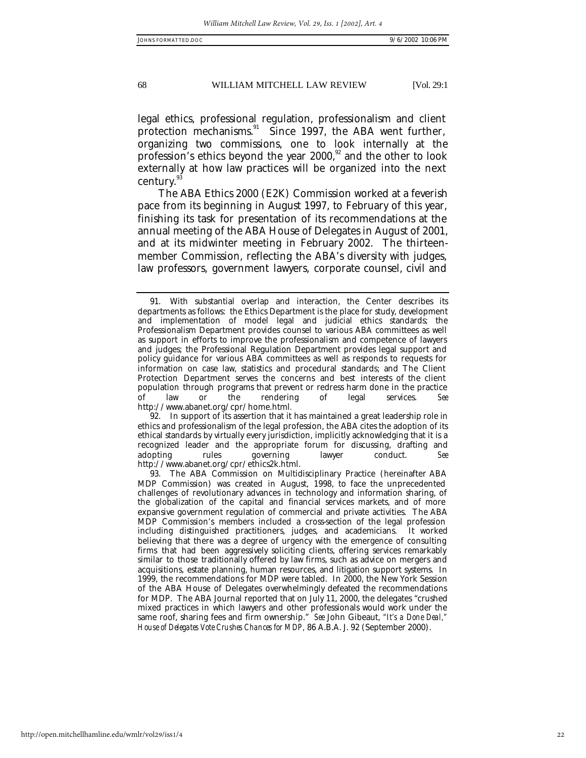legal ethics, professional regulation, professionalism and client protection mechanisms.[91] Since 1997, the ABA went further, organizing two commissions, one to look internally at the profession's ethics beyond the year 2000,[92] and the other to look externally at how law practices will be organized into the next century.[93]

The ABA Ethics 2000 (E2K) Commission worked at a feverish pace from its beginning in August 1997, to February of this year, finishing its task for presentation of its recommendations at the annual meeting of the ABA House of Delegates in August of 2001, and at its midwinter meeting in February 2002. The thirteen-member Commission, reflecting the ABA's diversity with judges, law professors, government lawyers, corporate counsel, civil and

---

91. With substantial overlap and interaction, the Center describes its departments as follows: the Ethics Department is the place for study, development and implementation of model legal and judicial ethics standards; the Professionalism Department provides counsel to various ABA committees as well as support in efforts to improve the professionalism and competence of lawyers and judges; the Professional Regulation Department provides legal support and policy guidance for various ABA committees as well as responds to requests for information on case law, statistics and procedural standards; and The Client Protection Department serves the concerns and best interests of the client population through programs that prevent or redress harm done in the practice of law or the rendering of legal services. *See* http://www.abanet.org/cpr/home.html.

92. In support of its assertion that it has maintained a great leadership role in ethics and professionalism of the legal profession, the ABA cites the adoption of its ethical standards by virtually every jurisdiction, implicitly acknowledging that it is a recognized leader and the appropriate forum for discussing, drafting and adopting rules governing lawyer conduct. *See* http://www.abanet.org/cpr/ethics2k.html.

93. The ABA Commission on Multidisciplinary Practice (hereinafter ABA MDP Commission) was created in August, 1998, to face the unprecedented challenges of revolutionary advances in technology and information sharing, of the globalization of the capital and financial services markets, and of more expansive government regulation of commercial and private activities. The ABA MDP Commission's members included a cross-section of the legal profession including distinguished practitioners, judges, and academicians. It worked believing that there was a degree of urgency with the emergence of consulting firms that had been aggressively soliciting clients, offering services remarkably similar to those traditionally offered by law firms, such as advice on mergers and acquisitions, estate planning, human resources, and litigation support systems. In 1999, the recommendations for MDP were tabled. In 2000, the New York Session of the ABA House of Delegates overwhelmingly defeated the recommendations for MDP. The ABA Journal reported that on July 11, 2000, the delegates "crushed mixed practices in which lawyers and other professionals would work under the same roof, sharing fees and firm ownership." *See* John Gibeaut, *"It's a Done Deal," House of Delegates Vote Crushes Chances for MDP*, 86 A.B.A. J. 92 (September 2000).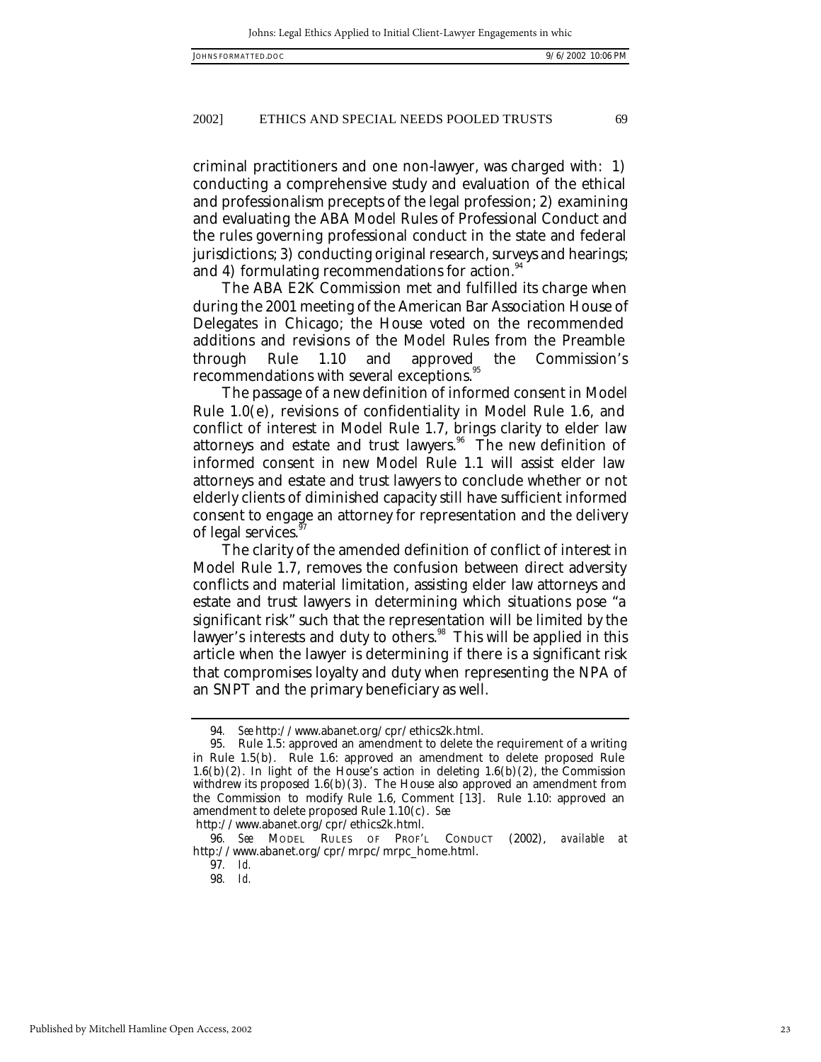criminal practitioners and one non-lawyer, was charged with: 1) conducting a comprehensive study and evaluation of the ethical and professionalism precepts of the legal profession; 2) examining and evaluating the ABA Model Rules of Professional Conduct and the rules governing professional conduct in the state and federal jurisdictions; 3) conducting original research, surveys and hearings; and 4) formulating recommendations for action.[94]

The ABA E2K Commission met and fulfilled its charge when during the 2001 meeting of the American Bar Association House of Delegates in Chicago; the House voted on the recommended additions and revisions of the Model Rules from the Preamble through Rule 1.10 and approved the Commission's recommendations with several exceptions.[95]

The passage of a new definition of informed consent in Model Rule 1.0(e), revisions of confidentiality in Model Rule 1.6, and conflict of interest in Model Rule 1.7, brings clarity to elder law attorneys and estate and trust lawyers.[96] The new definition of informed consent in new Model Rule 1.1 will assist elder law attorneys and estate and trust lawyers to conclude whether or not elderly clients of diminished capacity still have sufficient informed consent to engage an attorney for representation and the delivery of legal services.[97]

The clarity of the amended definition of conflict of interest in Model Rule 1.7, removes the confusion between direct adversity conflicts and material limitation, assisting elder law attorneys and estate and trust lawyers in determining which situations pose "a significant risk" such that the representation will be limited by the lawyer's interests and duty to others.[98] This will be applied in this article when the lawyer is determining if there is a significant risk that compromises loyalty and duty when representing the NPA of an SNPT and the primary beneficiary as well.

---

94. *See* http://www.abanet.org/cpr/ethics2k.html.

95. Rule 1.5: approved an amendment to delete the requirement of a writing in Rule 1.5(b). Rule 1.6: approved an amendment to delete proposed Rule 1.6(b)(2). In light of the House's action in deleting 1.6(b)(2), the Commission withdrew its proposed 1.6(b)(3). The House also approved an amendment from the Commission to modify Rule 1.6, Comment [13]. Rule 1.10: approved an amendment to delete proposed Rule 1.10(c). *See* http://www.abanet.org/cpr/ethics2k.html.

96. *See* MODEL RULES OF PROF'L CONDUCT (2002), *available at* http://www.abanet.org/cpr/mrpc/mrpc_home.html.

97. *Id.*

98. *Id.*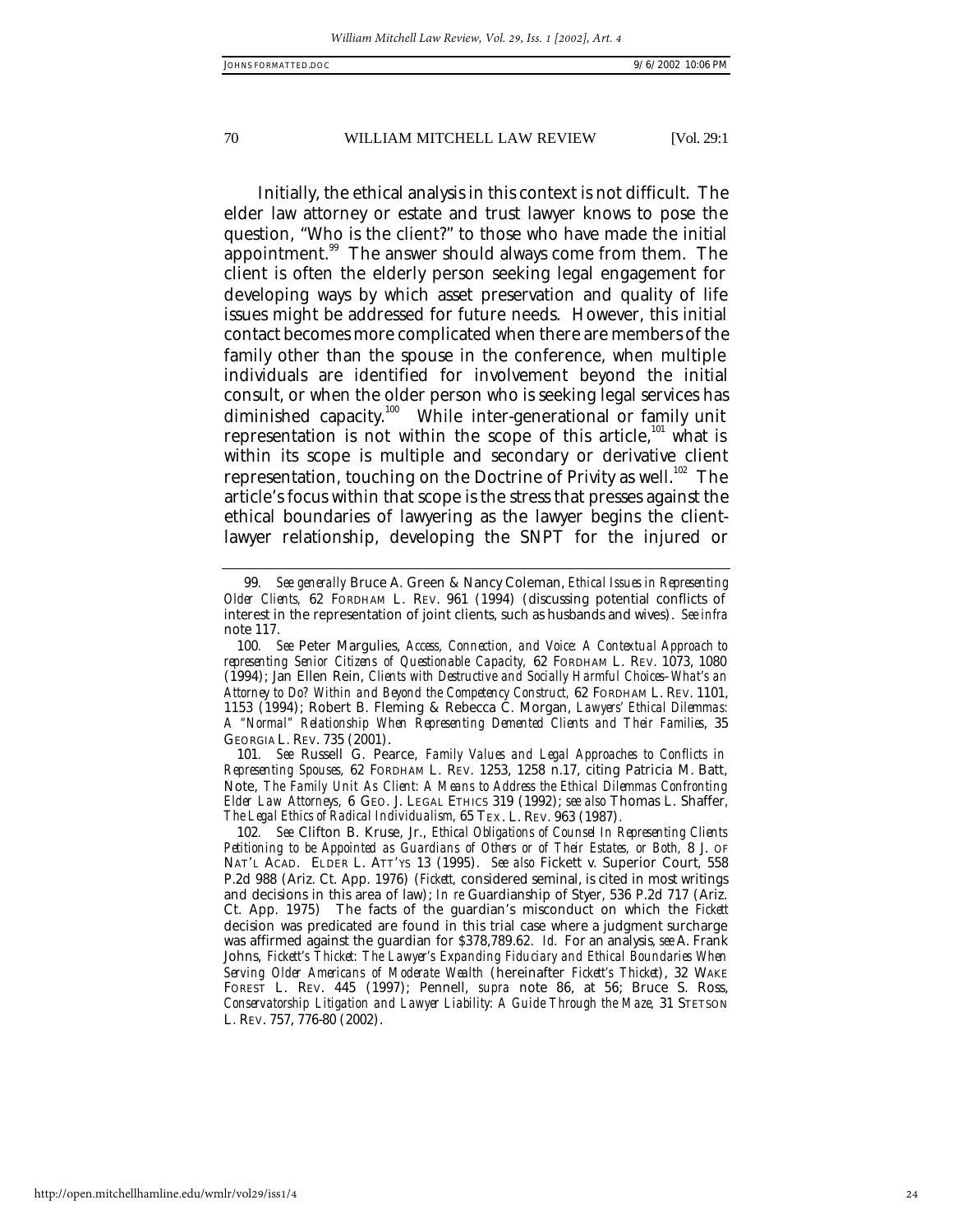Initially, the ethical analysis in this context is not difficult. The elder law attorney or estate and trust lawyer knows to pose the question, "Who is the client?" to those who have made the initial appointment.[99] The answer should always come from them. The client is often the elderly person seeking legal engagement for developing ways by which asset preservation and quality of life issues might be addressed for future needs. However, this initial contact becomes more complicated when there are members of the family other than the spouse in the conference, when multiple individuals are identified for involvement beyond the initial consult, or when the older person who is seeking legal services has diminished capacity.[100] While inter-generational or family unit representation is not within the scope of this article,[101] what is within its scope is multiple and secondary or derivative client representation, touching on the Doctrine of Privity as well.[102] The article's focus within that scope is the stress that presses against the ethical boundaries of lawyering as the lawyer begins the client-lawyer relationship, developing the SNPT for the injured or

---

99. *See generally* Bruce A. Green & Nancy Coleman, *Ethical Issues in Representing Older Clients*, 62 FORDHAM L. REV. 961 (1994) (discussing potential conflicts of interest in the representation of joint clients, such as husbands and wives). *See infra* note 117.

100. *See* Peter Margulies, *Access, Connection, and Voice: A Contextual Approach to representing Senior Citizens of Questionable Capacity*, 62 FORDHAM L. REV. 1073, 1080 (1994); Jan Ellen Rein, *Clients with Destructive and Socially Harmful Choices–What's an Attorney to Do? Within and Beyond the Competency Construct*, 62 FORDHAM L. REV. 1101, 1153 (1994); Robert B. Fleming & Rebecca C. Morgan, *Lawyers' Ethical Dilemmas: A "Normal" Relationship When Representing Demented Clients and Their Families*, 35 GEORGIA L. REV. 735 (2001).

101. *See* Russell G. Pearce, *Family Values and Legal Approaches to Conflicts in Representing Spouses*, 62 FORDHAM L. REV. 1253, 1258 n.17, citing Patricia M. Batt, Note, *The Family Unit As Client: A Means to Address the Ethical Dilemmas Confronting Elder Law Attorneys*, 6 GEO. J. LEGAL ETHICS 319 (1992); *see also* Thomas L. Shaffer, *The Legal Ethics of Radical Individualism*, 65 TEX. L. REV. 963 (1987).

102. *See* Clifton B. Kruse, Jr., *Ethical Obligations of Counsel In Representing Clients Petitioning to be Appointed as Guardians of Others or of Their Estates, or Both*, 8 J. OF NAT'L ACAD. ELDER L. ATT'YS 13 (1995). *See also* Fickett v. Superior Court, 558 P.2d 988 (Ariz. Ct. App. 1976) (*Fickett*, considered seminal, is cited in most writings and decisions in this area of law); *In re* Guardianship of Styer, 536 P.2d 717 (Ariz. Ct. App. 1975) The facts of the guardian's misconduct on which the *Fickett* decision was predicated are found in this trial case where a judgment surcharge was affirmed against the guardian for $378,789.62. *Id.* For an analysis, *see* A. Frank Johns, *Fickett's Thicket: The Lawyer's Expanding Fiduciary and Ethical Boundaries When Serving Older Americans of Moderate Wealth* (hereinafter *Fickett's Thicket*), 32 WAKE FOREST L. REV. 445 (1997); Pennell, *supra* note 86, at 56; Bruce S. Ross, *Conservatorship Litigation and Lawyer Liability: A Guide Through the Maze*, 31 STETSON L. REV. 757, 776-80 (2002).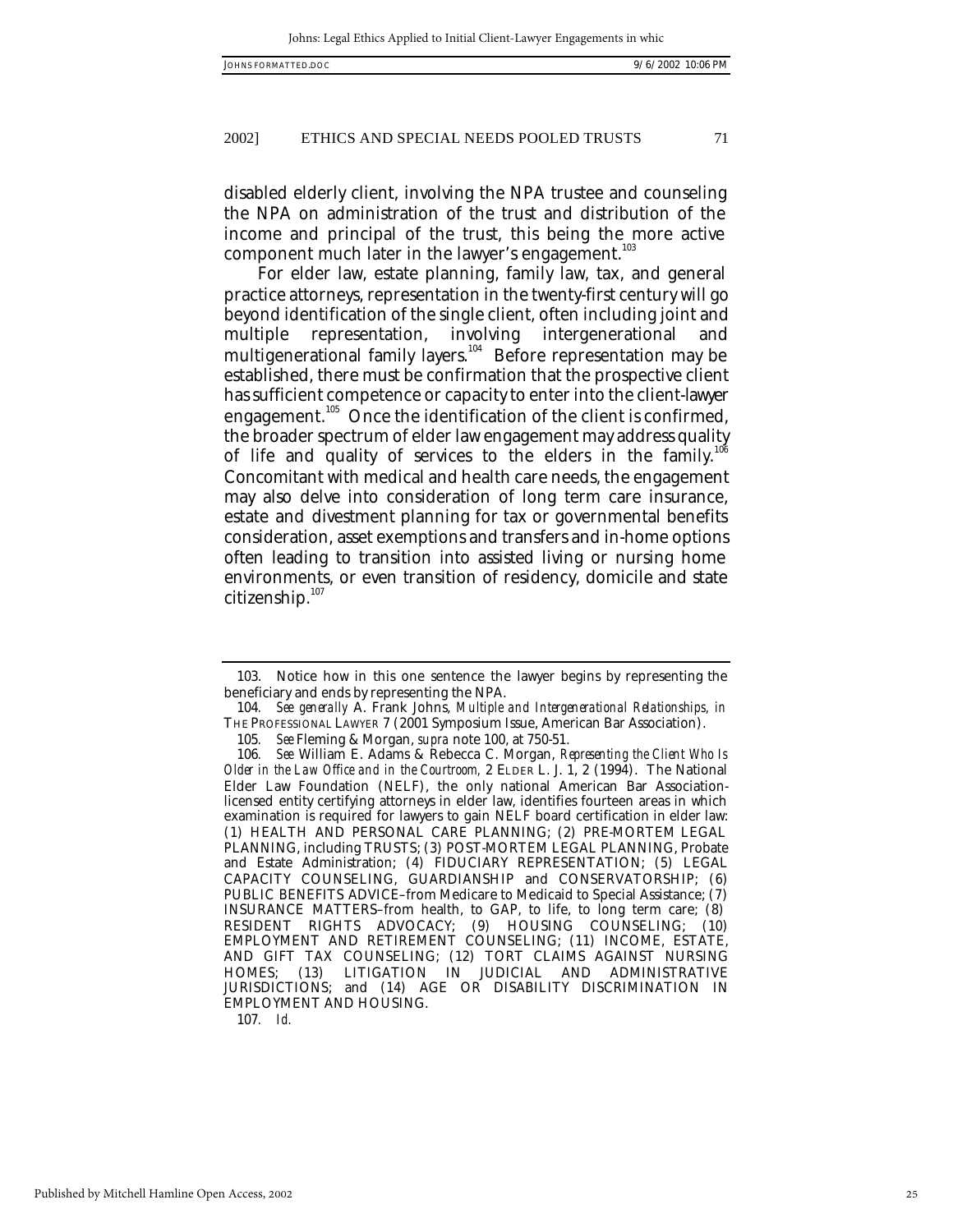disabled elderly client, involving the NPA trustee and counseling the NPA on administration of the trust and distribution of the income and principal of the trust, this being the more active component much later in the lawyer's engagement.[103]

For elder law, estate planning, family law, tax, and general practice attorneys, representation in the twenty-first century will go beyond identification of the single client, often including joint and multiple representation, involving intergenerational and multigenerational family layers.[104] Before representation may be established, there must be confirmation that the prospective client has sufficient competence or capacity to enter into the client-lawyer engagement.[105] Once the identification of the client is confirmed, the broader spectrum of elder law engagement may address quality of life and quality of services to the elders in the family.[106] Concomitant with medical and health care needs, the engagement may also delve into consideration of long term care insurance, estate and divestment planning for tax or governmental benefits consideration, asset exemptions and transfers and in-home options often leading to transition into assisted living or nursing home environments, or even transition of residency, domicile and state citizenship.[107]

---

103. Notice how in this one sentence the lawyer begins by representing the beneficiary and ends by representing the NPA.

104. *See generally* A. Frank Johns, *Multiple and Intergenerational Relationships*, *in* THE PROFESSIONAL LAWYER 7 (2001 Symposium Issue, American Bar Association).

105. *See* Fleming & Morgan, *supra* note 100, at 750-51.

106. *See* William E. Adams & Rebecca C. Morgan, *Representing the Client Who Is Older in the Law Office and in the Courtroom,* 2 ELDER L. J. 1, 2 (1994). The National Elder Law Foundation (NELF), the only national American Bar Association-licensed entity certifying attorneys in elder law, identifies fourteen areas in which examination is required for lawyers to gain NELF board certification in elder law: (1) HEALTH AND PERSONAL CARE PLANNING; (2) PRE-MORTEM LEGAL PLANNING, including TRUSTS; (3) POST-MORTEM LEGAL PLANNING, Probate and Estate Administration; (4) FIDUCIARY REPRESENTATION; (5) LEGAL CAPACITY COUNSELING, GUARDIANSHIP and CONSERVATORSHIP; (6) PUBLIC BENEFITS ADVICE–from Medicare to Medicaid to Special Assistance; (7) INSURANCE MATTERS–from health, to GAP, to life, to long term care; (8) RESIDENT RIGHTS ADVOCACY; (9) HOUSING COUNSELING; (10) EMPLOYMENT AND RETIREMENT COUNSELING; (11) INCOME, ESTATE, AND GIFT TAX COUNSELING; (12) TORT CLAIMS AGAINST NURSING HOMES; (13) LITIGATION IN JUDICIAL AND ADMINISTRATIVE JURISDICTIONS; and (14) AGE OR DISABILITY DISCRIMINATION IN EMPLOYMENT AND HOUSING.

107. *Id.*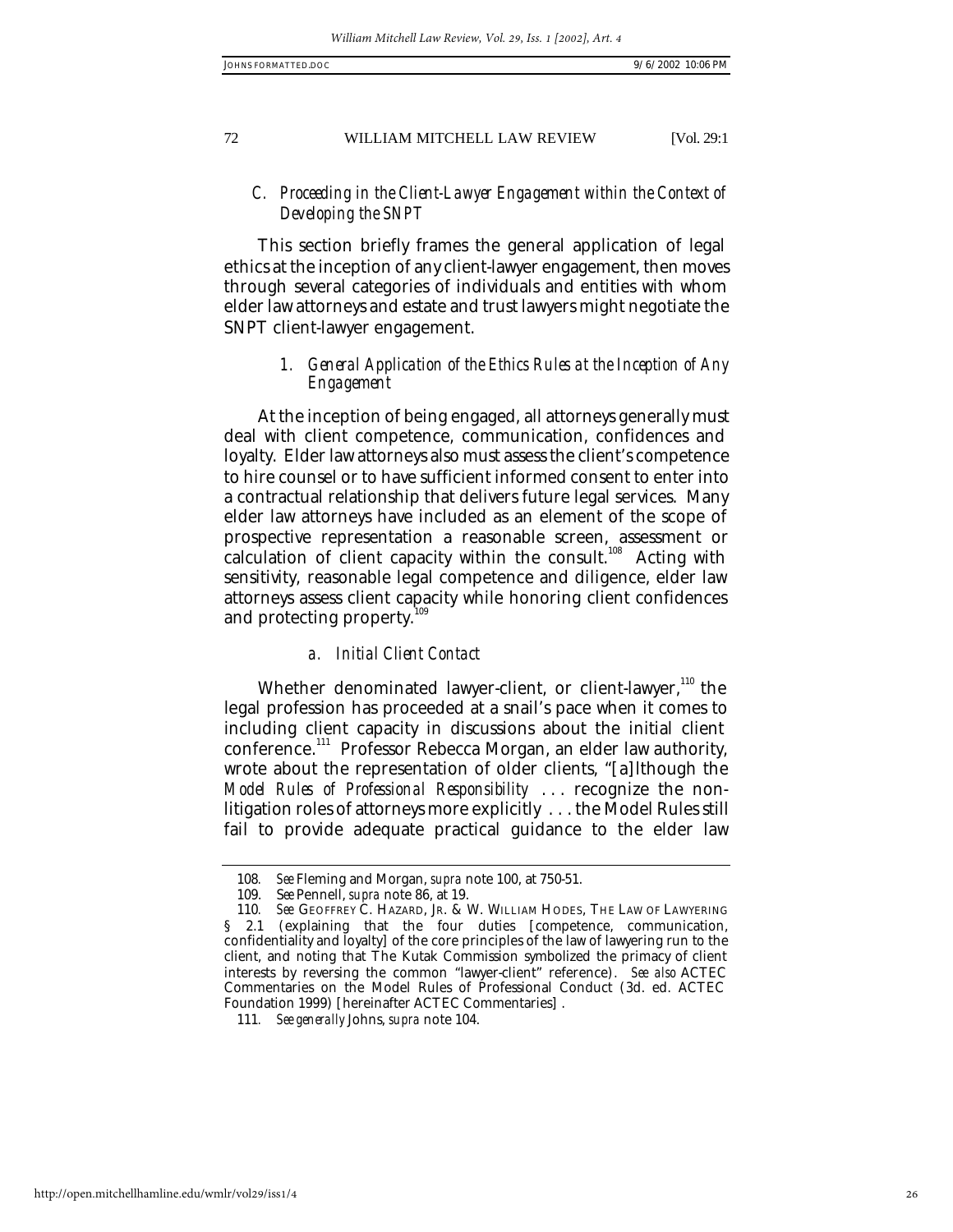### C. *Proceeding in the Client-Lawyer Engagement within the Context of Developing the SNPT*

This section briefly frames the general application of legal ethics at the inception of any client-lawyer engagement, then moves through several categories of individuals and entities with whom elder law attorneys and estate and trust lawyers might negotiate the SNPT client-lawyer engagement.

#### 1. *General Application of the Ethics Rules at the Inception of Any Engagement*

At the inception of being engaged, all attorneys generally must deal with client competence, communication, confidences and loyalty. Elder law attorneys also must assess the client's competence to hire counsel or to have sufficient informed consent to enter into a contractual relationship that delivers future legal services. Many elder law attorneys have included as an element of the scope of prospective representation a reasonable screen, assessment or calculation of client capacity within the consult.[108] Acting with sensitivity, reasonable legal competence and diligence, elder law attorneys assess client capacity while honoring client confidences and protecting property.[109]

##### a. *Initial Client Contact*

Whether denominated lawyer-client, or client-lawyer,[110] the legal profession has proceeded at a snail's pace when it comes to including client capacity in discussions about the initial client conference.[111] Professor Rebecca Morgan, an elder law authority, wrote about the representation of older clients, "[a]lthough the *Model Rules of Professional Responsibility* . . . recognize the non-litigation roles of attorneys more explicitly . . . the Model Rules still fail to provide adequate practical guidance to the elder law

---

108. *See* Fleming and Morgan, *supra* note 100, at 750-51.

109. *See* Pennell, *supra* note 86, at 19.

110. *See* GEOFFREY C. HAZARD, JR. & W. WILLIAM HODES, THE LAW OF LAWYERING § 2.1 (explaining that the four duties [competence, communication, confidentiality and loyalty] of the core principles of the law of lawyering run to the client, and noting that The Kutak Commission symbolized the primacy of client interests by reversing the common "lawyer-client" reference). *See also* ACTEC Commentaries on the Model Rules of Professional Conduct (3d. ed. ACTEC Foundation 1999) [hereinafter ACTEC Commentaries].

111. *See generally* Johns, *supra* note 104.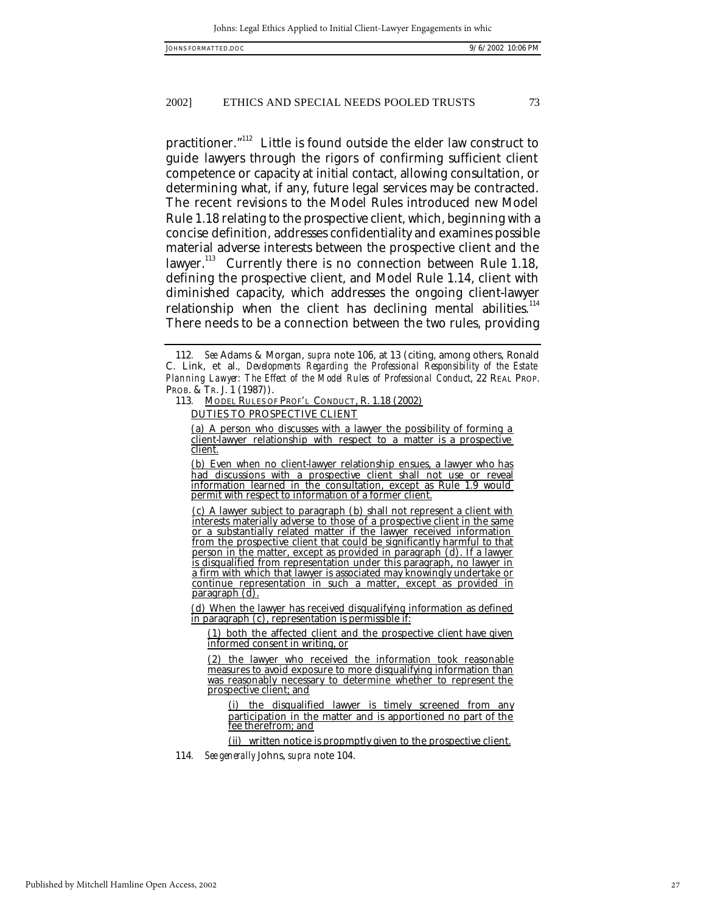practitioner."[112] Little is found outside the elder law construct to guide lawyers through the rigors of confirming sufficient client competence or capacity at initial contact, allowing consultation, or determining what, if any, future legal services may be contracted. The recent revisions to the Model Rules introduced new Model Rule 1.18 relating to the prospective client, which, beginning with a concise definition, addresses confidentiality and examines possible material adverse interests between the prospective client and the lawyer.[113] Currently there is no connection between Rule 1.18, defining the prospective client, and Model Rule 1.14, client with diminished capacity, which addresses the ongoing client-lawyer relationship when the client has declining mental abilities.[114] There needs to be a connection between the two rules, providing

---

112. *See* Adams & Morgan, *supra* note 106, at 13 (citing, among others, Ronald C. Link, et al., *Developments Regarding the Professional Responsibility of the Estate Planning Lawyer: The Effect of the Model Rules of Professional Conduct*, 22 REAL PROP. PROB. & TR. J. 1 (1987)).

113. <u>MODEL RULES OF PROF'L CONDUCT, R. 1.18 (2002)</u>

> <u>DUTIES TO PROSPECTIVE CLIENT</u>
>
> <u>(a) A person who discusses with a lawyer the possibility of forming a client-lawyer relationship with respect to a matter is a prospective client.</u>
>
> <u>(b) Even when no client-lawyer relationship ensues, a lawyer who has had discussions with a prospective client shall not use or reveal information learned in the consultation, except as Rule 1.9 would permit with respect to information of a former client.</u>
>
> <u>(c) A lawyer subject to paragraph (b) shall not represent a client with interests materially adverse to those of a prospective client in the same or a substantially related matter if the lawyer received information from the prospective client that could be significantly harmful to that person in the matter, except as provided in paragraph (d). If a lawyer is disqualified from representation under this paragraph, no lawyer in a firm with which that lawyer is associated may knowingly undertake or continue representation in such a matter, except as provided in paragraph (d).</u>
>
> <u>(d) When the lawyer has received disqualifying information as defined in paragraph (c), representation is permissible if:</u>
>
> > <u>(1) both the affected client and the prospective client have given informed consent in writing, or</u>
> >
> > <u>(2) the lawyer who received the information took reasonable measures to avoid exposure to more disqualifying information than was reasonably necessary to determine whether to represent the prospective client; and</u>
> >
> > > <u>(i) the disqualified lawyer is timely screened from any participation in the matter and is apportioned no part of the fee therefrom; and</u>
> > >
> > > <u>(ii) written notice is propmptly given to the prospective client.</u>

114. *See generally* Johns, *supra* note 104.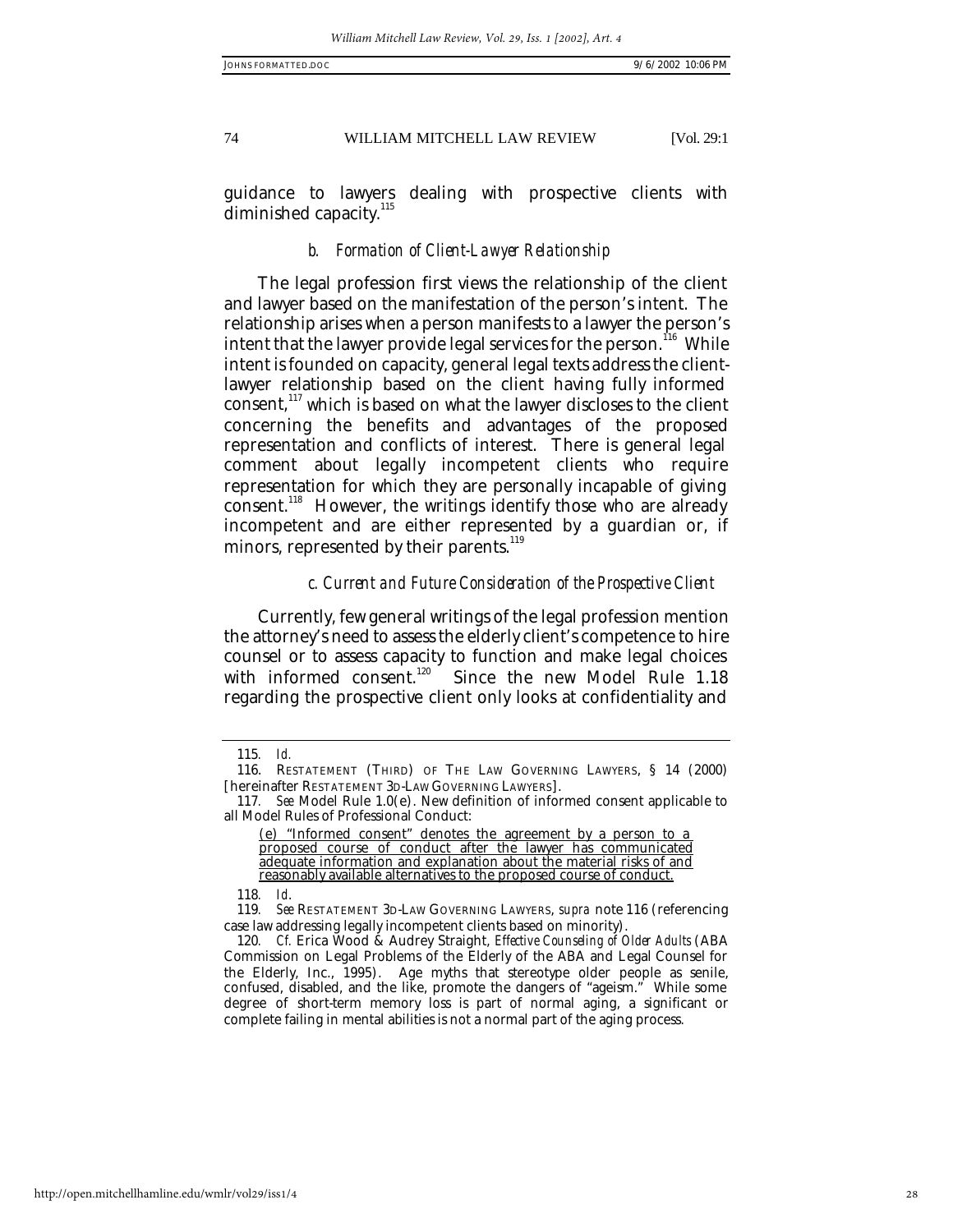guidance to lawyers dealing with prospective clients with diminished capacity.[115]

### *b. Formation of Client-Lawyer Relationship*

The legal profession first views the relationship of the client and lawyer based on the manifestation of the person's intent. The relationship arises when a person manifests to a lawyer the person's intent that the lawyer provide legal services for the person.[116] While intent is founded on capacity, general legal texts address the client-lawyer relationship based on the client having fully informed consent,[117] which is based on what the lawyer discloses to the client concerning the benefits and advantages of the proposed representation and conflicts of interest. There is general legal comment about legally incompetent clients who require representation for which they are personally incapable of giving consent.[118] However, the writings identify those who are already incompetent and are either represented by a guardian or, if minors, represented by their parents.[119]

### *c. Current and Future Consideration of the Prospective Client*

Currently, few general writings of the legal profession mention the attorney's need to assess the elderly client's competence to hire counsel or to assess capacity to function and make legal choices with informed consent.[120] Since the new Model Rule 1.18 regarding the prospective client only looks at confidentiality and

---

115. *Id.*

116. RESTATEMENT (THIRD) OF THE LAW GOVERNING LAWYERS, § 14 (2000) [hereinafter RESTATEMENT 3D-LAW GOVERNING LAWYERS].

117. *See* Model Rule 1.0(e). New definition of informed consent applicable to all Model Rules of Professional Conduct:

> <u>(e) "Informed consent" denotes the agreement by a person to a proposed course of conduct after the lawyer has communicated adequate information and explanation about the material risks of and reasonably available alternatives to the proposed course of conduct.</u>

118. *Id.*

119. *See* RESTATEMENT 3D-LAW GOVERNING LAWYERS, *supra* note 116 (referencing case law addressing legally incompetent clients based on minority).

120. *Cf.* Erica Wood & Audrey Straight, *Effective Counseling of Older Adults* (ABA Commission on Legal Problems of the Elderly of the ABA and Legal Counsel for the Elderly, Inc., 1995). Age myths that stereotype older people as senile, confused, disabled, and the like, promote the dangers of "ageism." While some degree of short-term memory loss is part of normal aging, a significant or complete failing in mental abilities is not a normal part of the aging process.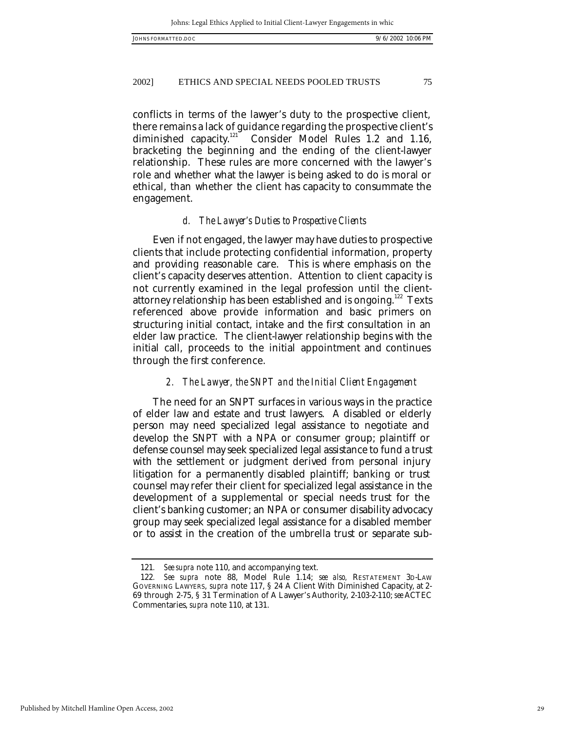conflicts in terms of the lawyer's duty to the prospective client, there remains a lack of guidance regarding the prospective client's diminished capacity.[121] Consider Model Rules 1.2 and 1.16, bracketing the beginning and the ending of the client-lawyer relationship. These rules are more concerned with the lawyer's role and whether what the lawyer is being asked to do is moral or ethical, than whether the client has capacity to consummate the engagement.

#### *d. The Lawyer's Duties to Prospective Clients*

Even if not engaged, the lawyer may have duties to prospective clients that include protecting confidential information, property and providing reasonable care. This is where emphasis on the client's capacity deserves attention. Attention to client capacity is not currently examined in the legal profession until the client-attorney relationship has been established and is ongoing.[122] Texts referenced above provide information and basic primers on structuring initial contact, intake and the first consultation in an elder law practice. The client-lawyer relationship begins with the initial call, proceeds to the initial appointment and continues through the first conference.

### *2. The Lawyer, the SNPT and the Initial Client Engagement*

The need for an SNPT surfaces in various ways in the practice of elder law and estate and trust lawyers. A disabled or elderly person may need specialized legal assistance to negotiate and develop the SNPT with a NPA or consumer group; plaintiff or defense counsel may seek specialized legal assistance to fund a trust with the settlement or judgment derived from personal injury litigation for a permanently disabled plaintiff; banking or trust counsel may refer their client for specialized legal assistance in the development of a supplemental or special needs trust for the client's banking customer; an NPA or consumer disability advocacy group may seek specialized legal assistance for a disabled member or to assist in the creation of the umbrella trust or separate sub-

---

121. *See supra* note 110, and accompanying text.

122. *See supra* note 88, Model Rule 1.14; *see also*, RESTATEMENT 3D-LAW GOVERNING LAWYERS, *supra* note 117, § 24 A Client With Diminished Capacity, at 2-69 through 2-75, § 31 Termination of A Lawyer's Authority, 2-103-2-110; *see* ACTEC Commentaries, *supra* note 110, at 131.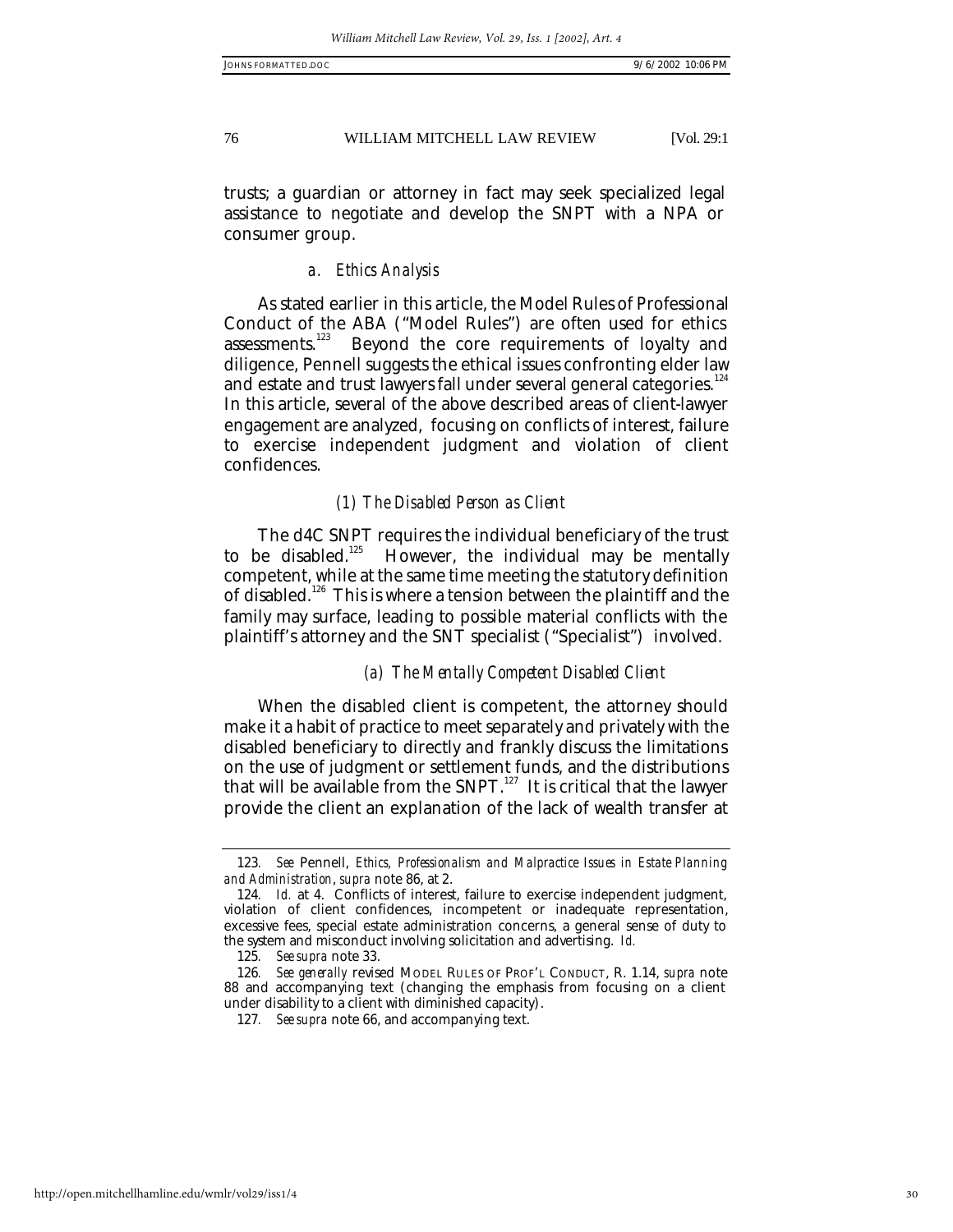trusts; a guardian or attorney in fact may seek specialized legal assistance to negotiate and develop the SNPT with a NPA or consumer group.

#### *a. Ethics Analysis*

As stated earlier in this article, the Model Rules of Professional Conduct of the ABA ("Model Rules") are often used for ethics assessments.[123] Beyond the core requirements of loyalty and diligence, Pennell suggests the ethical issues confronting elder law and estate and trust lawyers fall under several general categories.[124] In this article, several of the above described areas of client-lawyer engagement are analyzed, focusing on conflicts of interest, failure to exercise independent judgment and violation of client confidences.

##### *(1) The Disabled Person as Client*

The d4C SNPT requires the individual beneficiary of the trust to be disabled.[125] However, the individual may be mentally competent, while at the same time meeting the statutory definition of disabled.[126] This is where a tension between the plaintiff and the family may surface, leading to possible material conflicts with the plaintiff's attorney and the SNT specialist ("Specialist") involved.

###### *(a) The Mentally Competent Disabled Client*

When the disabled client is competent, the attorney should make it a habit of practice to meet separately and privately with the disabled beneficiary to directly and frankly discuss the limitations on the use of judgment or settlement funds, and the distributions that will be available from the SNPT.[127] It is critical that the lawyer provide the client an explanation of the lack of wealth transfer at

---

123. *See* Pennell, *Ethics, Professionalism and Malpractice Issues in Estate Planning and Administration*, *supra* note 86, at 2.

124. *Id.* at 4. Conflicts of interest, failure to exercise independent judgment, violation of client confidences, incompetent or inadequate representation, excessive fees, special estate administration concerns, a general sense of duty to the system and misconduct involving solicitation and advertising. *Id.*

125. *See supra* note 33.

126. *See generally* revised MODEL RULES OF PROF'L CONDUCT, R. 1.14, *supra* note 88 and accompanying text (changing the emphasis from focusing on a client under disability to a client with diminished capacity).

127. *See supra* note 66, and accompanying text.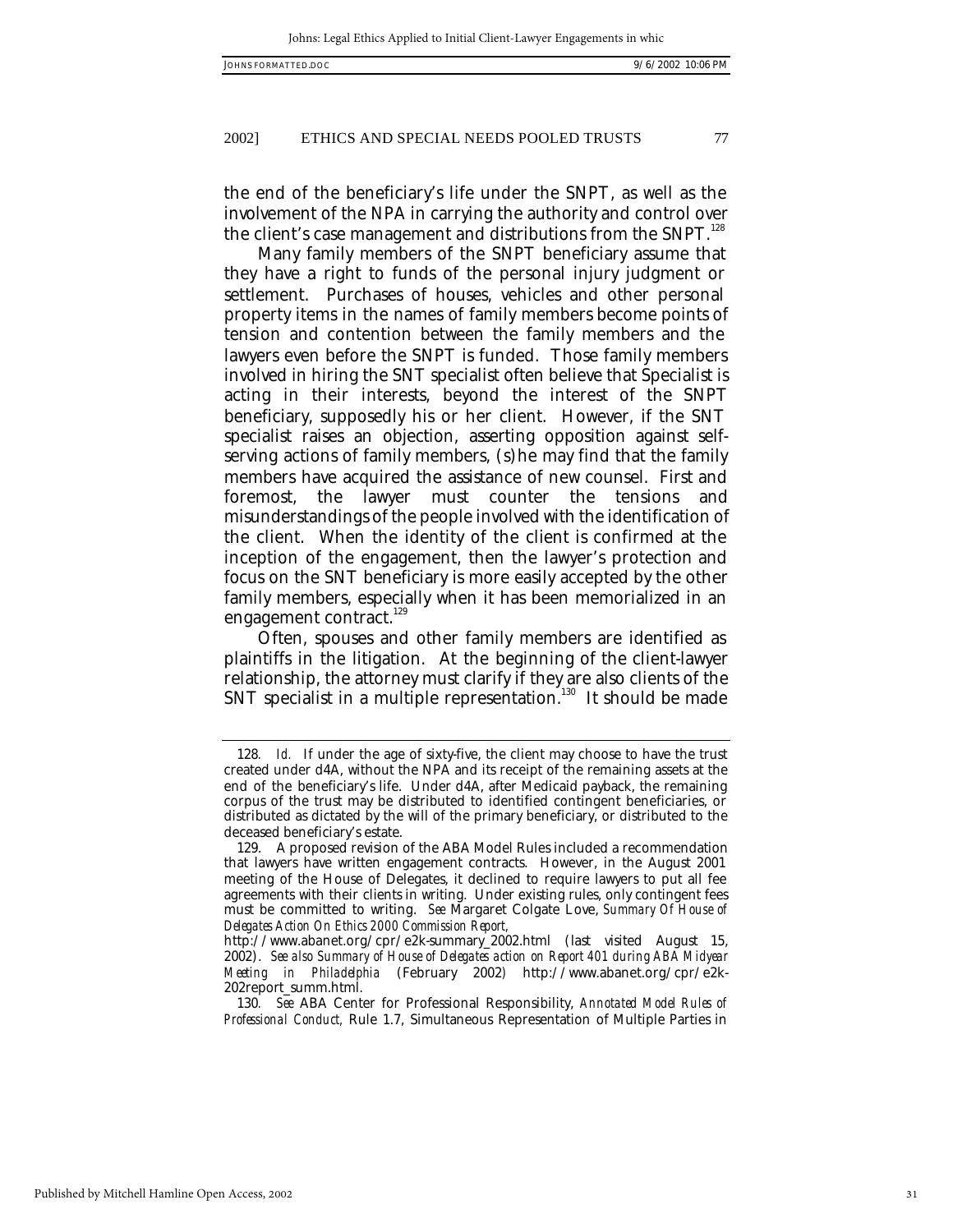the end of the beneficiary's life under the SNPT, as well as the involvement of the NPA in carrying the authority and control over the client's case management and distributions from the SNPT.[128]

Many family members of the SNPT beneficiary assume that they have a right to funds of the personal injury judgment or settlement. Purchases of houses, vehicles and other personal property items in the names of family members become points of tension and contention between the family members and the lawyers even before the SNPT is funded. Those family members involved in hiring the SNT specialist often believe that Specialist is acting in their interests, beyond the interest of the SNPT beneficiary, supposedly his or her client. However, if the SNT specialist raises an objection, asserting opposition against self-serving actions of family members, (s)he may find that the family members have acquired the assistance of new counsel. First and foremost, the lawyer must counter the tensions and misunderstandings of the people involved with the identification of the client. When the identity of the client is confirmed at the inception of the engagement, then the lawyer's protection and focus on the SNT beneficiary is more easily accepted by the other family members, especially when it has been memorialized in an engagement contract.[129]

Often, spouses and other family members are identified as plaintiffs in the litigation. At the beginning of the client-lawyer relationship, the attorney must clarify if they are also clients of the SNT specialist in a multiple representation.[130] It should be made

---

128. *Id.* If under the age of sixty-five, the client may choose to have the trust created under d4A, without the NPA and its receipt of the remaining assets at the end of the beneficiary's life. Under d4A, after Medicaid payback, the remaining corpus of the trust may be distributed to identified contingent beneficiaries, or distributed as dictated by the will of the primary beneficiary, or distributed to the deceased beneficiary's estate.

129. A proposed revision of the ABA Model Rules included a recommendation that lawyers have written engagement contracts. However, in the August 2001 meeting of the House of Delegates, it declined to require lawyers to put all fee agreements with their clients in writing. Under existing rules, only contingent fees must be committed to writing. *See* Margaret Colgate Love, *Summary Of House of Delegates Action On Ethics 2000 Commission Report*, http://www.abanet.org/cpr/e2k-summary_2002.html (last visited August 15, 2002). *See also Summary of House of Delegates action on Report 401 during ABA Midyear Meeting in Philadelphia* (February 2002) http://www.abanet.org/cpr/e2k-202report_summ.html.

130. *See* ABA Center for Professional Responsibility, *Annotated Model Rules of Professional Conduct,* Rule 1.7, Simultaneous Representation of Multiple Parties in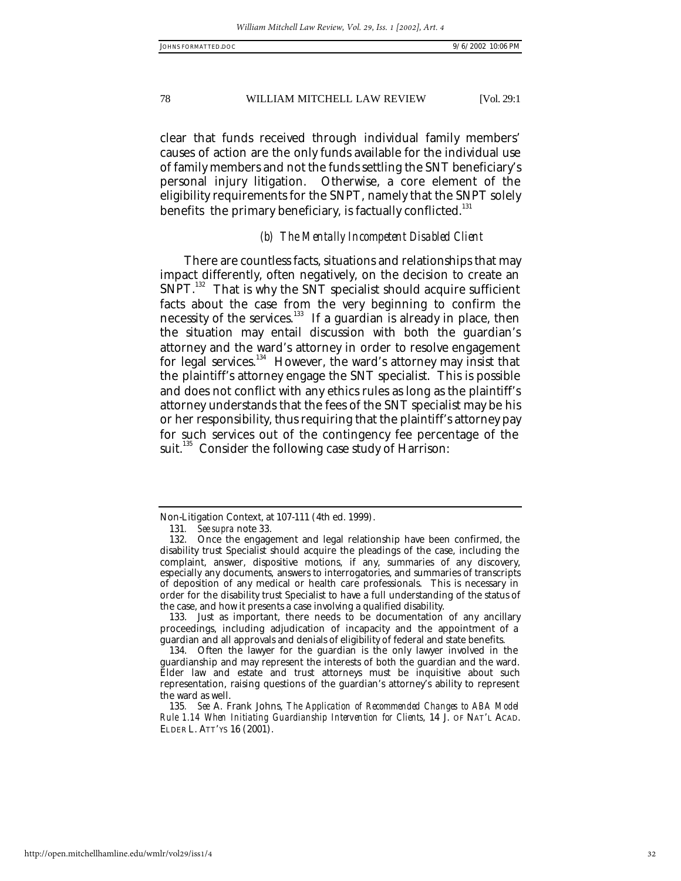clear that funds received through individual family members' causes of action are the only funds available for the individual use of family members and not the funds settling the SNT beneficiary's personal injury litigation. Otherwise, a core element of the eligibility requirements for the SNPT, namely that the SNPT solely benefits the primary beneficiary, is factually conflicted.[131]

### *(b) The Mentally Incompetent Disabled Client*

There are countless facts, situations and relationships that may impact differently, often negatively, on the decision to create an SNPT.[132] That is why the SNT specialist should acquire sufficient facts about the case from the very beginning to confirm the necessity of the services.[133] If a guardian is already in place, then the situation may entail discussion with both the guardian's attorney and the ward's attorney in order to resolve engagement for legal services.[134] However, the ward's attorney may insist that the plaintiff's attorney engage the SNT specialist. This is possible and does not conflict with any ethics rules as long as the plaintiff's attorney understands that the fees of the SNT specialist may be his or her responsibility, thus requiring that the plaintiff's attorney pay for such services out of the contingency fee percentage of the suit.[135] Consider the following case study of Harrison:

---

Non-Litigation Context, at 107-111 (4th ed. 1999).

131. *See supra* note 33.

132. Once the engagement and legal relationship have been confirmed, the disability trust Specialist should acquire the pleadings of the case, including the complaint, answer, dispositive motions, if any, summaries of any discovery, especially any documents, answers to interrogatories, and summaries of transcripts of deposition of any medical or health care professionals. This is necessary in order for the disability trust Specialist to have a full understanding of the status of the case, and how it presents a case involving a qualified disability.

133. Just as important, there needs to be documentation of any ancillary proceedings, including adjudication of incapacity and the appointment of a guardian and all approvals and denials of eligibility of federal and state benefits.

134. Often the lawyer for the guardian is the only lawyer involved in the guardianship and may represent the interests of both the guardian and the ward. Elder law and estate and trust attorneys must be inquisitive about such representation, raising questions of the guardian's attorney's ability to represent the ward as well.

135. *See* A. Frank Johns, *The Application of Recommended Changes to ABA Model Rule 1.14 When Initiating Guardianship Intervention for Clients*, 14 J. OF NAT'L ACAD. ELDER L. ATT'YS 16 (2001).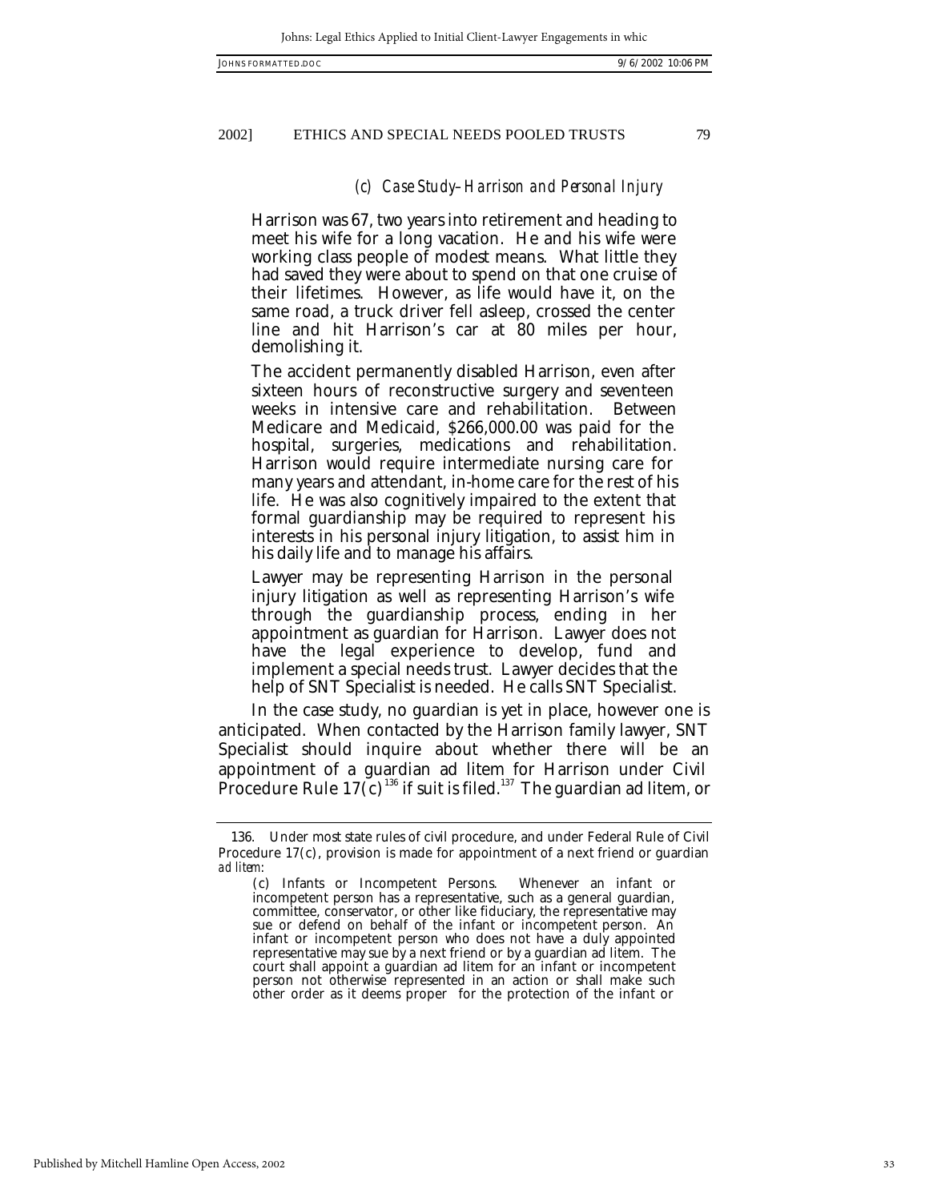### (c) Case Study–Harrison and Personal Injury

> Harrison was 67, two years into retirement and heading to meet his wife for a long vacation. He and his wife were working class people of modest means. What little they had saved they were about to spend on that one cruise of their lifetimes. However, as life would have it, on the same road, a truck driver fell asleep, crossed the center line and hit Harrison's car at 80 miles per hour, demolishing it.
>
> The accident permanently disabled Harrison, even after sixteen hours of reconstructive surgery and seventeen weeks in intensive care and rehabilitation. Between Medicare and Medicaid, $266,000.00 was paid for the hospital, surgeries, medications and rehabilitation. Harrison would require intermediate nursing care for many years and attendant, in-home care for the rest of his life. He was also cognitively impaired to the extent that formal guardianship may be required to represent his interests in his personal injury litigation, to assist him in his daily life and to manage his affairs.
>
> Lawyer may be representing Harrison in the personal injury litigation as well as representing Harrison's wife through the guardianship process, ending in her appointment as guardian for Harrison. Lawyer does not have the legal experience to develop, fund and implement a special needs trust. Lawyer decides that the help of SNT Specialist is needed. He calls SNT Specialist.

In the case study, no guardian is yet in place, however one is anticipated. When contacted by the Harrison family lawyer, SNT Specialist should inquire about whether there will be an appointment of a guardian ad litem for Harrison under Civil Procedure Rule 17(c)[136] if suit is filed.[137] The guardian ad litem, or

---

136. Under most state rules of civil procedure, and under Federal Rule of Civil Procedure 17(c), provision is made for appointment of a next friend or guardian *ad litem*:

> (c) Infants or Incompetent Persons. Whenever an infant or incompetent person has a representative, such as a general guardian, committee, conservator, or other like fiduciary, the representative may sue or defend on behalf of the infant or incompetent person. An infant or incompetent person who does not have a duly appointed representative may sue by a next friend or by a guardian ad litem. The court shall appoint a guardian ad litem for an infant or incompetent person not otherwise represented in an action or shall make such other order as it deems proper for the protection of the infant or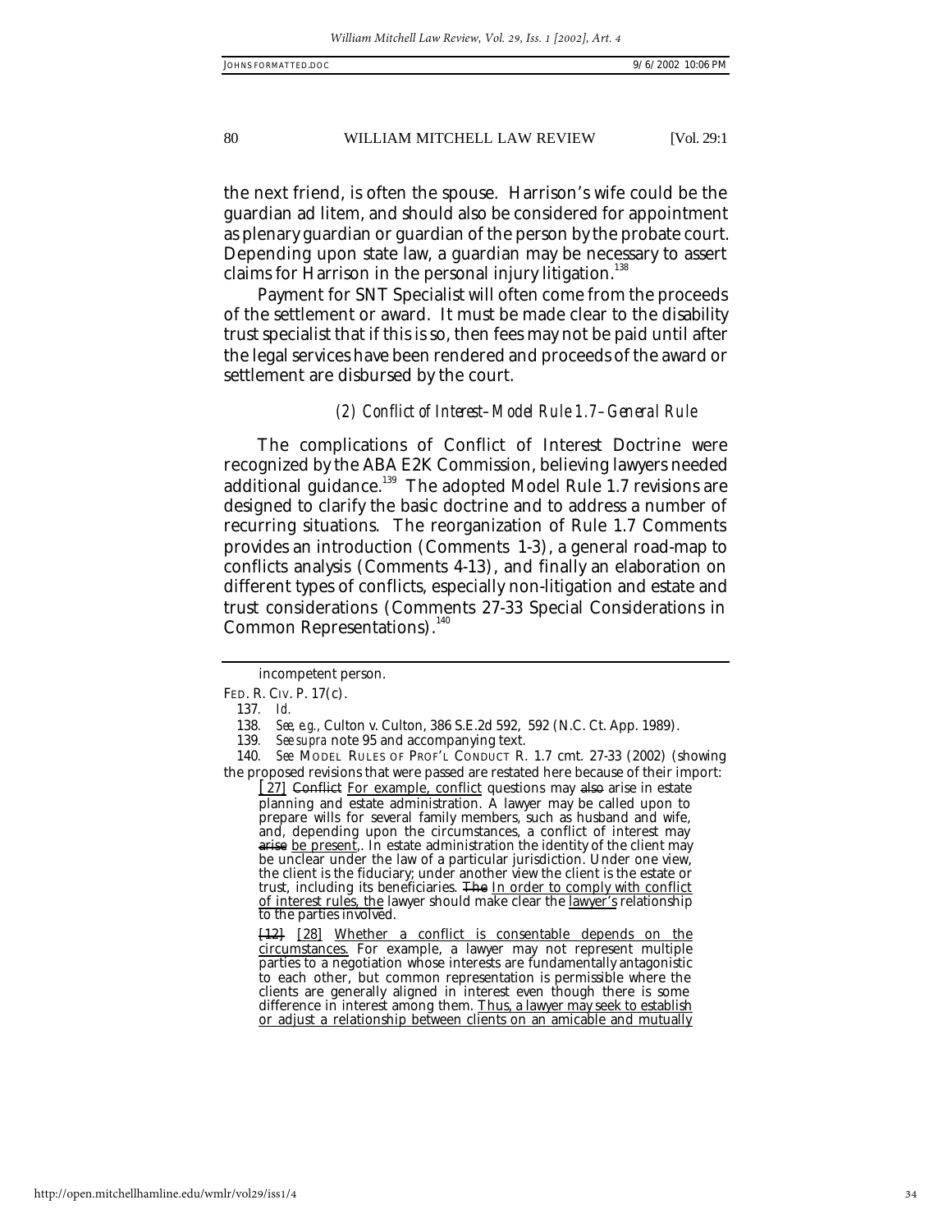the next friend, is often the spouse. Harrison's wife could be the guardian ad litem, and should also be considered for appointment as plenary guardian or guardian of the person by the probate court. Depending upon state law, a guardian may be necessary to assert claims for Harrison in the personal injury litigation.[138]

Payment for SNT Specialist will often come from the proceeds of the settlement or award. It must be made clear to the disability trust specialist that if this is so, then fees may not be paid until after the legal services have been rendered and proceeds of the award or settlement are disbursed by the court.

### *(2) Conflict of Interest–Model Rule 1.7–General Rule*

The complications of Conflict of Interest Doctrine were recognized by the ABA E2K Commission, believing lawyers needed additional guidance.[139] The adopted Model Rule 1.7 revisions are designed to clarify the basic doctrine and to address a number of recurring situations. The reorganization of Rule 1.7 Comments provides an introduction (Comments 1-3), a general road-map to conflicts analysis (Comments 4-13), and finally an elaboration on different types of conflicts, especially non-litigation and estate and trust considerations (Comments 27-33 Special Considerations in Common Representations).[140]

---

incompetent person.

FED. R. CIV. P. 17(c).

137. *Id.*

138. *See, e.g.,* Culton v. Culton, 386 S.E.2d 592, 592 (N.C. Ct. App. 1989).

139. *See supra* note 95 and accompanying text.

140. *See* MODEL RULES OF PROF'L CONDUCT R. 1.7 cmt. 27-33 (2002) (showing the proposed revisions that were passed are restated here because of their import:

> [27] ~~Conflict~~ For example, conflict questions may ~~also~~ arise in estate planning and estate administration. A lawyer may be called upon to prepare wills for several family members, such as husband and wife, and, depending upon the circumstances, a conflict of interest may ~~arise~~ be present,. In estate administration the identity of the client may be unclear under the law of a particular jurisdiction. Under one view, the client is the fiduciary; under another view the client is the estate or trust, including its beneficiaries. ~~The~~ In order to comply with conflict of interest rules, the lawyer should make clear the lawyer's relationship to the parties involved.
>
> ~~[12]~~ [28] Whether a conflict is consentable depends on the circumstances. For example, a lawyer may not represent multiple parties to a negotiation whose interests are fundamentally antagonistic to each other, but common representation is permissible where the clients are generally aligned in interest even though there is some difference in interest among them. Thus, a lawyer may seek to establish or adjust a relationship between clients on an amicable and mutually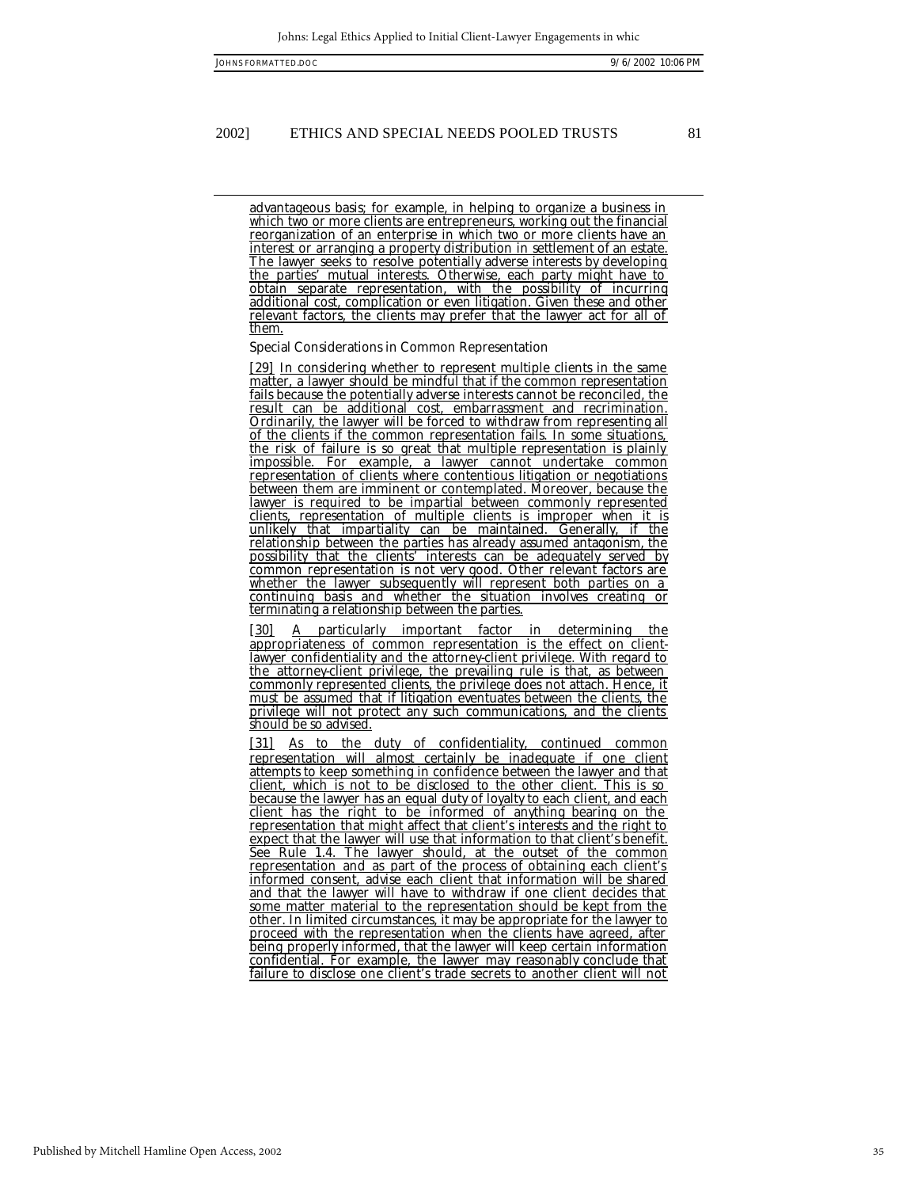advantageous basis; for example, in helping to organize a business in which two or more clients are entrepreneurs, working out the financial reorganization of an enterprise in which two or more clients have an interest or arranging a property distribution in settlement of an estate. The lawyer seeks to resolve potentially adverse interests by developing the parties' mutual interests. Otherwise, each party might have to obtain separate representation, with the possibility of incurring additional cost, complication or even litigation. Given these and other relevant factors, the clients may prefer that the lawyer act for all of them.

Special Considerations in Common Representation

[29] In considering whether to represent multiple clients in the same matter, a lawyer should be mindful that if the common representation fails because the potentially adverse interests cannot be reconciled, the result can be additional cost, embarrassment and recrimination. Ordinarily, the lawyer will be forced to withdraw from representing all of the clients if the common representation fails. In some situations, the risk of failure is so great that multiple representation is plainly impossible. For example, a lawyer cannot undertake common representation of clients where contentious litigation or negotiations between them are imminent or contemplated. Moreover, because the lawyer is required to be impartial between commonly represented clients, representation of multiple clients is improper when it is unlikely that impartiality can be maintained. Generally, if the relationship between the parties has already assumed antagonism, the possibility that the clients' interests can be adequately served by common representation is not very good. Other relevant factors are whether the lawyer subsequently will represent both parties on a continuing basis and whether the situation involves creating or terminating a relationship between the parties.

[30] A particularly important factor in determining the appropriateness of common representation is the effect on client-lawyer confidentiality and the attorney-client privilege. With regard to the attorney-client privilege, the prevailing rule is that, as between commonly represented clients, the privilege does not attach. Hence, it must be assumed that if litigation eventuates between the clients, the privilege will not protect any such communications, and the clients should be so advised.

[31] As to the duty of confidentiality, continued common representation will almost certainly be inadequate if one client attempts to keep something in confidence between the lawyer and that client, which is not to be disclosed to the other client. This is so because the lawyer has an equal duty of loyalty to each client, and each client has the right to be informed of anything bearing on the representation that might affect that client's interests and the right to expect that the lawyer will use that information to that client's benefit. See Rule 1.4. The lawyer should, at the outset of the common representation and as part of the process of obtaining each client's informed consent, advise each client that information will be shared and that the lawyer will have to withdraw if one client decides that some matter material to the representation should be kept from the other. In limited circumstances, it may be appropriate for the lawyer to proceed with the representation when the clients have agreed, after being properly informed, that the lawyer will keep certain information confidential. For example, the lawyer may reasonably conclude that failure to disclose one client's trade secrets to another client will not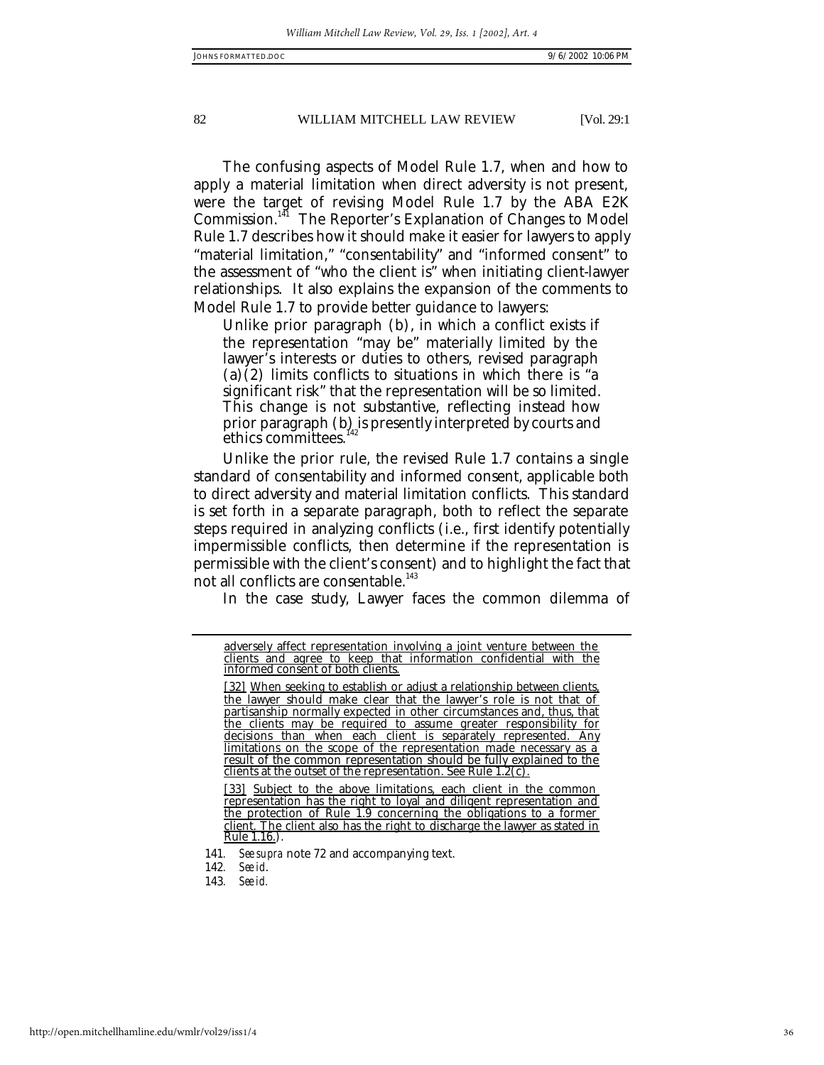The confusing aspects of Model Rule 1.7, when and how to apply a material limitation when direct adversity is not present, were the target of revising Model Rule 1.7 by the ABA E2K Commission.[141] The Reporter's Explanation of Changes to Model Rule 1.7 describes how it should make it easier for lawyers to apply "material limitation," "consentability" and "informed consent" to the assessment of "who the client is" when initiating client-lawyer relationships. It also explains the expansion of the comments to Model Rule 1.7 to provide better guidance to lawyers:

> Unlike prior paragraph (b), in which a conflict exists if the representation "may be" materially limited by the lawyer's interests or duties to others, revised paragraph (a)(2) limits conflicts to situations in which there is "a significant risk" that the representation will be so limited. This change is not substantive, reflecting instead how prior paragraph (b) is presently interpreted by courts and ethics committees.[142]

Unlike the prior rule, the revised Rule 1.7 contains a single standard of consentability and informed consent, applicable both to direct adversity and material limitation conflicts. This standard is set forth in a separate paragraph, both to reflect the separate steps required in analyzing conflicts (i.e., first identify potentially impermissible conflicts, then determine if the representation is permissible with the client's consent) and to highlight the fact that not all conflicts are consentable.[143]

In the case study, Lawyer faces the common dilemma of

---

adversely affect representation involving a joint venture between the clients and agree to keep that information confidential with the informed consent of both clients.

[32] When seeking to establish or adjust a relationship between clients, the lawyer should make clear that the lawyer's role is not that of partisanship normally expected in other circumstances and, thus, that the clients may be required to assume greater responsibility for decisions than when each client is separately represented. Any limitations on the scope of the representation made necessary as a result of the common representation should be fully explained to the clients at the outset of the representation. See Rule 1.2(c).

[33] Subject to the above limitations, each client in the common representation has the right to loyal and diligent representation and the protection of Rule 1.9 concerning the obligations to a former client. The client also has the right to discharge the lawyer as stated in Rule 1.16.).

141. *See supra* note 72 and accompanying text.

142. *See id.*

143. *See id.*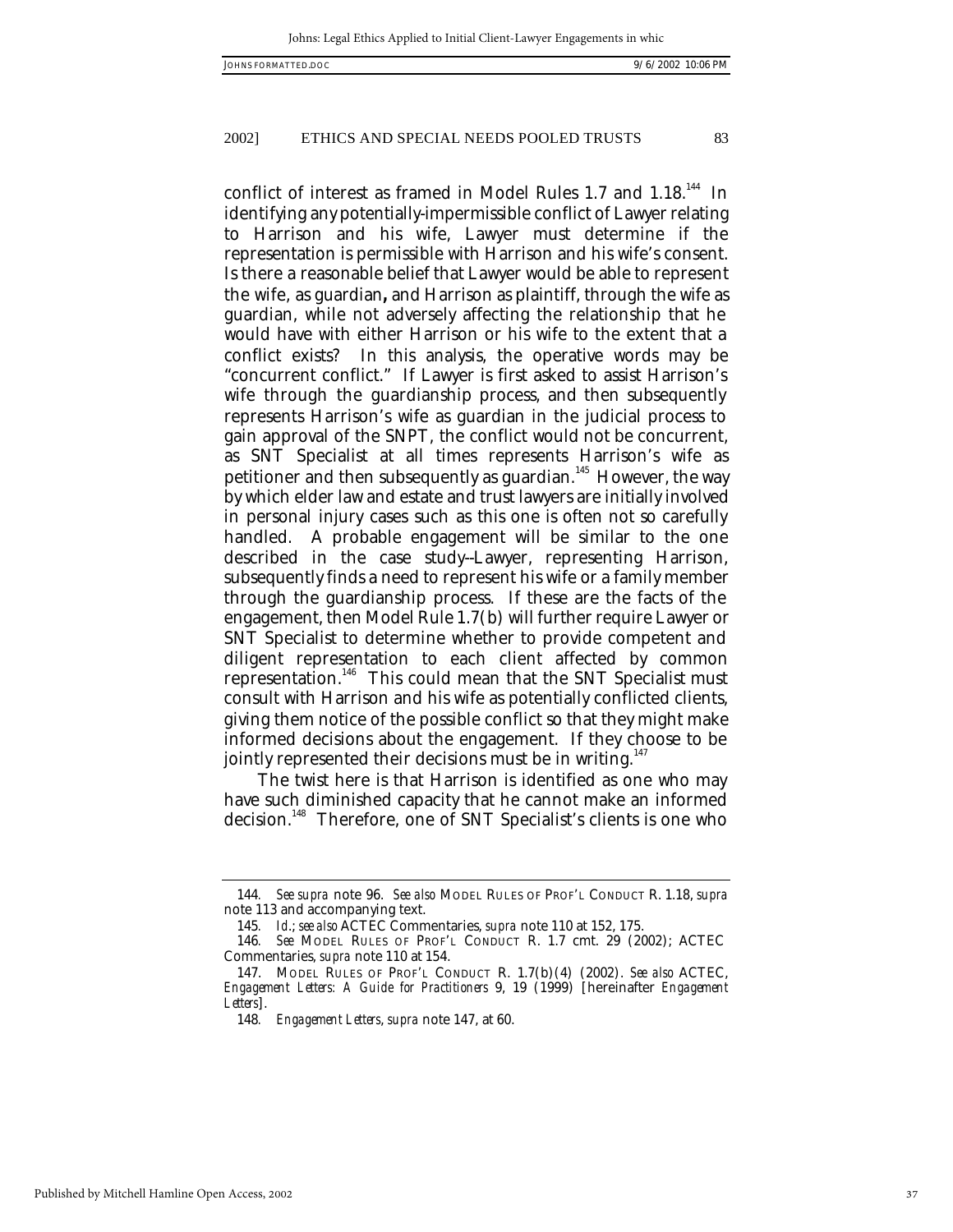conflict of interest as framed in Model Rules 1.7 and 1.18.[144] In identifying any potentially-impermissible conflict of Lawyer relating to Harrison and his wife, Lawyer must determine if the representation is permissible with Harrison and his wife's consent. Is there a reasonable belief that Lawyer would be able to represent the wife, as guardian**,** and Harrison as plaintiff, through the wife as guardian, while not adversely affecting the relationship that he would have with either Harrison or his wife to the extent that a conflict exists? In this analysis, the operative words may be "concurrent conflict." If Lawyer is first asked to assist Harrison's wife through the guardianship process, and then subsequently represents Harrison's wife as guardian in the judicial process to gain approval of the SNPT, the conflict would not be concurrent, as SNT Specialist at all times represents Harrison's wife as petitioner and then subsequently as guardian.[145] However, the way by which elder law and estate and trust lawyers are initially involved in personal injury cases such as this one is often not so carefully handled. A probable engagement will be similar to the one described in the case study--Lawyer, representing Harrison, subsequently finds a need to represent his wife or a family member through the guardianship process. If these are the facts of the engagement, then Model Rule 1.7(b) will further require Lawyer or SNT Specialist to determine whether to provide competent and diligent representation to each client affected by common representation.[146] This could mean that the SNT Specialist must consult with Harrison and his wife as potentially conflicted clients, giving them notice of the possible conflict so that they might make informed decisions about the engagement. If they choose to be jointly represented their decisions must be in writing.[147]

The twist here is that Harrison is identified as one who may have such diminished capacity that he cannot make an informed decision.[148] Therefore, one of SNT Specialist's clients is one who

---

144. *See supra* note 96. *See also* MODEL RULES OF PROF'L CONDUCT R. 1.18, *supra* note 113 and accompanying text.

145. *Id.*; *see also* ACTEC Commentaries, *supra* note 110 at 152, 175.

146. *See* MODEL RULES OF PROF'L CONDUCT R. 1.7 cmt. 29 (2002); ACTEC Commentaries, *supra* note 110 at 154.

147. MODEL RULES OF PROF'L CONDUCT R. 1.7(b)(4) (2002). *See also* ACTEC, *Engagement Letters: A Guide for Practitioners* 9, 19 (1999) [hereinafter *Engagement Letters*].

148. *Engagement Letters*, *supra* note 147, at 60.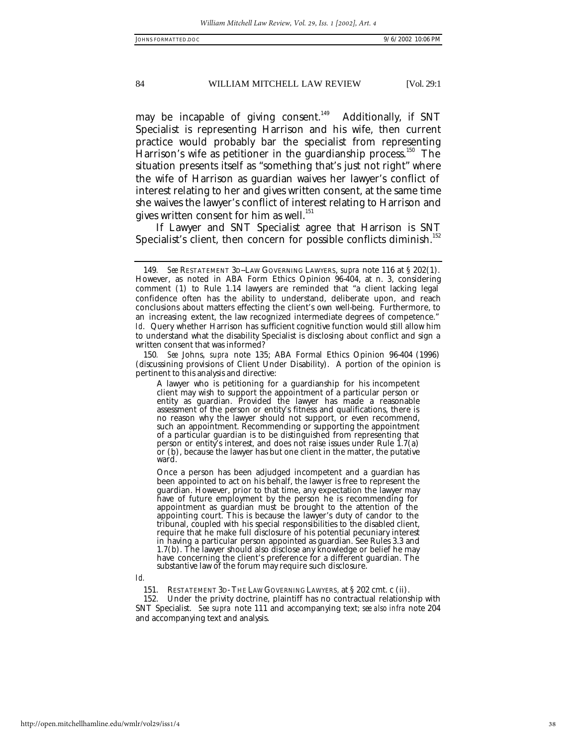may be incapable of giving consent.[149] Additionally, if SNT Specialist is representing Harrison and his wife, then current practice would probably bar the specialist from representing Harrison's wife as petitioner in the guardianship process.[150] The situation presents itself as "something that's just not right" where the wife of Harrison as guardian waives her lawyer's conflict of interest relating to her and gives written consent, at the same time she waives the lawyer's conflict of interest relating to Harrison and gives written consent for him as well.[151]

If Lawyer and SNT Specialist agree that Harrison is SNT Specialist's client, then concern for possible conflicts diminish.[152]

---

149. *See* RESTATEMENT 3D–LAW GOVERNING LAWYERS, *supra* note 116 at § 202(1). However, as noted in ABA Form Ethics Opinion 96-404, at n. 3, considering comment (1) to Rule 1.14 lawyers are reminded that "a client lacking legal confidence often has the ability to understand, deliberate upon, and reach conclusions about matters effecting the client's own well-being. Furthermore, to an increasing extent, the law recognized intermediate degrees of competence." *Id.* Query whether Harrison has sufficient cognitive function would still allow him to understand what the disability Specialist is disclosing about conflict and sign a written consent that was informed?

150. *See* Johns, *supra* note 135; ABA Formal Ethics Opinion 96-404 (1996) (discussing provisions of Client Under Disability). A portion of the opinion is pertinent to this analysis and directive:

> A lawyer who is petitioning for a guardianship for his incompetent client may wish to support the appointment of a particular person or entity as guardian. Provided the lawyer has made a reasonable assessment of the person or entity's fitness and qualifications, there is no reason why the lawyer should not support, or even recommend, such an appointment. Recommending or supporting the appointment of a particular guardian is to be distinguished from representing that person or entity's interest, and does not raise issues under Rule 1.7(a) or (b), because the lawyer has but one client in the matter, the putative ward.
>
> Once a person has been adjudged incompetent and a guardian has been appointed to act on his behalf, the lawyer is free to represent the guardian. However, prior to that time, any expectation the lawyer may have of future employment by the person he is recommending for appointment as guardian must be brought to the attention of the appointing court. This is because the lawyer's duty of candor to the tribunal, coupled with his special responsibilities to the disabled client, require that he make full disclosure of his potential pecuniary interest in having a particular person appointed as guardian. See Rules 3.3 and 1.7(b). The lawyer should also disclose any knowledge or belief he may have concerning the client's preference for a different guardian. The substantive law of the forum may require such disclosure.

*Id.*

151. RESTATEMENT 3D-THE LAW GOVERNING LAWYERS, at § 202 cmt. c (ii).

152. Under the privity doctrine, plaintiff has no contractual relationship with SNT Specialist. *See supra* note 111 and accompanying text; *see also infra* note 204 and accompanying text and analysis.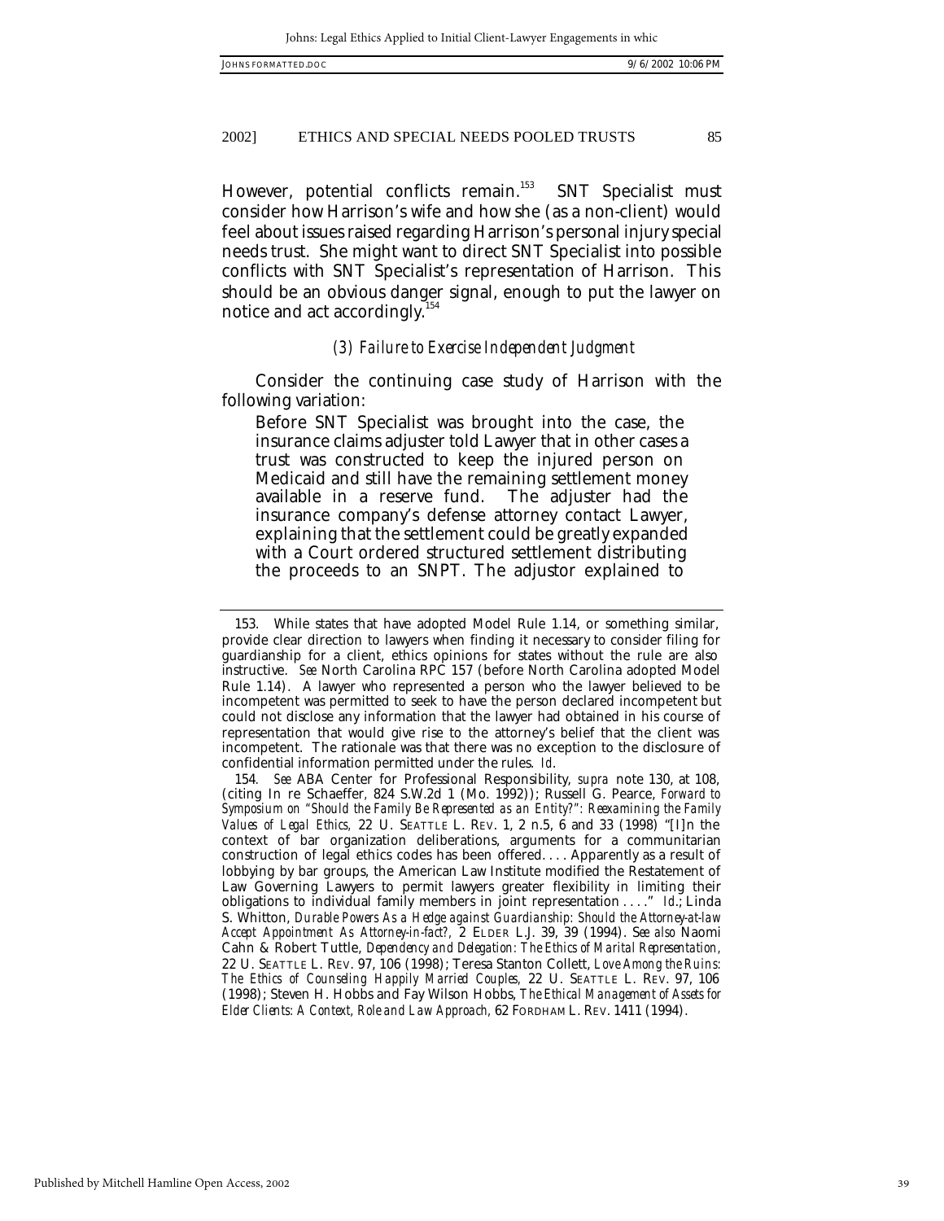However, potential conflicts remain.[153] SNT Specialist must consider how Harrison's wife and how she (as a non-client) would feel about issues raised regarding Harrison's personal injury special needs trust. She might want to direct SNT Specialist into possible conflicts with SNT Specialist's representation of Harrison. This should be an obvious danger signal, enough to put the lawyer on notice and act accordingly.[154]

*(3) Failure to Exercise Independent Judgment*

Consider the continuing case study of Harrison with the following variation:

> Before SNT Specialist was brought into the case, the insurance claims adjuster told Lawyer that in other cases a trust was constructed to keep the injured person on Medicaid and still have the remaining settlement money available in a reserve fund. The adjuster had the insurance company's defense attorney contact Lawyer, explaining that the settlement could be greatly expanded with a Court ordered structured settlement distributing the proceeds to an SNPT. The adjustor explained to

---

153. While states that have adopted Model Rule 1.14, or something similar, provide clear direction to lawyers when finding it necessary to consider filing for guardianship for a client, ethics opinions for states without the rule are also instructive. *See* North Carolina RPC 157 (before North Carolina adopted Model Rule 1.14). A lawyer who represented a person who the lawyer believed to be incompetent was permitted to seek to have the person declared incompetent but could not disclose any information that the lawyer had obtained in his course of representation that would give rise to the attorney's belief that the client was incompetent. The rationale was that there was no exception to the disclosure of confidential information permitted under the rules. *Id.*

154. *See* ABA Center for Professional Responsibility, *supra* note 130, at 108, (citing In re Schaeffer, 824 S.W.2d 1 (Mo. 1992)); Russell G. Pearce, *Forward to Symposium on "Should the Family Be Represented as an Entity?": Reexamining the Family Values of Legal Ethics*, 22 U. SEATTLE L. REV. 1, 2 n.5, 6 and 33 (1998) "[I]n the context of bar organization deliberations, arguments for a communitarian construction of legal ethics codes has been offered. . . . Apparently as a result of lobbying by bar groups, the American Law Institute modified the Restatement of Law Governing Lawyers to permit lawyers greater flexibility in limiting their obligations to individual family members in joint representation . . . ." *Id.*; Linda S. Whitton, *Durable Powers As a Hedge against Guardianship: Should the Attorney-at-law Accept Appointment As Attorney-in-fact?*, 2 ELDER L.J. 39, 39 (1994). *See also* Naomi Cahn & Robert Tuttle, *Dependency and Delegation: The Ethics of Marital Representation*, 22 U. SEATTLE L. REV. 97, 106 (1998); Teresa Stanton Collett, *Love Among the Ruins: The Ethics of Counseling Happily Married Couples*, 22 U. SEATTLE L. REV. 97, 106 (1998); Steven H. Hobbs and Fay Wilson Hobbs, *The Ethical Management of Assets for Elder Clients: A Context, Role and Law Approach*, 62 FORDHAM L. REV. 1411 (1994).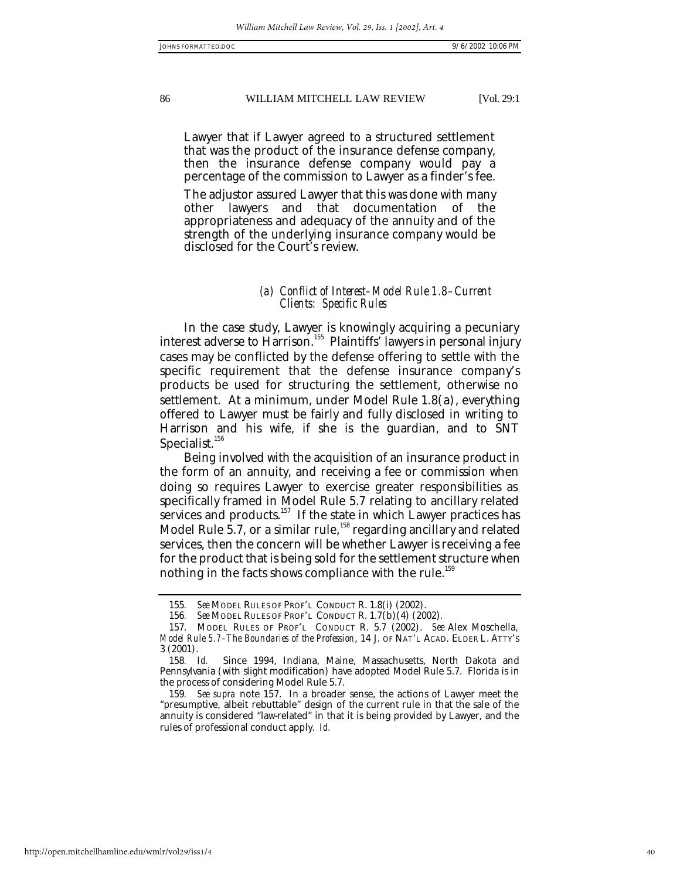Lawyer that if Lawyer agreed to a structured settlement that was the product of the insurance defense company, then the insurance defense company would pay a percentage of the commission to Lawyer as a finder's fee.

The adjustor assured Lawyer that this was done with many other lawyers and that documentation of the appropriateness and adequacy of the annuity and of the strength of the underlying insurance company would be disclosed for the Court's review.

#### *(a) Conflict of Interest–Model Rule 1.8–Current Clients: Specific Rules*

In the case study, Lawyer is knowingly acquiring a pecuniary interest adverse to Harrison.[155] Plaintiffs' lawyers in personal injury cases may be conflicted by the defense offering to settle with the specific requirement that the defense insurance company's products be used for structuring the settlement, otherwise no settlement. At a minimum, under Model Rule 1.8(a), everything offered to Lawyer must be fairly and fully disclosed in writing to Harrison and his wife, if she is the guardian, and to SNT Specialist.[156]

Being involved with the acquisition of an insurance product in the form of an annuity, and receiving a fee or commission when doing so requires Lawyer to exercise greater responsibilities as specifically framed in Model Rule 5.7 relating to ancillary related services and products.[157] If the state in which Lawyer practices has Model Rule 5.7, or a similar rule,[158] regarding ancillary and related services, then the concern will be whether Lawyer is receiving a fee for the product that is being sold for the settlement structure when nothing in the facts shows compliance with the rule.[159]

---

155. *See* MODEL RULES OF PROF'L CONDUCT R. 1.8(i) (2002).

156. *See* MODEL RULES OF PROF'L CONDUCT R. 1.7(b)(4) (2002).

157. MODEL RULES OF PROF'L CONDUCT R. 5.7 (2002). *See* Alex Moschella, *Model Rule 5.7–The Boundaries of the Profession*, 14 J. OF NAT'L ACAD. ELDER L. ATTY'S 3 (2001).

158. *Id.* Since 1994, Indiana, Maine, Massachusetts, North Dakota and Pennsylvania (with slight modification) have adopted Model Rule 5.7. Florida is in the process of considering Model Rule 5.7.

159. *See supra* note 157. In a broader sense, the actions of Lawyer meet the "presumptive, albeit rebuttable" design of the current rule in that the sale of the annuity is considered "law-related" in that it is being provided by Lawyer, and the rules of professional conduct apply. *Id.*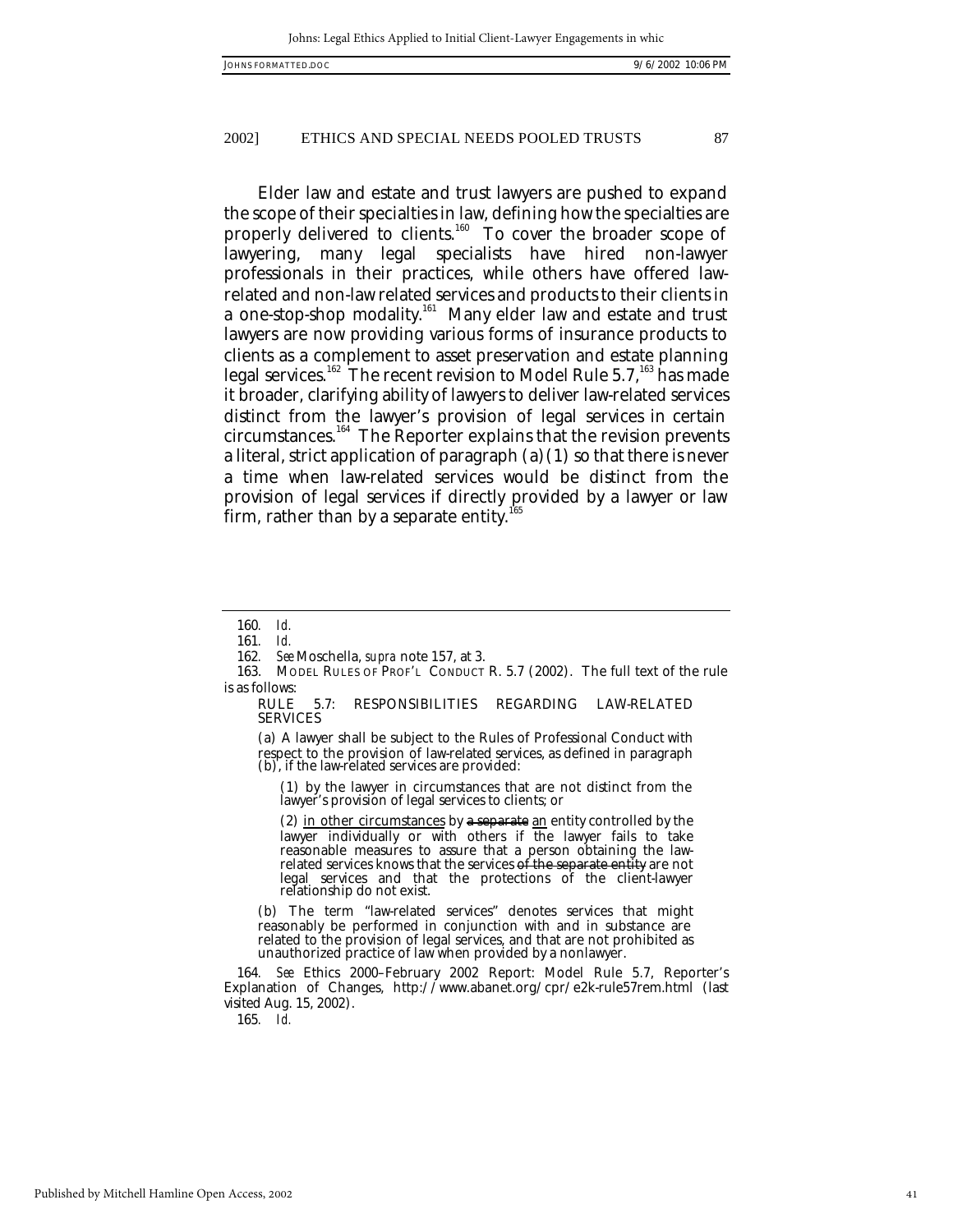Elder law and estate and trust lawyers are pushed to expand the scope of their specialties in law, defining how the specialties are properly delivered to clients.[160] To cover the broader scope of lawyering, many legal specialists have hired non-lawyer professionals in their practices, while others have offered law-related and non-law related services and products to their clients in a one-stop-shop modality.[161] Many elder law and estate and trust lawyers are now providing various forms of insurance products to clients as a complement to asset preservation and estate planning legal services.[162] The recent revision to Model Rule 5.7,[163] has made it broader, clarifying ability of lawyers to deliver law-related services distinct from the lawyer's provision of legal services in certain circumstances.[164] The Reporter explains that the revision prevents a literal, strict application of paragraph (a)(1) so that there is never a time when law-related services would be distinct from the provision of legal services if directly provided by a lawyer or law firm, rather than by a separate entity.[165]

---

160. *Id.*

161. *Id.*

162. *See* Moschella, *supra* note 157, at 3.

163. MODEL RULES OF PROF'L CONDUCT R. 5.7 (2002). The full text of the rule is as follows:

> RULE 5.7: RESPONSIBILITIES REGARDING LAW-RELATED SERVICES
>
> (a) A lawyer shall be subject to the Rules of Professional Conduct with respect to the provision of law-related services, as defined in paragraph (b), if the law-related services are provided:
>
> (1) by the lawyer in circumstances that are not distinct from the lawyer's provision of legal services to clients; or
>
> (2) <u>in other circumstances</u> by ~~a separate~~ <u>an</u> entity controlled by the lawyer individually or with others if the lawyer fails to take reasonable measures to assure that a person obtaining the law-related services knows that the services ~~of the separate entity~~ are not legal services and that the protections of the client-lawyer relationship do not exist.
>
> (b) The term "law-related services" denotes services that might reasonably be performed in conjunction with and in substance are related to the provision of legal services, and that are not prohibited as unauthorized practice of law when provided by a nonlawyer.

164. *See* Ethics 2000–February 2002 Report: Model Rule 5.7, Reporter's Explanation of Changes, http://www.abanet.org/cpr/e2k-rule57rem.html (last visited Aug. 15, 2002).

165. *Id.*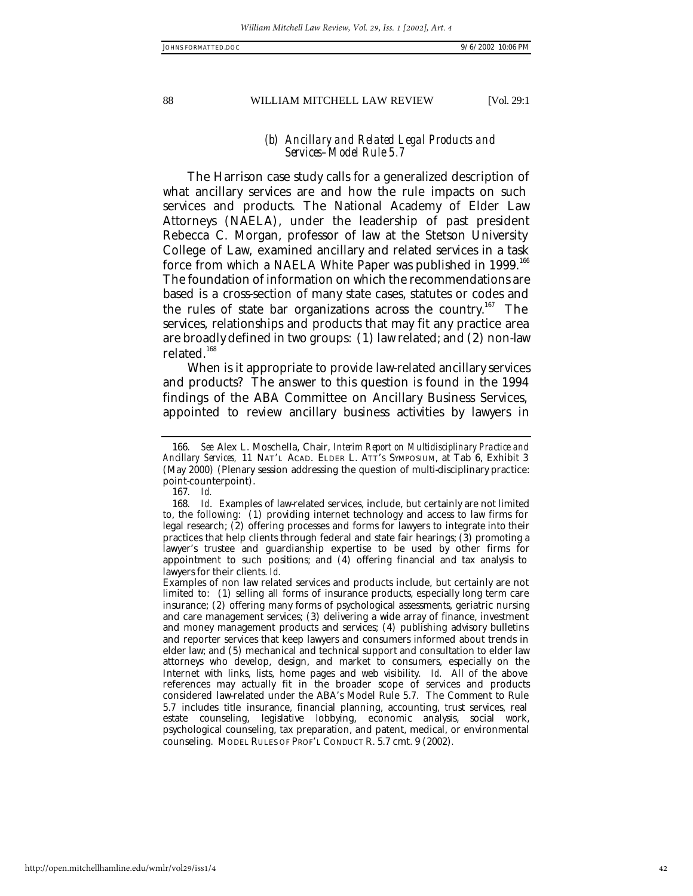### *(b) Ancillary and Related Legal Products and Services–Model Rule 5.7*

The Harrison case study calls for a generalized description of what ancillary services are and how the rule impacts on such services and products. The National Academy of Elder Law Attorneys (NAELA), under the leadership of past president Rebecca C. Morgan, professor of law at the Stetson University College of Law, examined ancillary and related services in a task force from which a NAELA White Paper was published in 1999.[166] The foundation of information on which the recommendations are based is a cross-section of many state cases, statutes or codes and the rules of state bar organizations across the country.[167] The services, relationships and products that may fit any practice area are broadly defined in two groups: (1) law related; and (2) non-law related.[168]

When is it appropriate to provide law-related ancillary services and products? The answer to this question is found in the 1994 findings of the ABA Committee on Ancillary Business Services, appointed to review ancillary business activities by lawyers in

---

166. *See* Alex L. Moschella, Chair, *Interim Report on Multidisciplinary Practice and Ancillary Services*, 11 NAT'L ACAD. ELDER L. ATT'S SYMPOSIUM, at Tab 6, Exhibit 3 (May 2000) (Plenary session addressing the question of multi-disciplinary practice: point-counterpoint).

167. *Id.*

168. *Id*. Examples of law-related services, include, but certainly are not limited to, the following: (1) providing internet technology and access to law firms for legal research; (2) offering processes and forms for lawyers to integrate into their practices that help clients through federal and state fair hearings; (3) promoting a lawyer's trustee and guardianship expertise to be used by other firms for appointment to such positions; and (4) offering financial and tax analysis to lawyers for their clients. *Id.*

Examples of non law related services and products include, but certainly are not limited to: (1) selling all forms of insurance products, especially long term care insurance; (2) offering many forms of psychological assessments, geriatric nursing and care management services; (3) delivering a wide array of finance, investment and money management products and services; (4) publishing advisory bulletins and reporter services that keep lawyers and consumers informed about trends in elder law; and (5) mechanical and technical support and consultation to elder law attorneys who develop, design, and market to consumers, especially on the Internet with links, lists, home pages and web visibility. *Id.* All of the above references may actually fit in the broader scope of services and products considered law-related under the ABA's Model Rule 5.7. The Comment to Rule 5.7 includes title insurance, financial planning, accounting, trust services, real estate counseling, legislative lobbying, economic analysis, social work, psychological counseling, tax preparation, and patent, medical, or environmental counseling. MODEL RULES OF PROF'L CONDUCT R. 5.7 cmt. 9 (2002).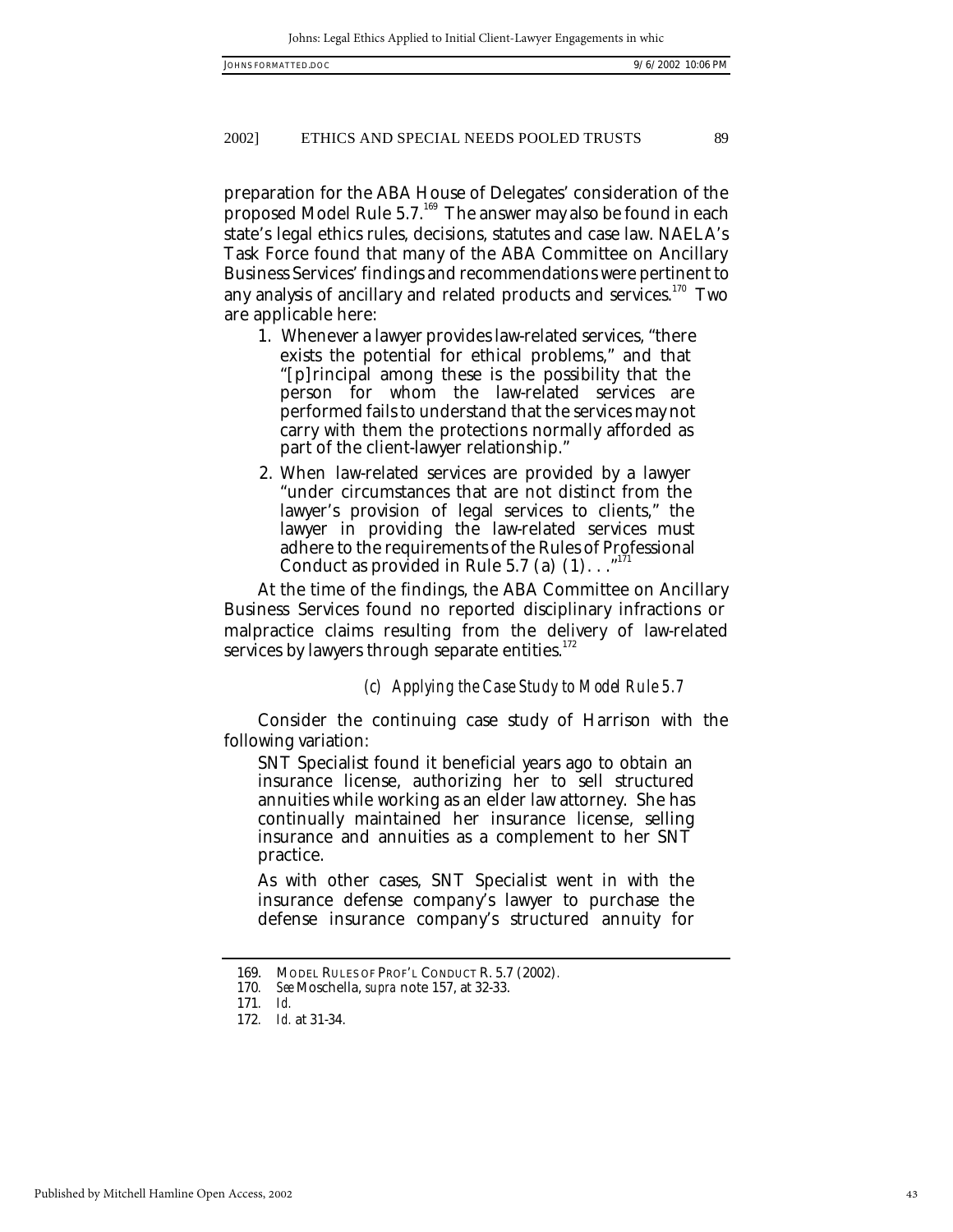preparation for the ABA House of Delegates' consideration of the proposed Model Rule 5.7.[169] The answer may also be found in each state's legal ethics rules, decisions, statutes and case law. NAELA's Task Force found that many of the ABA Committee on Ancillary Business Services' findings and recommendations were pertinent to any analysis of ancillary and related products and services.[170] Two are applicable here:

1. Whenever a lawyer provides law-related services, "there exists the potential for ethical problems," and that "[p]rincipal among these is the possibility that the person for whom the law-related services are performed fails to understand that the services may not carry with them the protections normally afforded as part of the client-lawyer relationship."
2. When law-related services are provided by a lawyer "under circumstances that are not distinct from the lawyer's provision of legal services to clients," the lawyer in providing the law-related services must adhere to the requirements of the Rules of Professional Conduct as provided in Rule 5.7 (a) (1). . ."[171]

At the time of the findings, the ABA Committee on Ancillary Business Services found no reported disciplinary infractions or malpractice claims resulting from the delivery of law-related services by lawyers through separate entities.[172]

*(c) Applying the Case Study to Model Rule 5.7*

Consider the continuing case study of Harrison with the following variation:

> SNT Specialist found it beneficial years ago to obtain an insurance license, authorizing her to sell structured annuities while working as an elder law attorney. She has continually maintained her insurance license, selling insurance and annuities as a complement to her SNT practice.
>
> As with other cases, SNT Specialist went in with the insurance defense company's lawyer to purchase the defense insurance company's structured annuity for

---

169. MODEL RULES OF PROF'L CONDUCT R. 5.7 (2002).

170. *See* Moschella, *supra* note 157, at 32-33.

171. *Id.*

172. *Id.* at 31-34.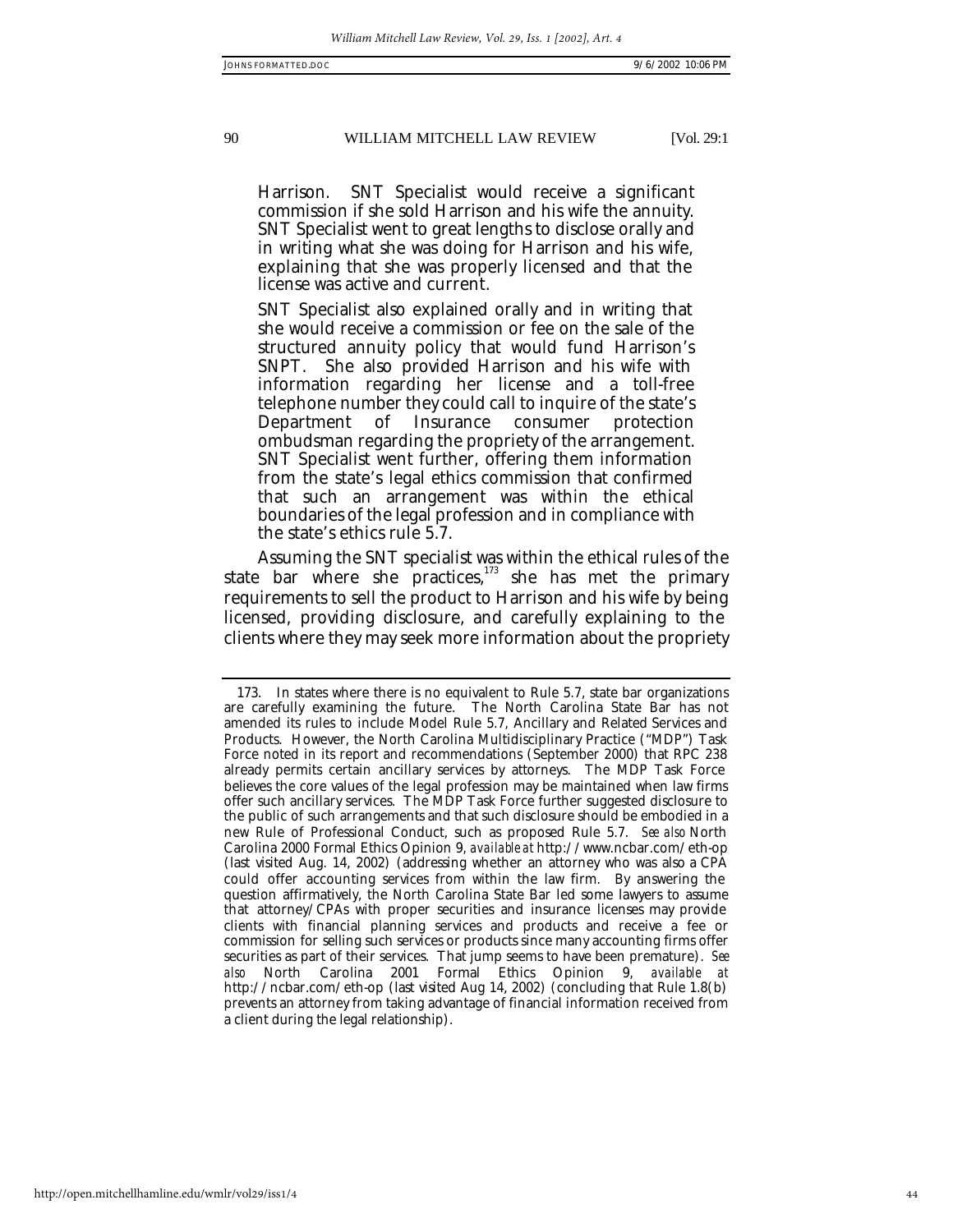Harrison. SNT Specialist would receive a significant commission if she sold Harrison and his wife the annuity. SNT Specialist went to great lengths to disclose orally and in writing what she was doing for Harrison and his wife, explaining that she was properly licensed and that the license was active and current.

SNT Specialist also explained orally and in writing that she would receive a commission or fee on the sale of the structured annuity policy that would fund Harrison's SNPT. She also provided Harrison and his wife with information regarding her license and a toll-free telephone number they could call to inquire of the state's Department of Insurance consumer protection ombudsman regarding the propriety of the arrangement. SNT Specialist went further, offering them information from the state's legal ethics commission that confirmed that such an arrangement was within the ethical boundaries of the legal profession and in compliance with the state's ethics rule 5.7.

Assuming the SNT specialist was within the ethical rules of the state bar where she practices,[173] she has met the primary requirements to sell the product to Harrison and his wife by being licensed, providing disclosure, and carefully explaining to the clients where they may seek more information about the propriety

---

173. In states where there is no equivalent to Rule 5.7, state bar organizations are carefully examining the future. The North Carolina State Bar has not amended its rules to include Model Rule 5.7, Ancillary and Related Services and Products. However, the North Carolina Multidisciplinary Practice ("MDP") Task Force noted in its report and recommendations (September 2000) that RPC 238 already permits certain ancillary services by attorneys. The MDP Task Force believes the core values of the legal profession may be maintained when law firms offer such ancillary services. The MDP Task Force further suggested disclosure to the public of such arrangements and that such disclosure should be embodied in a new Rule of Professional Conduct, such as proposed Rule 5.7. *See also* North Carolina 2000 Formal Ethics Opinion 9, *available at* http://www.ncbar.com/eth-op (last visited Aug. 14, 2002) (addressing whether an attorney who was also a CPA could offer accounting services from within the law firm. By answering the question affirmatively, the North Carolina State Bar led some lawyers to assume that attorney/CPAs with proper securities and insurance licenses may provide clients with financial planning services and products and receive a fee or commission for selling such services or products since many accounting firms offer securities as part of their services. That jump seems to have been premature). *See also* North Carolina 2001 Formal Ethics Opinion 9, *available at* http://ncbar.com/eth-op (last visited Aug 14, 2002) (concluding that Rule 1.8(b) prevents an attorney from taking advantage of financial information received from a client during the legal relationship).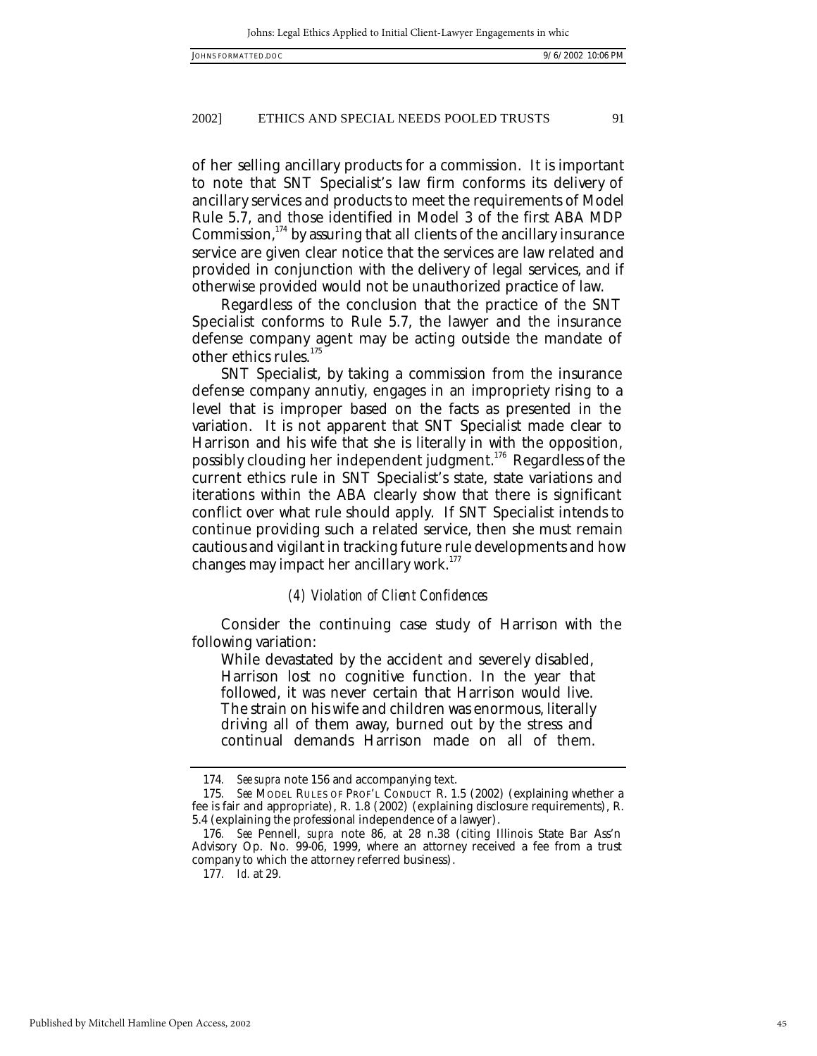of her selling ancillary products for a commission. It is important to note that SNT Specialist's law firm conforms its delivery of ancillary services and products to meet the requirements of Model Rule 5.7, and those identified in Model 3 of the first ABA MDP Commission,[174] by assuring that all clients of the ancillary insurance service are given clear notice that the services are law related and provided in conjunction with the delivery of legal services, and if otherwise provided would not be unauthorized practice of law.

Regardless of the conclusion that the practice of the SNT Specialist conforms to Rule 5.7, the lawyer and the insurance defense company agent may be acting outside the mandate of other ethics rules.[175]

SNT Specialist, by taking a commission from the insurance defense company annutiy, engages in an impropriety rising to a level that is improper based on the facts as presented in the variation. It is not apparent that SNT Specialist made clear to Harrison and his wife that she is literally in with the opposition, possibly clouding her independent judgment.[176] Regardless of the current ethics rule in SNT Specialist's state, state variations and iterations within the ABA clearly show that there is significant conflict over what rule should apply. If SNT Specialist intends to continue providing such a related service, then she must remain cautious and vigilant in tracking future rule developments and how changes may impact her ancillary work.[177]

*(4) Violation of Client Confidences*

Consider the continuing case study of Harrison with the following variation:

> While devastated by the accident and severely disabled, Harrison lost no cognitive function. In the year that followed, it was never certain that Harrison would live. The strain on his wife and children was enormous, literally driving all of them away, burned out by the stress and continual demands Harrison made on all of them.

---

174. *See supra* note 156 and accompanying text.

175. *See* MODEL RULES OF PROF'L CONDUCT R. 1.5 (2002) (explaining whether a fee is fair and appropriate), R. 1.8 (2002) (explaining disclosure requirements), R. 5.4 (explaining the professional independence of a lawyer).

176. *See* Pennell, *supra* note 86, at 28 n.38 (citing Illinois State Bar Ass'n Advisory Op. No. 99-06, 1999, where an attorney received a fee from a trust company to which the attorney referred business).

177. *Id.* at 29.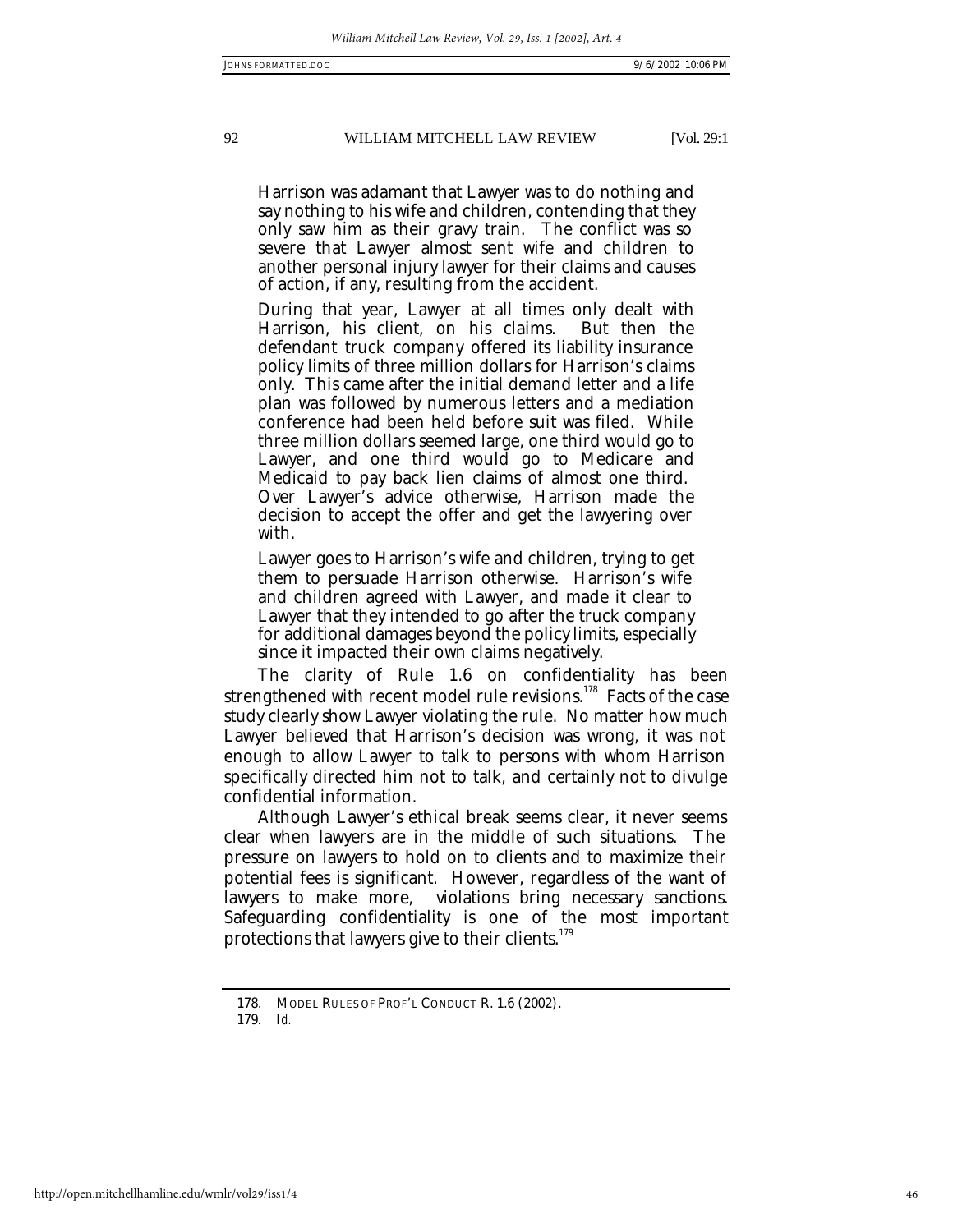> Harrison was adamant that Lawyer was to do nothing and say nothing to his wife and children, contending that they only saw him as their gravy train. The conflict was so severe that Lawyer almost sent wife and children to another personal injury lawyer for their claims and causes of action, if any, resulting from the accident.
>
> During that year, Lawyer at all times only dealt with Harrison, his client, on his claims. But then the defendant truck company offered its liability insurance policy limits of three million dollars for Harrison's claims only. This came after the initial demand letter and a life plan was followed by numerous letters and a mediation conference had been held before suit was filed. While three million dollars seemed large, one third would go to Lawyer, and one third would go to Medicare and Medicaid to pay back lien claims of almost one third. Over Lawyer's advice otherwise, Harrison made the decision to accept the offer and get the lawyering over with.
>
> Lawyer goes to Harrison's wife and children, trying to get them to persuade Harrison otherwise. Harrison's wife and children agreed with Lawyer, and made it clear to Lawyer that they intended to go after the truck company for additional damages beyond the policy limits, especially since it impacted their own claims negatively.

The clarity of Rule 1.6 on confidentiality has been strengthened with recent model rule revisions.[178] Facts of the case study clearly show Lawyer violating the rule. No matter how much Lawyer believed that Harrison's decision was wrong, it was not enough to allow Lawyer to talk to persons with whom Harrison specifically directed him not to talk, and certainly not to divulge confidential information.

Although Lawyer's ethical break seems clear, it never seems clear when lawyers are in the middle of such situations. The pressure on lawyers to hold on to clients and to maximize their potential fees is significant. However, regardless of the want of lawyers to make more, violations bring necessary sanctions. Safeguarding confidentiality is one of the most important protections that lawyers give to their clients.[179]

---

178. MODEL RULES OF PROF'L CONDUCT R. 1.6 (2002).

179. *Id.*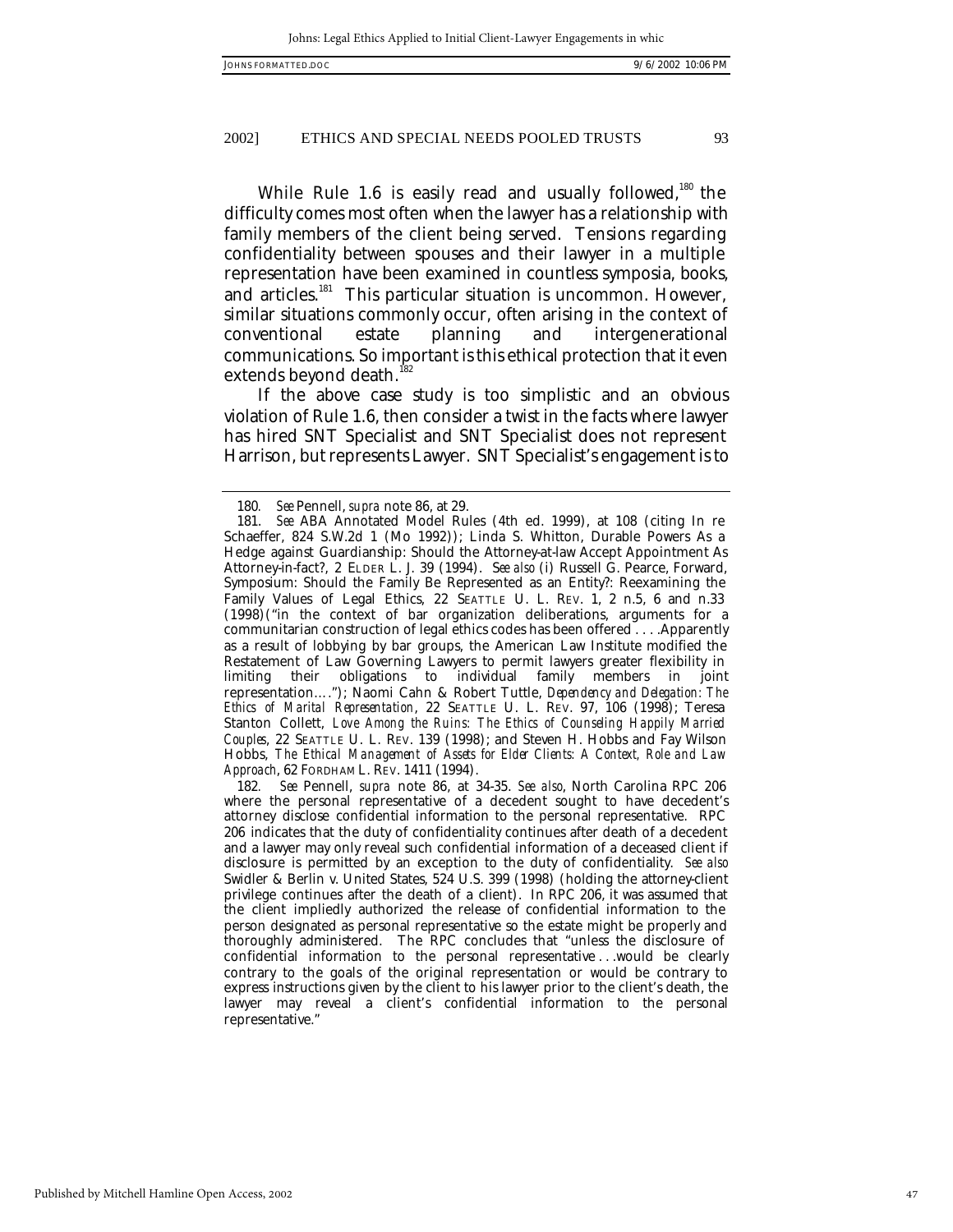While Rule 1.6 is easily read and usually followed,[180] the difficulty comes most often when the lawyer has a relationship with family members of the client being served. Tensions regarding confidentiality between spouses and their lawyer in a multiple representation have been examined in countless symposia, books, and articles.[181] This particular situation is uncommon. However, similar situations commonly occur, often arising in the context of conventional estate planning and intergenerational communications. So important is this ethical protection that it even extends beyond death.[182]

If the above case study is too simplistic and an obvious violation of Rule 1.6, then consider a twist in the facts where lawyer has hired SNT Specialist and SNT Specialist does not represent Harrison, but represents Lawyer. SNT Specialist's engagement is to

---

180. *See* Pennell, *supra* note 86, at 29.

181. *See* ABA Annotated Model Rules (4th ed. 1999), at 108 (citing In re Schaeffer, 824 S.W.2d 1 (Mo 1992)); Linda S. Whitton, Durable Powers As a Hedge against Guardianship: Should the Attorney-at-law Accept Appointment As Attorney-in-fact?, 2 ELDER L. J. 39 (1994). *See also* (i) Russell G. Pearce, Forward, Symposium: Should the Family Be Represented as an Entity?: Reexamining the Family Values of Legal Ethics, 22 SEATTLE U. L. REV. 1, 2 n.5, 6 and n.33 (1998)("in the context of bar organization deliberations, arguments for a communitarian construction of legal ethics codes has been offered . . . .Apparently as a result of lobbying by bar groups, the American Law Institute modified the Restatement of Law Governing Lawyers to permit lawyers greater flexibility in limiting their obligations to individual family members in joint representation…."); Naomi Cahn & Robert Tuttle, *Dependency and Delegation: The Ethics of Marital Representation*, 22 SEATTLE U. L. REV. 97, 106 (1998); Teresa Stanton Collett, *Love Among the Ruins: The Ethics of Counseling Happily Married Couples*, 22 SEATTLE U. L. REV. 139 (1998); and Steven H. Hobbs and Fay Wilson Hobbs, *The Ethical Management of Assets for Elder Clients: A Context, Role and Law Approach*, 62 FORDHAM L. REV. 1411 (1994).

182. *See* Pennell, *supra* note 86, at 34-35. *See also*, North Carolina RPC 206 where the personal representative of a decedent sought to have decedent's attorney disclose confidential information to the personal representative. RPC 206 indicates that the duty of confidentiality continues after death of a decedent and a lawyer may only reveal such confidential information of a deceased client if disclosure is permitted by an exception to the duty of confidentiality. *See also* Swidler & Berlin v. United States, 524 U.S. 399 (1998) (holding the attorney-client privilege continues after the death of a client). In RPC 206, it was assumed that the client impliedly authorized the release of confidential information to the person designated as personal representative so the estate might be properly and thoroughly administered. The RPC concludes that "unless the disclosure of confidential information to the personal representative . . .would be clearly contrary to the goals of the original representation or would be contrary to express instructions given by the client to his lawyer prior to the client's death, the lawyer may reveal a client's confidential information to the personal representative."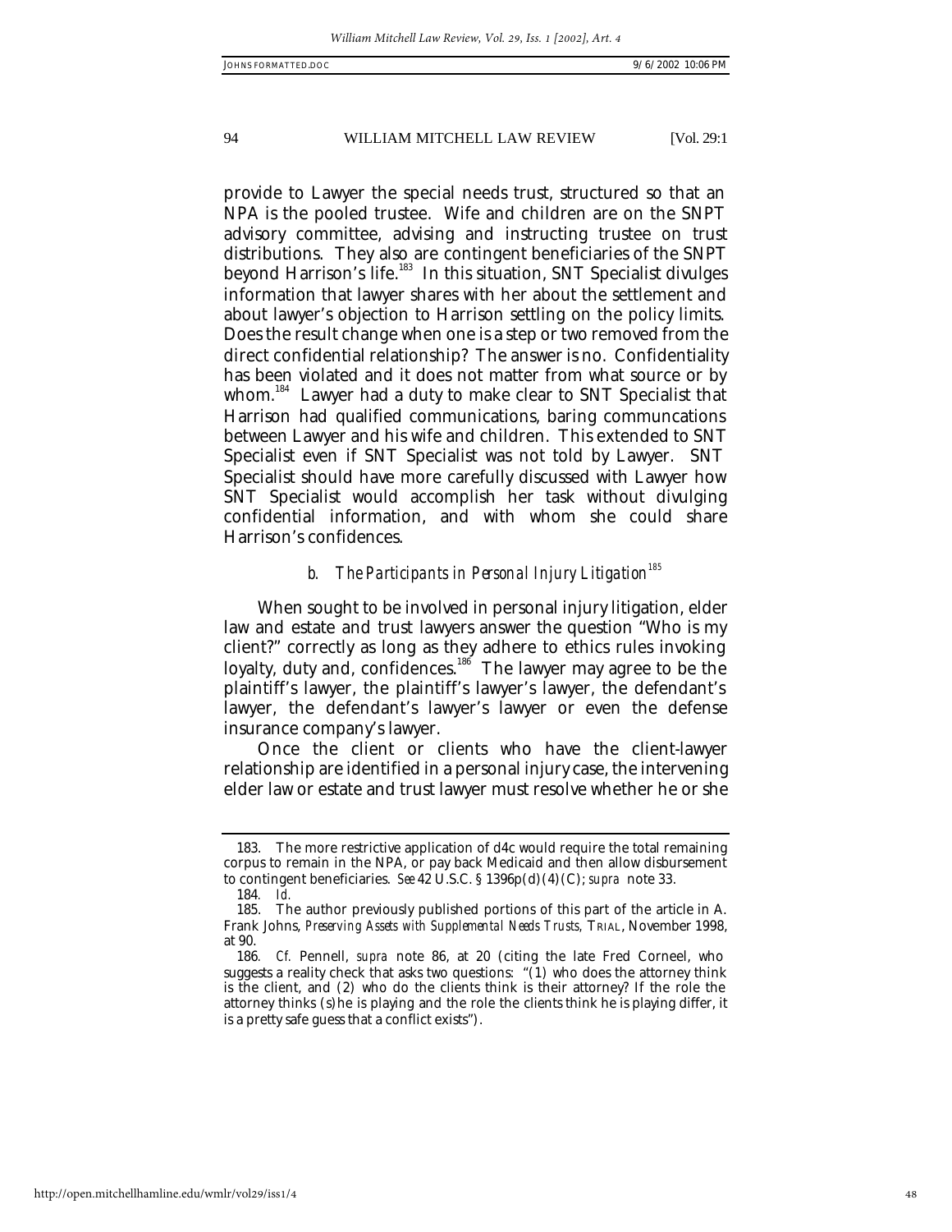provide to Lawyer the special needs trust, structured so that an NPA is the pooled trustee. Wife and children are on the SNPT advisory committee, advising and instructing trustee on trust distributions. They also are contingent beneficiaries of the SNPT beyond Harrison's life.[183] In this situation, SNT Specialist divulges information that lawyer shares with her about the settlement and about lawyer's objection to Harrison settling on the policy limits. Does the result change when one is a step or two removed from the direct confidential relationship? The answer is no. Confidentiality has been violated and it does not matter from what source or by whom.[184] Lawyer had a duty to make clear to SNT Specialist that Harrison had qualified communications, baring communcations between Lawyer and his wife and children. This extended to SNT Specialist even if SNT Specialist was not told by Lawyer. SNT Specialist should have more carefully discussed with Lawyer how SNT Specialist would accomplish her task without divulging confidential information, and with whom she could share Harrison's confidences.

### *b. The Participants in Personal Injury Litigation*[185]

When sought to be involved in personal injury litigation, elder law and estate and trust lawyers answer the question "Who is my client?" correctly as long as they adhere to ethics rules invoking loyalty, duty and, confidences.[186] The lawyer may agree to be the plaintiff's lawyer, the plaintiff's lawyer's lawyer, the defendant's lawyer, the defendant's lawyer's lawyer or even the defense insurance company's lawyer.

Once the client or clients who have the client-lawyer relationship are identified in a personal injury case, the intervening elder law or estate and trust lawyer must resolve whether he or she

---

183. The more restrictive application of d4c would require the total remaining corpus to remain in the NPA, or pay back Medicaid and then allow disbursement to contingent beneficiaries. *See* 42 U.S.C. § 1396p(d)(4)(C); *supra* note 33.

184. *Id.*

185. The author previously published portions of this part of the article in A. Frank Johns, *Preserving Assets with Supplemental Needs Trusts,* TRIAL, November 1998, at 90.

186. *Cf.* Pennell, *supra* note 86, at 20 (citing the late Fred Corneel, who suggests a reality check that asks two questions: "(1) who does the attorney think is the client, and (2) who do the clients think is their attorney? If the role the attorney thinks (s)he is playing and the role the clients think he is playing differ, it is a pretty safe guess that a conflict exists").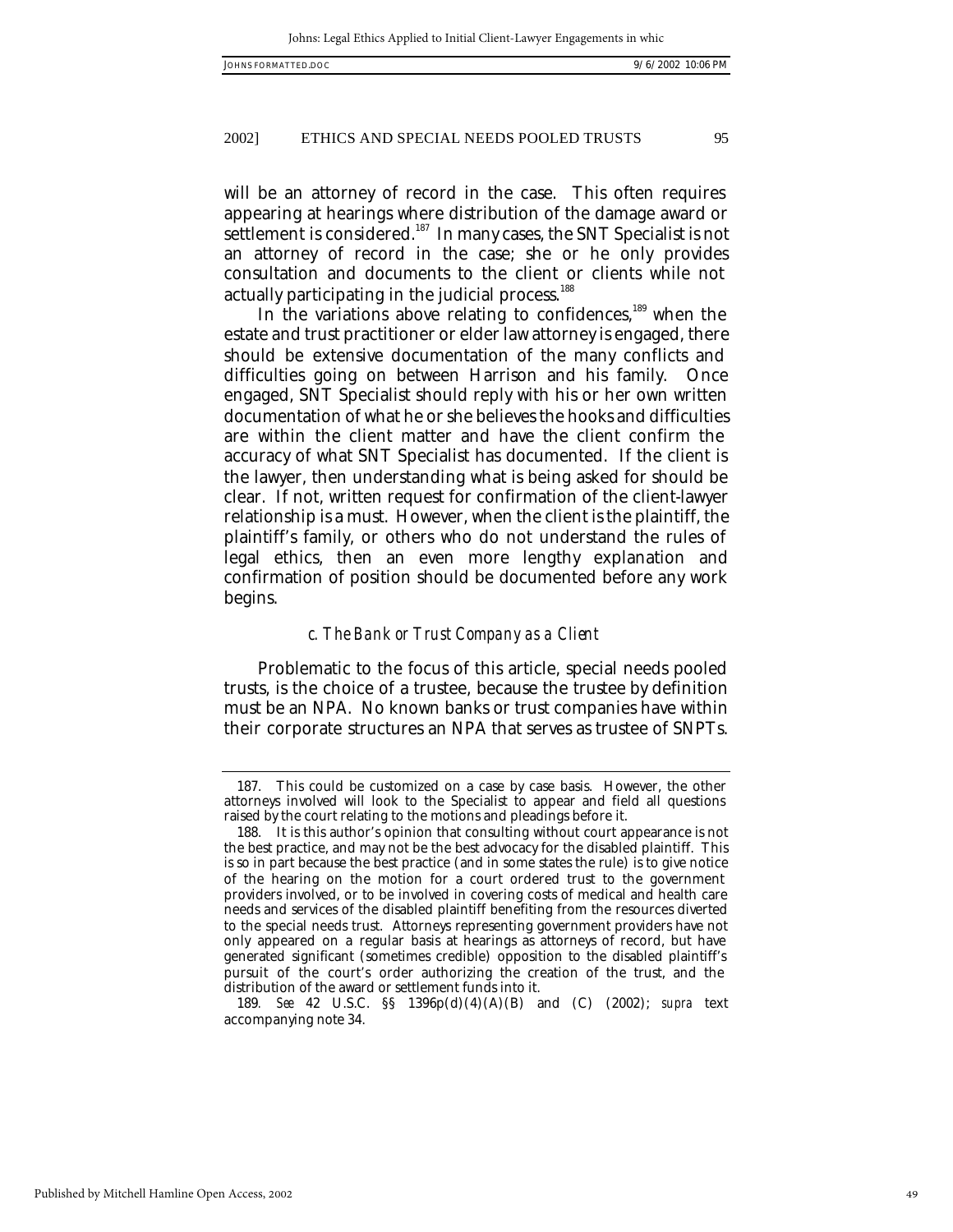will be an attorney of record in the case. This often requires appearing at hearings where distribution of the damage award or settlement is considered.[187] In many cases, the SNT Specialist is not an attorney of record in the case; she or he only provides consultation and documents to the client or clients while not actually participating in the judicial process.[188]

In the variations above relating to confidences,[189] when the estate and trust practitioner or elder law attorney is engaged, there should be extensive documentation of the many conflicts and difficulties going on between Harrison and his family. Once engaged, SNT Specialist should reply with his or her own written documentation of what he or she believes the hooks and difficulties are within the client matter and have the client confirm the accuracy of what SNT Specialist has documented. If the client is the lawyer, then understanding what is being asked for should be clear. If not, written request for confirmation of the client-lawyer relationship is a must. However, when the client is the plaintiff, the plaintiff's family, or others who do not understand the rules of legal ethics, then an even more lengthy explanation and confirmation of position should be documented before any work begins.

#### *c. The Bank or Trust Company as a Client*

Problematic to the focus of this article, special needs pooled trusts, is the choice of a trustee, because the trustee by definition must be an NPA. No known banks or trust companies have within their corporate structures an NPA that serves as trustee of SNPTs.

---

187. This could be customized on a case by case basis. However, the other attorneys involved will look to the Specialist to appear and field all questions raised by the court relating to the motions and pleadings before it.

188. It is this author's opinion that consulting without court appearance is not the best practice, and may not be the best advocacy for the disabled plaintiff. This is so in part because the best practice (and in some states the rule) is to give notice of the hearing on the motion for a court ordered trust to the government providers involved, or to be involved in covering costs of medical and health care needs and services of the disabled plaintiff benefiting from the resources diverted to the special needs trust. Attorneys representing government providers have not only appeared on a regular basis at hearings as attorneys of record, but have generated significant (sometimes credible) opposition to the disabled plaintiff's pursuit of the court's order authorizing the creation of the trust, and the distribution of the award or settlement funds into it.

189. *See* 42 U.S.C. §§ 1396p(d)(4)(A)(B) and (C) (2002); *supra* text accompanying note 34.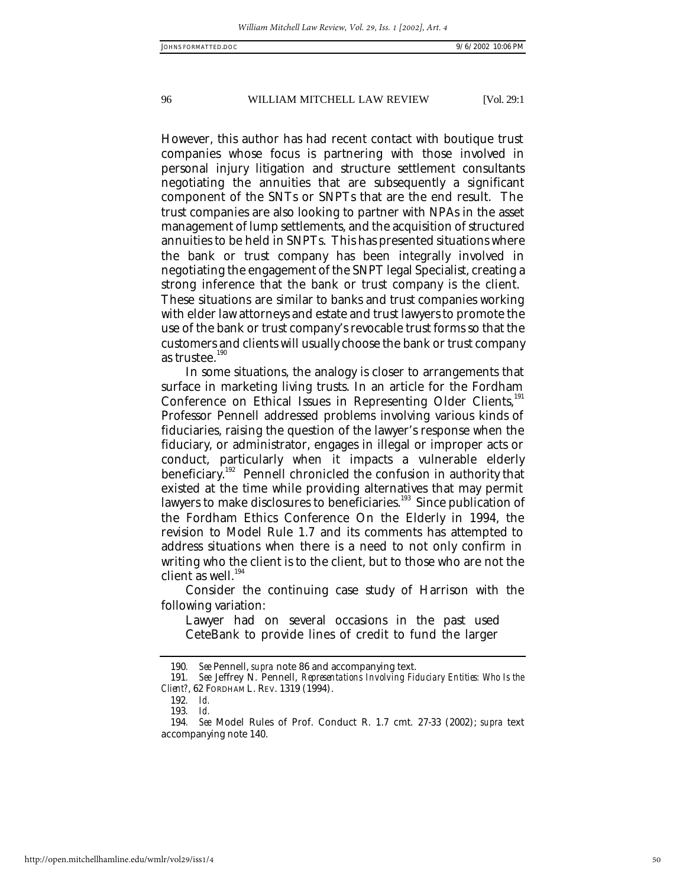However, this author has had recent contact with boutique trust companies whose focus is partnering with those involved in personal injury litigation and structure settlement consultants negotiating the annuities that are subsequently a significant component of the SNTs or SNPTs that are the end result. The trust companies are also looking to partner with NPAs in the asset management of lump settlements, and the acquisition of structured annuities to be held in SNPTs. This has presented situations where the bank or trust company has been integrally involved in negotiating the engagement of the SNPT legal Specialist, creating a strong inference that the bank or trust company is the client. These situations are similar to banks and trust companies working with elder law attorneys and estate and trust lawyers to promote the use of the bank or trust company's revocable trust forms so that the customers and clients will usually choose the bank or trust company as trustee.[190]

In some situations, the analogy is closer to arrangements that surface in marketing living trusts. In an article for the Fordham Conference on Ethical Issues in Representing Older Clients,[191] Professor Pennell addressed problems involving various kinds of fiduciaries, raising the question of the lawyer's response when the fiduciary, or administrator, engages in illegal or improper acts or conduct, particularly when it impacts a vulnerable elderly beneficiary.[192] Pennell chronicled the confusion in authority that existed at the time while providing alternatives that may permit lawyers to make disclosures to beneficiaries.[193] Since publication of the Fordham Ethics Conference On the Elderly in 1994, the revision to Model Rule 1.7 and its comments has attempted to address situations when there is a need to not only confirm in writing who the client is to the client, but to those who are not the client as well.[194]

Consider the continuing case study of Harrison with the following variation:

> Lawyer had on several occasions in the past used CeteBank to provide lines of credit to fund the larger

---

190. *See* Pennell, *supra* note 86 and accompanying text.

191. *See* Jeffrey N. Pennell, *Representations Involving Fiduciary Entities: Who Is the Client?*, 62 FORDHAM L. REV. 1319 (1994).

192. *Id.*

193. *Id.*

194. *See* Model Rules of Prof. Conduct R. 1.7 cmt. 27-33 (2002); *supra* text accompanying note 140.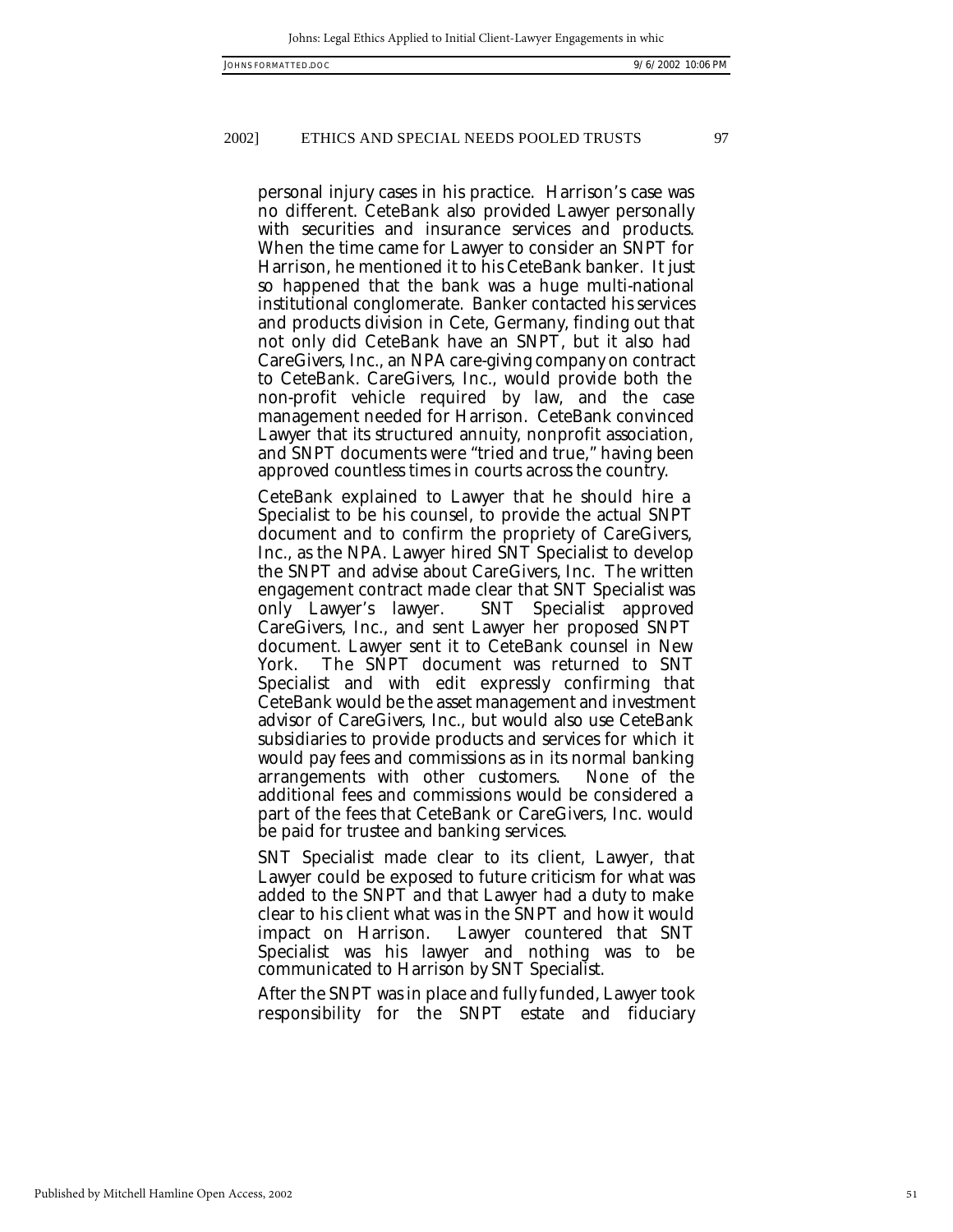personal injury cases in his practice. Harrison's case was no different. CeteBank also provided Lawyer personally with securities and insurance services and products. When the time came for Lawyer to consider an SNPT for Harrison, he mentioned it to his CeteBank banker. It just so happened that the bank was a huge multi-national institutional conglomerate. Banker contacted his services and products division in Cete, Germany, finding out that not only did CeteBank have an SNPT, but it also had CareGivers, Inc., an NPA care-giving company on contract to CeteBank. CareGivers, Inc., would provide both the non-profit vehicle required by law, and the case management needed for Harrison. CeteBank convinced Lawyer that its structured annuity, nonprofit association, and SNPT documents were "tried and true," having been approved countless times in courts across the country.

CeteBank explained to Lawyer that he should hire a Specialist to be his counsel, to provide the actual SNPT document and to confirm the propriety of CareGivers, Inc., as the NPA. Lawyer hired SNT Specialist to develop the SNPT and advise about CareGivers, Inc. The written engagement contract made clear that SNT Specialist was only Lawyer's lawyer. SNT Specialist approved CareGivers, Inc., and sent Lawyer her proposed SNPT document. Lawyer sent it to CeteBank counsel in New York. The SNPT document was returned to SNT Specialist and with edit expressly confirming that CeteBank would be the asset management and investment advisor of CareGivers, Inc., but would also use CeteBank subsidiaries to provide products and services for which it would pay fees and commissions as in its normal banking arrangements with other customers. None of the additional fees and commissions would be considered a part of the fees that CeteBank or CareGivers, Inc. would be paid for trustee and banking services.

SNT Specialist made clear to its client, Lawyer, that Lawyer could be exposed to future criticism for what was added to the SNPT and that Lawyer had a duty to make clear to his client what was in the SNPT and how it would impact on Harrison. Lawyer countered that SNT Specialist was his lawyer and nothing was to be communicated to Harrison by SNT Specialist.

After the SNPT was in place and fully funded, Lawyer took responsibility for the SNPT estate and fiduciary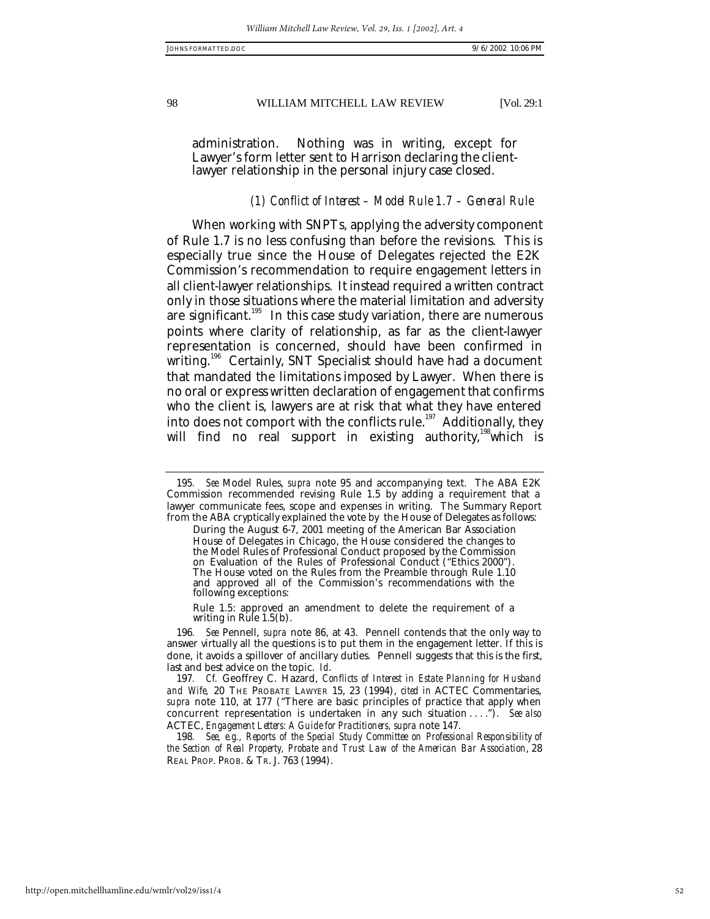administration. Nothing was in writing, except for Lawyer's form letter sent to Harrison declaring the client-lawyer relationship in the personal injury case closed.

*(1) Conflict of Interest – Model Rule 1.7 – General Rule*

When working with SNPTs, applying the adversity component of Rule 1.7 is no less confusing than before the revisions. This is especially true since the House of Delegates rejected the E2K Commission's recommendation to require engagement letters in all client-lawyer relationships. It instead required a written contract only in those situations where the material limitation and adversity are significant.[195] In this case study variation, there are numerous points where clarity of relationship, as far as the client-lawyer representation is concerned, should have been confirmed in writing.[196] Certainly, SNT Specialist should have had a document that mandated the limitations imposed by Lawyer. When there is no oral or express written declaration of engagement that confirms who the client is, lawyers are at risk that what they have entered into does not comport with the conflicts rule.[197] Additionally, they will find no real support in existing authority,[198] which is

---

195. *See* Model Rules, *supra* note 95 and accompanying text. The ABA E2K Commission recommended revising Rule 1.5 by adding a requirement that a lawyer communicate fees, scope and expenses in writing. The Summary Report from the ABA cryptically explained the vote by the House of Delegates as follows:

> During the August 6-7, 2001 meeting of the American Bar Association House of Delegates in Chicago, the House considered the changes to the Model Rules of Professional Conduct proposed by the Commission on Evaluation of the Rules of Professional Conduct ("Ethics 2000"). The House voted on the Rules from the Preamble through Rule 1.10 and approved all of the Commission's recommendations with the following exceptions:
>
> Rule 1.5: approved an amendment to delete the requirement of a writing in Rule 1.5(b).

196. *See* Pennell, *supra* note 86, at 43. Pennell contends that the only way to answer virtually all the questions is to put them in the engagement letter. If this is done, it avoids a spillover of ancillary duties. Pennell suggests that this is the first, last and best advice on the topic. *Id.*

197. *Cf.* Geoffrey C. Hazard, *Conflicts of Interest in Estate Planning for Husband and Wife*, 20 THE PROBATE LAWYER 15, 23 (1994), *cited in* ACTEC Commentaries, *supra* note 110, at 177 ("There are basic principles of practice that apply when concurrent representation is undertaken in any such situation . . . ."). *See also* ACTEC, *Engagement Letters: A Guide for Practitioners*, *supra* note 147.

198. *See, e.g., Reports of the Special Study Committee on Professional Responsibility of the Section of Real Property, Probate and Trust Law of the American Bar Association*, 28 REAL PROP. PROB. & TR. J. 763 (1994).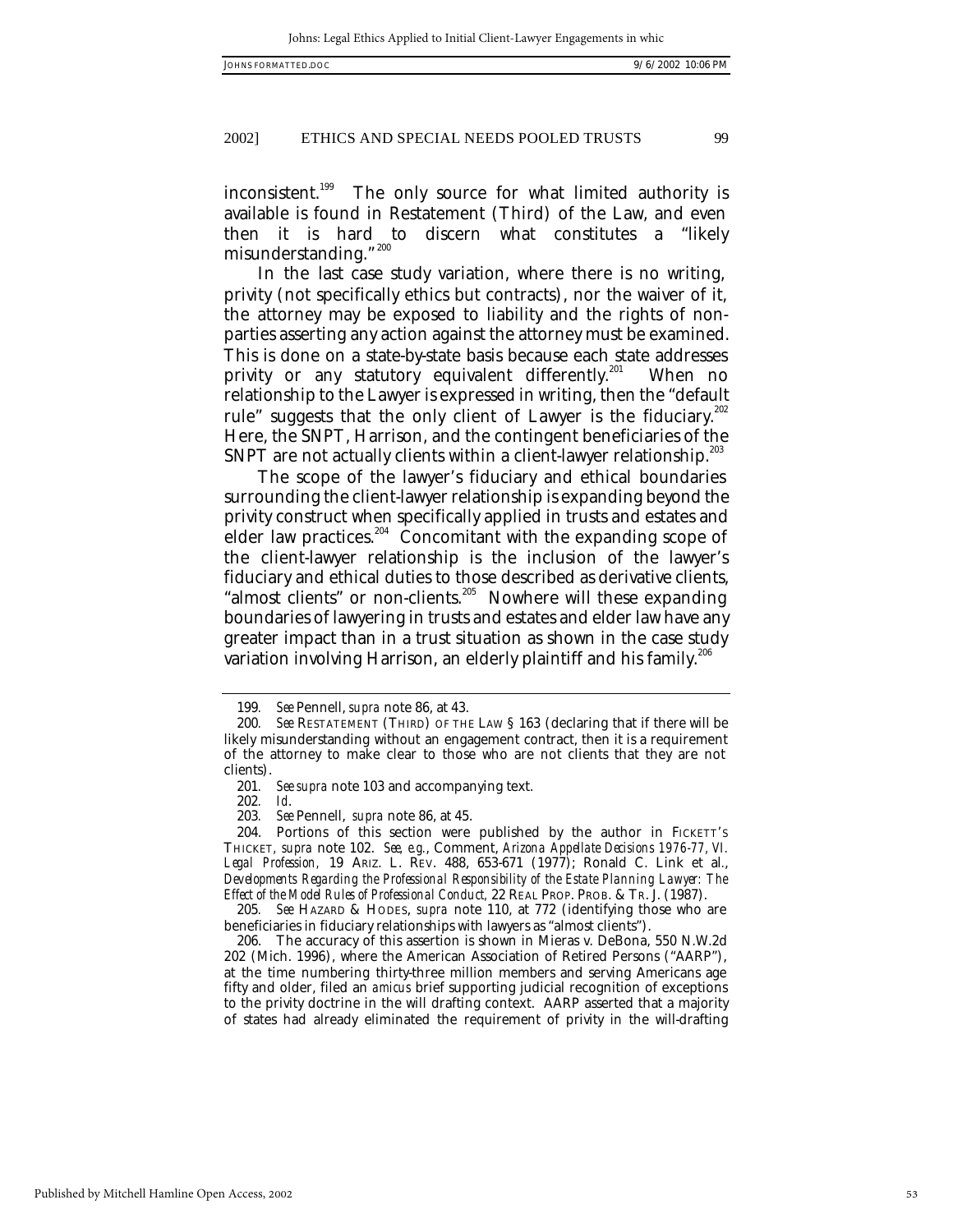inconsistent.[199] The only source for what limited authority is available is found in Restatement (Third) of the Law, and even then it is hard to discern what constitutes a "likely misunderstanding."[200]

In the last case study variation, where there is no writing, privity (not specifically ethics but contracts), nor the waiver of it, the attorney may be exposed to liability and the rights of non-parties asserting any action against the attorney must be examined. This is done on a state-by-state basis because each state addresses privity or any statutory equivalent differently.[201] When no relationship to the Lawyer is expressed in writing, then the "default rule" suggests that the only client of Lawyer is the fiduciary.[202] Here, the SNPT, Harrison, and the contingent beneficiaries of the SNPT are not actually clients within a client-lawyer relationship.[203]

The scope of the lawyer's fiduciary and ethical boundaries surrounding the client-lawyer relationship is expanding beyond the privity construct when specifically applied in trusts and estates and elder law practices.[204] Concomitant with the expanding scope of the client-lawyer relationship is the inclusion of the lawyer's fiduciary and ethical duties to those described as derivative clients, "almost clients" or non-clients.[205] Nowhere will these expanding boundaries of lawyering in trusts and estates and elder law have any greater impact than in a trust situation as shown in the case study variation involving Harrison, an elderly plaintiff and his family.[206]

---

199. *See* Pennell, *supra* note 86, at 43.

200. *See* RESTATEMENT (THIRD) OF THE LAW § 163 (declaring that if there will be likely misunderstanding without an engagement contract, then it is a requirement of the attorney to make clear to those who are not clients that they are not clients).

201. *See supra* note 103 and accompanying text.

202. *Id.*

203. *See* Pennell, *supra* note 86, at 45.

204. Portions of this section were published by the author in FICKETT'S THICKET, *supra* note 102. *See, e.g.*, Comment, *Arizona Appellate Decisions 1976-77, VI. Legal Profession,* 19 ARIZ. L. REV. 488, 653-671 (1977); Ronald C. Link et al., *Developments Regarding the Professional Responsibility of the Estate Planning Lawyer: The Effect of the Model Rules of Professional Conduct,* 22 REAL PROP. PROB. & TR. J. (1987).

205. *See* HAZARD & HODES, *supra* note 110, at 772 (identifying those who are beneficiaries in fiduciary relationships with lawyers as "almost clients").

206. The accuracy of this assertion is shown in Mieras v. DeBona, 550 N.W.2d 202 (Mich. 1996), where the American Association of Retired Persons ("AARP"), at the time numbering thirty-three million members and serving Americans age fifty and older, filed an *amicus* brief supporting judicial recognition of exceptions to the privity doctrine in the will drafting context. AARP asserted that a majority of states had already eliminated the requirement of privity in the will-drafting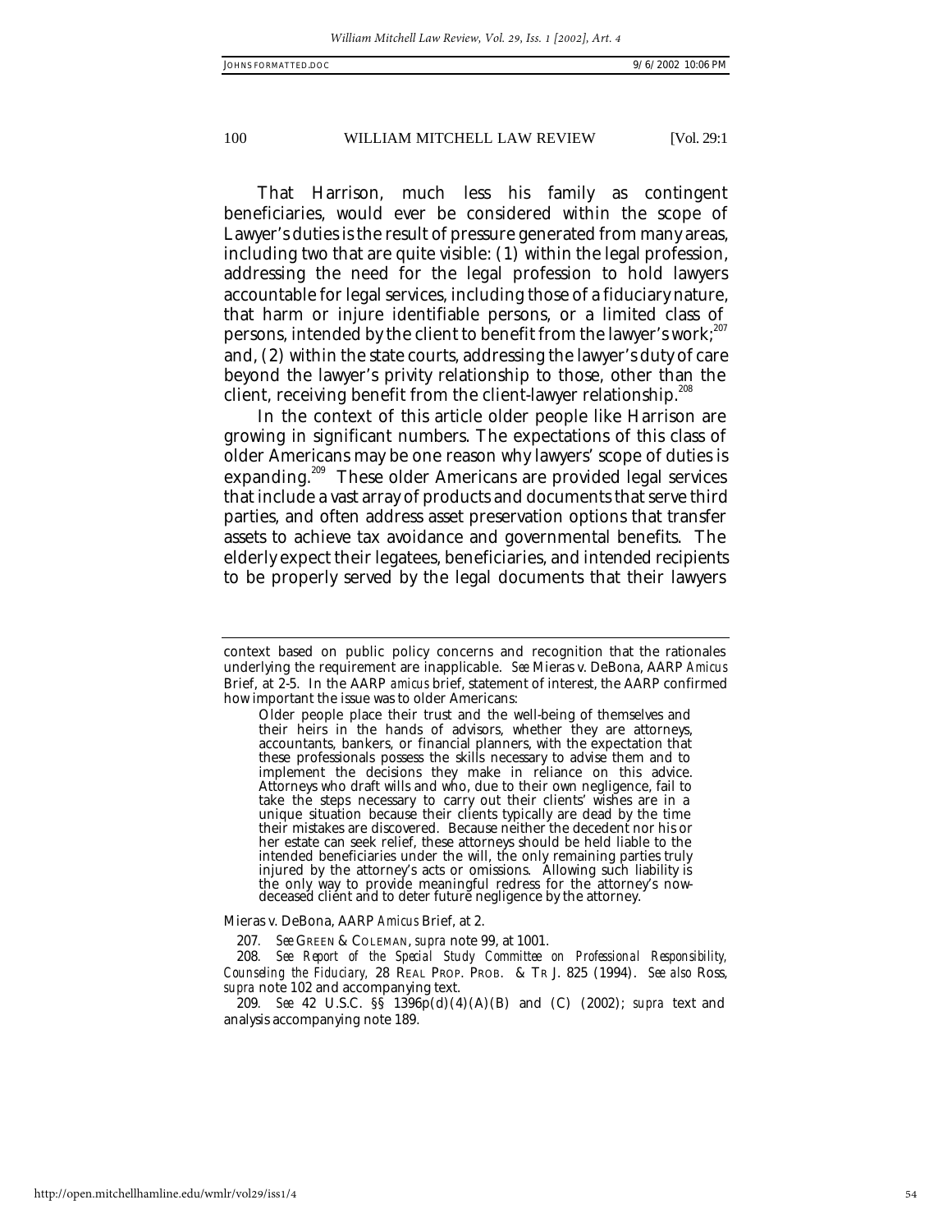That Harrison, much less his family as contingent beneficiaries, would ever be considered within the scope of Lawyer's duties is the result of pressure generated from many areas, including two that are quite visible: (1) within the legal profession, addressing the need for the legal profession to hold lawyers accountable for legal services, including those of a fiduciary nature, that harm or injure identifiable persons, or a limited class of persons, intended by the client to benefit from the lawyer's work;[207] and, (2) within the state courts, addressing the lawyer's duty of care beyond the lawyer's privity relationship to those, other than the client, receiving benefit from the client-lawyer relationship.[208]

In the context of this article older people like Harrison are growing in significant numbers. The expectations of this class of older Americans may be one reason why lawyers' scope of duties is expanding.[209] These older Americans are provided legal services that include a vast array of products and documents that serve third parties, and often address asset preservation options that transfer assets to achieve tax avoidance and governmental benefits. The elderly expect their legatees, beneficiaries, and intended recipients to be properly served by the legal documents that their lawyers

---

context based on public policy concerns and recognition that the rationales underlying the requirement are inapplicable. *See* Mieras v. DeBona, AARP *Amicus* Brief, at 2-5. In the AARP *amicus* brief, statement of interest, the AARP confirmed how important the issue was to older Americans:

> Older people place their trust and the well-being of themselves and their heirs in the hands of advisors, whether they are attorneys, accountants, bankers, or financial planners, with the expectation that these professionals possess the skills necessary to advise them and to implement the decisions they make in reliance on this advice. Attorneys who draft wills and who, due to their own negligence, fail to take the steps necessary to carry out their clients' wishes are in a unique situation because their clients typically are dead by the time their mistakes are discovered. Because neither the decedent nor his or her estate can seek relief, these attorneys should be held liable to the intended beneficiaries under the will, the only remaining parties truly injured by the attorney's acts or omissions. Allowing such liability is the only way to provide meaningful redress for the attorney's now-deceased client and to deter future negligence by the attorney.

Mieras v. DeBona, AARP *Amicus* Brief, at 2.

207. *See* GREEN & COLEMAN, *supra* note 99, at 1001.

208. *See Report of the Special Study Committee on Professional Responsibility, Counseling the Fiduciary*, 28 REAL PROP. PROB. & TR J. 825 (1994). *See also* Ross, *supra* note 102 and accompanying text.

209. *See* 42 U.S.C. §§ 1396p(d)(4)(A)(B) and (C) (2002); *supra* text and analysis accompanying note 189.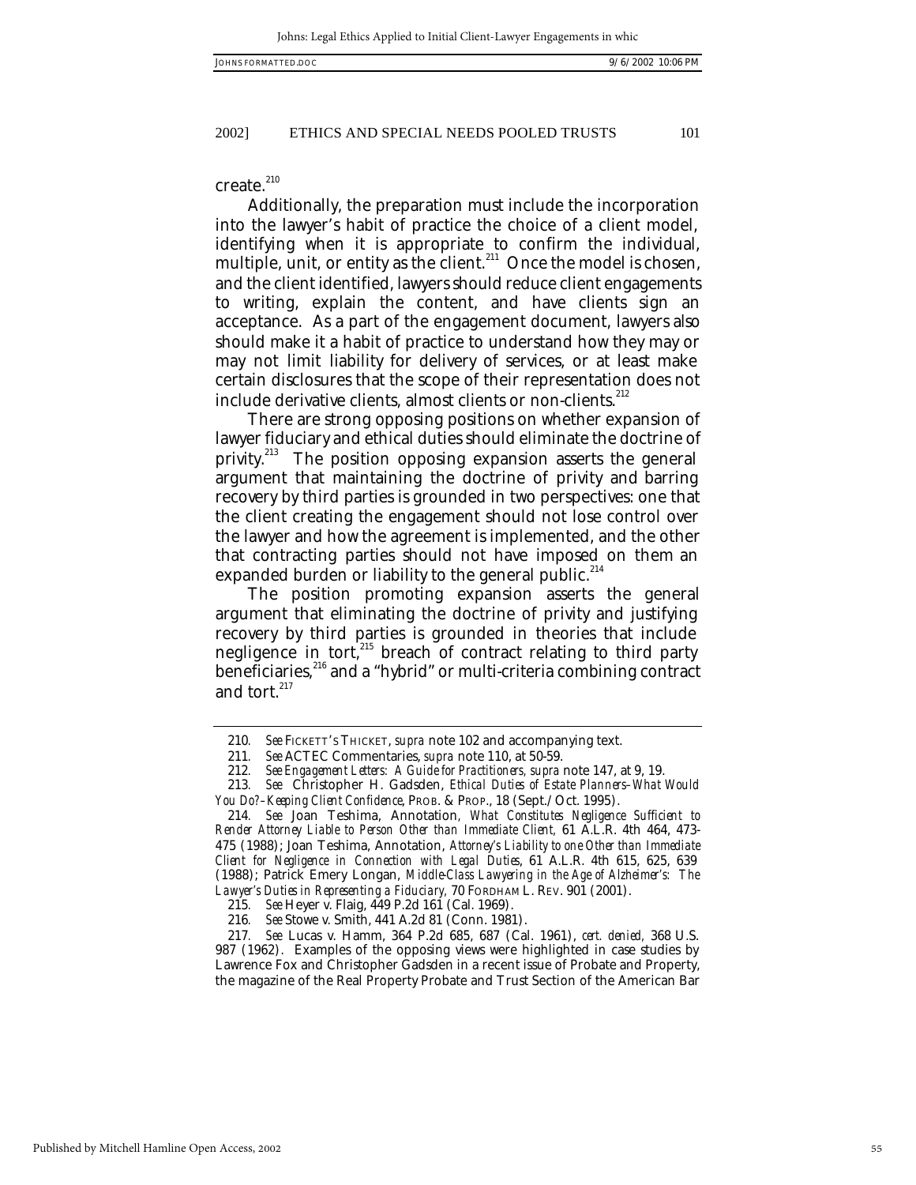create.[210]

Additionally, the preparation must include the incorporation into the lawyer's habit of practice the choice of a client model, identifying when it is appropriate to confirm the individual, multiple, unit, or entity as the client.[211] Once the model is chosen, and the client identified, lawyers should reduce client engagements to writing, explain the content, and have clients sign an acceptance. As a part of the engagement document, lawyers also should make it a habit of practice to understand how they may or may not limit liability for delivery of services, or at least make certain disclosures that the scope of their representation does not include derivative clients, almost clients or non-clients.[212]

There are strong opposing positions on whether expansion of lawyer fiduciary and ethical duties should eliminate the doctrine of privity.[213] The position opposing expansion asserts the general argument that maintaining the doctrine of privity and barring recovery by third parties is grounded in two perspectives: one that the client creating the engagement should not lose control over the lawyer and how the agreement is implemented, and the other that contracting parties should not have imposed on them an expanded burden or liability to the general public.[214]

The position promoting expansion asserts the general argument that eliminating the doctrine of privity and justifying recovery by third parties is grounded in theories that include negligence in tort,[215] breach of contract relating to third party beneficiaries,[216] and a "hybrid" or multi-criteria combining contract and tort.[217]

---

210. *See* FICKETT'S THICKET, *supra* note 102 and accompanying text.

211. *See* ACTEC Commentaries, *supra* note 110, at 50-59.

212. *See Engagement Letters: A Guide for Practitioners*, *supra* note 147, at 9, 19.

213. *See* Christopher H. Gadsden, *Ethical Duties of Estate Planners–What Would You Do?–Keeping Client Confidence*, PROB. & PROP., 18 (Sept./Oct. 1995).

214. *See* Joan Teshima, Annotation, *What Constitutes Negligence Sufficient to Render Attorney Liable to Person Other than Immediate Client,* 61 A.L.R. 4th 464, 473-475 (1988); Joan Teshima, Annotation, *Attorney's Liability to one Other than Immediate Client for Negligence in Connection with Legal Duties*, 61 A.L.R. 4th 615, 625, 639 (1988); Patrick Emery Longan, *Middle-Class Lawyering in the Age of Alzheimer's: The Lawyer's Duties in Representing a Fiduciary*, 70 FORDHAM L. REV. 901 (2001).

215. *See* Heyer v. Flaig, 449 P.2d 161 (Cal. 1969).

216. *See* Stowe v. Smith, 441 A.2d 81 (Conn. 1981).

217. *See* Lucas v. Hamm, 364 P.2d 685, 687 (Cal. 1961), *cert. denied,* 368 U.S. 987 (1962). Examples of the opposing views were highlighted in case studies by Lawrence Fox and Christopher Gadsden in a recent issue of Probate and Property, the magazine of the Real Property Probate and Trust Section of the American Bar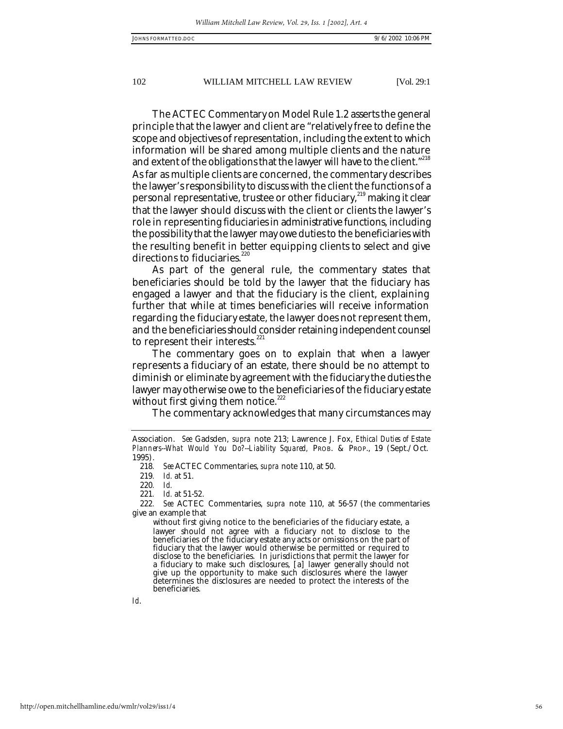The ACTEC Commentary on Model Rule 1.2 asserts the general principle that the lawyer and client are "relatively free to define the scope and objectives of representation, including the extent to which information will be shared among multiple clients and the nature and extent of the obligations that the lawyer will have to the client."[218] As far as multiple clients are concerned, the commentary describes the lawyer's responsibility to discuss with the client the functions of a personal representative, trustee or other fiduciary,[219] making it clear that the lawyer should discuss with the client or clients the lawyer's role in representing fiduciaries in administrative functions, including the possibility that the lawyer may owe duties to the beneficiaries with the resulting benefit in better equipping clients to select and give directions to fiduciaries.[220]

As part of the general rule, the commentary states that beneficiaries should be told by the lawyer that the fiduciary has engaged a lawyer and that the fiduciary is the client, explaining further that while at times beneficiaries will receive information regarding the fiduciary estate, the lawyer does not represent them, and the beneficiaries should consider retaining independent counsel to represent their interests.[221]

The commentary goes on to explain that when a lawyer represents a fiduciary of an estate, there should be no attempt to diminish or eliminate by agreement with the fiduciary the duties the lawyer may otherwise owe to the beneficiaries of the fiduciary estate without first giving them notice.[222]

The commentary acknowledges that many circumstances may

---

Association. *See* Gadsden, *supra* note 213; Lawrence J. Fox, *Ethical Duties of Estate Planners--What Would You Do?--Liability Squared,* PROB. & PROP., 19 (Sept./Oct. 1995).

218. *See* ACTEC Commentaries, *supra* note 110, at 50.

219. *Id.* at 51.

220. *Id.*

221. *Id.* at 51-52.

222. *See* ACTEC Commentaries, *supra* note 110, at 56-57 (the commentaries give an example that

> without first giving notice to the beneficiaries of the fiduciary estate, a lawyer should not agree with a fiduciary not to disclose to the beneficiaries of the fiduciary estate any acts or omissions on the part of fiduciary that the lawyer would otherwise be permitted or required to disclose to the beneficiaries. In jurisdictions that permit the lawyer for a fiduciary to make such disclosures, [a] lawyer generally should not give up the opportunity to make such disclosures where the lawyer determines the disclosures are needed to protect the interests of the beneficiaries.

*Id*.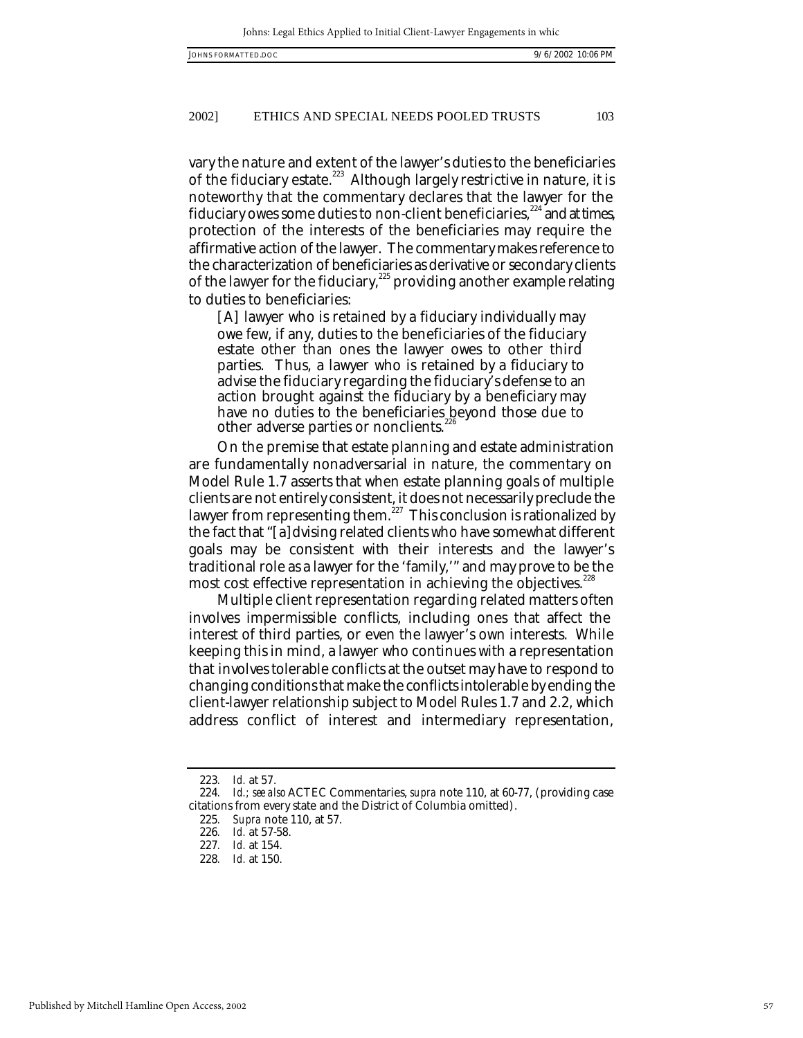vary the nature and extent of the lawyer's duties to the beneficiaries of the fiduciary estate.[223] Although largely restrictive in nature, it is noteworthy that the commentary declares that the lawyer for the fiduciary owes some duties to non-client beneficiaries,[224] and at times, protection of the interests of the beneficiaries may require the affirmative action of the lawyer. The commentary makes reference to the characterization of beneficiaries as derivative or secondary clients of the lawyer for the fiduciary,[225] providing another example relating to duties to beneficiaries:

> [A] lawyer who is retained by a fiduciary individually may owe few, if any, duties to the beneficiaries of the fiduciary estate other than ones the lawyer owes to other third parties. Thus, a lawyer who is retained by a fiduciary to advise the fiduciary regarding the fiduciary's defense to an action brought against the fiduciary by a beneficiary may have no duties to the beneficiaries beyond those due to other adverse parties or nonclients.[226]

On the premise that estate planning and estate administration are fundamentally nonadversarial in nature, the commentary on Model Rule 1.7 asserts that when estate planning goals of multiple clients are not entirely consistent, it does not necessarily preclude the lawyer from representing them.[227] This conclusion is rationalized by the fact that "[a]dvising related clients who have somewhat different goals may be consistent with their interests and the lawyer's traditional role as a lawyer for the 'family,'" and may prove to be the most cost effective representation in achieving the objectives.[228]

Multiple client representation regarding related matters often involves impermissible conflicts, including ones that affect the interest of third parties, or even the lawyer's own interests. While keeping this in mind, a lawyer who continues with a representation that involves tolerable conflicts at the outset may have to respond to changing conditions that make the conflicts intolerable by ending the client-lawyer relationship subject to Model Rules 1.7 and 2.2, which address conflict of interest and intermediary representation,

---

223. *Id.* at 57.

224. *Id.; see also* ACTEC Commentaries, *supra* note 110, at 60-77, (providing case citations from every state and the District of Columbia omitted).

225. *Supra* note 110, at 57.

226. *Id.* at 57-58.

227. *Id.* at 154.

228. *Id.* at 150.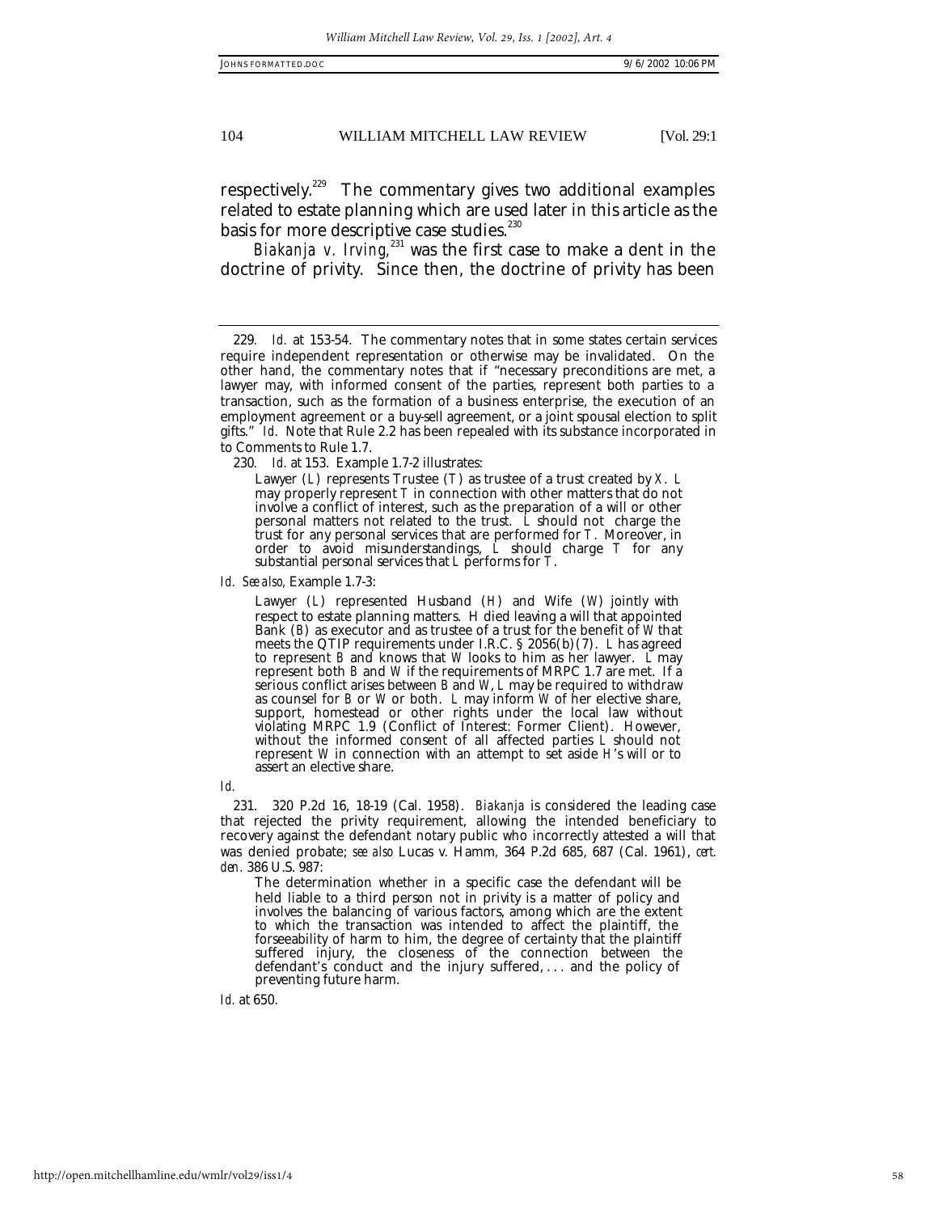respectively.[229] The commentary gives two additional examples related to estate planning which are used later in this article as the basis for more descriptive case studies.[230]

*Biakanja v. Irving*,[231] was the first case to make a dent in the doctrine of privity. Since then, the doctrine of privity has been

---

229. *Id.* at 153-54. The commentary notes that in some states certain services require independent representation or otherwise may be invalidated. On the other hand, the commentary notes that if "necessary preconditions are met, a lawyer may, with informed consent of the parties, represent both parties to a transaction, such as the formation of a business enterprise, the execution of an employment agreement or a buy-sell agreement, or a joint spousal election to split gifts." *Id.* Note that Rule 2.2 has been repealed with its substance incorporated in to Comments to Rule 1.7.

230. *Id.* at 153. Example 1.7-2 illustrates:

> Lawyer (*L*) represents Trustee (*T*) as trustee of a trust created by *X*. *L* may properly represent *T* in connection with other matters that do not involve a conflict of interest, such as the preparation of a will or other personal matters not related to the trust. *L* should not charge the trust for any personal services that are performed for *T*. Moreover, in order to avoid misunderstandings, *L* should charge *T* for any substantial personal services that *L* performs for *T*.

*Id. See also*, Example 1.7-3:

> Lawyer (*L*) represented Husband (*H*) and Wife (*W*) jointly with respect to estate planning matters. H died leaving a will that appointed Bank (*B*) as executor and as trustee of a trust for the benefit of *W* that meets the QTIP requirements under I.R.C. § 2056(b)(7). *L* has agreed to represent *B* and knows that *W* looks to him as her lawyer. *L* may represent both *B* and *W* if the requirements of MRPC 1.7 are met. If a serious conflict arises between *B* and *W*, *L* may be required to withdraw as counsel for *B* or *W* or both. *L* may inform *W* of her elective share, support, homestead or other rights under the local law without violating MRPC 1.9 (Conflict of Interest: Former Client). However, without the informed consent of all affected parties *L* should not represent *W* in connection with an attempt to set aside *H*'s will or to assert an elective share.

*Id.*

231. 320 P.2d 16, 18-19 (Cal. 1958). *Biakanja* is considered the leading case that rejected the privity requirement, allowing the intended beneficiary to recovery against the defendant notary public who incorrectly attested a will that was denied probate; *see also* Lucas v. Hamm, 364 P.2d 685, 687 (Cal. 1961), *cert. den.* 386 U.S. 987:

> The determination whether in a specific case the defendant will be held liable to a third person not in privity is a matter of policy and involves the balancing of various factors, among which are the extent to which the transaction was intended to affect the plaintiff, the forseeability of harm to him, the degree of certainty that the plaintiff suffered injury, the closeness of the connection between the defendant's conduct and the injury suffered, . . . and the policy of preventing future harm.

*Id.* at 650.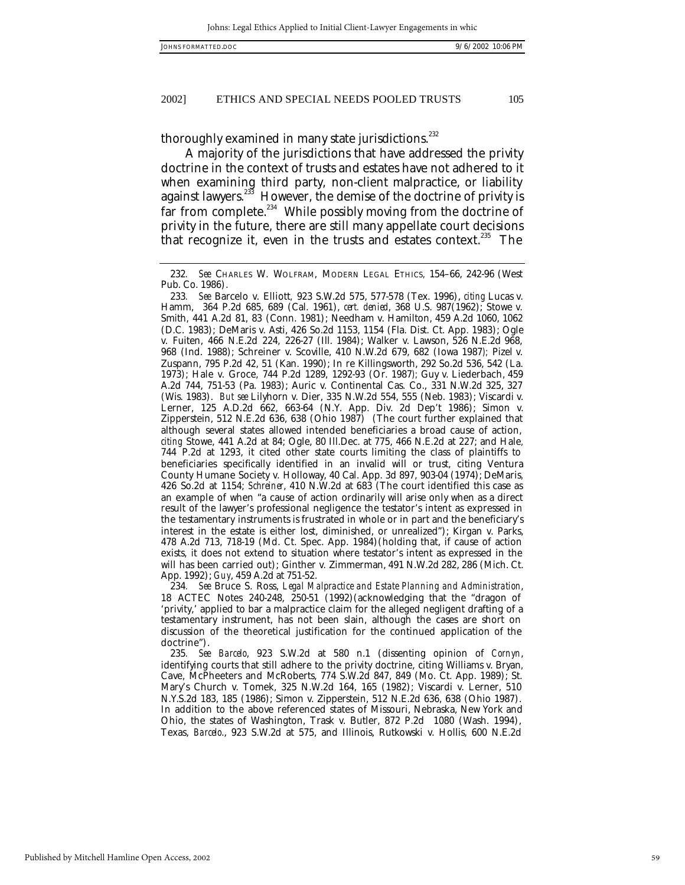thoroughly examined in many state jurisdictions.[232]

A majority of the jurisdictions that have addressed the privity doctrine in the context of trusts and estates have not adhered to it when examining third party, non-client malpractice, or liability against lawyers.[233] However, the demise of the doctrine of privity is far from complete.[234] While possibly moving from the doctrine of privity in the future, there are still many appellate court decisions that recognize it, even in the trusts and estates context.[235] The

---

232. *See* CHARLES W. WOLFRAM, MODERN LEGAL ETHICS, 154–66, 242-96 (West Pub. Co. 1986).

233. *See* Barcelo v. Elliott, 923 S.W.2d 575, 577-578 (Tex. 1996), *citing* Lucas v. Hamm, 364 P.2d 685, 689 (Cal. 1961), *cert. denied*, 368 U.S. 987(1962); Stowe v. Smith, 441 A.2d 81, 83 (Conn. 1981); Needham v. Hamilton, 459 A.2d 1060, 1062 (D.C. 1983); DeMaris v. Asti, 426 So.2d 1153, 1154 (Fla. Dist. Ct. App. 1983); Ogle v. Fuiten, 466 N.E.2d 224, 226-27 (Ill. 1984); Walker v. Lawson, 526 N.E.2d 968, 968 (Ind. 1988); Schreiner v. Scoville, 410 N.W.2d 679, 682 (Iowa 1987); Pizel v. Zuspann, 795 P.2d 42, 51 (Kan. 1990); In re Killingsworth, 292 So.2d 536, 542 (La. 1973); Hale v. Groce, 744 P.2d 1289, 1292-93 (Or. 1987); Guy v. Liederbach, 459 A.2d 744, 751-53 (Pa. 1983); Auric v. Continental Cas. Co., 331 N.W.2d 325, 327 (Wis. 1983). *But see* Lilyhorn v. Dier, 335 N.W.2d 554, 555 (Neb. 1983); Viscardi v. Lerner, 125 A.D.2d 662, 663-64 (N.Y. App. Div. 2d Dep't 1986); Simon v. Zipperstein, 512 N.E.2d 636, 638 (Ohio 1987) (The court further explained that although several states allowed intended beneficiaries a broad cause of action, *citing* Stowe, 441 A.2d at 84; Ogle, 80 Ill.Dec. at 775, 466 N.E.2d at 227; and Hale, 744 P.2d at 1293, it cited other state courts limiting the class of plaintiffs to beneficiaries specifically identified in an invalid will or trust, citing Ventura County Humane Society v. Holloway, 40 Cal. App. 3d 897, 903-04 (1974); DeMaris, 426 So.2d at 1154; *Schreiner*, 410 N.W.2d at 683 (The court identified this case as an example of when "a cause of action ordinarily will arise only when as a direct result of the lawyer's professional negligence the testator's intent as expressed in the testamentary instruments is frustrated in whole or in part and the beneficiary's interest in the estate is either lost, diminished, or unrealized"); Kirgan v. Parks, 478 A.2d 713, 718-19 (Md. Ct. Spec. App. 1984)(holding that, if cause of action exists, it does not extend to situation where testator's intent as expressed in the will has been carried out); Ginther v. Zimmerman, 491 N.W.2d 282, 286 (Mich. Ct. App. 1992); *Guy*, 459 A.2d at 751-52.

234. *See* Bruce S. Ross, *Legal Malpractice and Estate Planning and Administration*, 18 ACTEC Notes 240-248, 250-51 (1992)(acknowledging that the "dragon of 'privity,' applied to bar a malpractice claim for the alleged negligent drafting of a testamentary instrument, has not been slain, although the cases are short on discussion of the theoretical justification for the continued application of the doctrine").

235. *See Barcelo*, 923 S.W.2d at 580 n.1 (dissenting opinion of *Cornyn*, identifying courts that still adhere to the privity doctrine, citing Williams v. Bryan, Cave, McPheeters and McRoberts, 774 S.W.2d 847, 849 (Mo. Ct. App. 1989); St. Mary's Church v. Tomek, 325 N.W.2d 164, 165 (1982); Viscardi v. Lerner, 510 N.Y.S.2d 183, 185 (1986); Simon v. Zipperstein, 512 N.E.2d 636, 638 (Ohio 1987). In addition to the above referenced states of Missouri, Nebraska, New York and Ohio, the states of Washington, Trask v. Butler, 872 P.2d 1080 (Wash. 1994), Texas, *Barcelo.*, 923 S.W.2d at 575, and Illinois, Rutkowski v. Hollis, 600 N.E.2d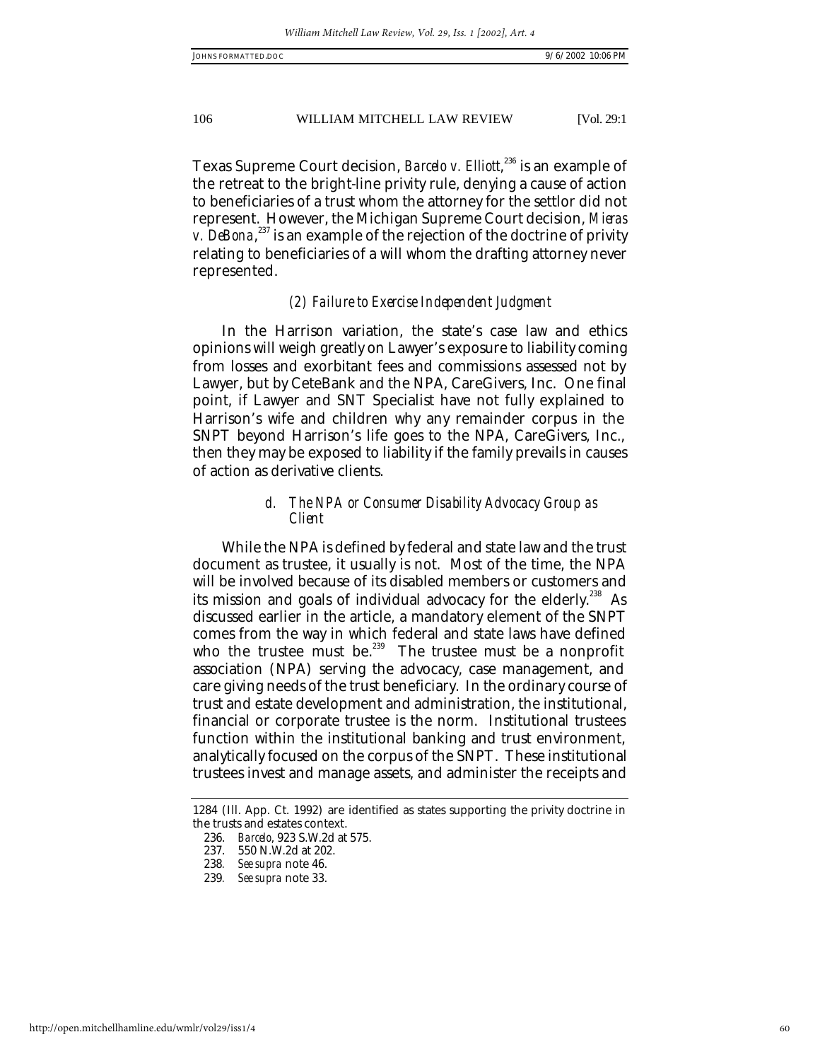Texas Supreme Court decision, *Barcelo v. Elliott*,[236] is an example of the retreat to the bright-line privity rule, denying a cause of action to beneficiaries of a trust whom the attorney for the settlor did not represent. However, the Michigan Supreme Court decision, *Mieras v. DeBona*,[237] is an example of the rejection of the doctrine of privity relating to beneficiaries of a will whom the drafting attorney never represented.

*(2) Failure to Exercise Independent Judgment*

In the Harrison variation, the state's case law and ethics opinions will weigh greatly on Lawyer's exposure to liability coming from losses and exorbitant fees and commissions assessed not by Lawyer, but by CeteBank and the NPA, CareGivers, Inc. One final point, if Lawyer and SNT Specialist have not fully explained to Harrison's wife and children why any remainder corpus in the SNPT beyond Harrison's life goes to the NPA, CareGivers, Inc., then they may be exposed to liability if the family prevails in causes of action as derivative clients.

*d. The NPA or Consumer Disability Advocacy Group as Client*

While the NPA is defined by federal and state law and the trust document as trustee, it usually is not. Most of the time, the NPA will be involved because of its disabled members or customers and its mission and goals of individual advocacy for the elderly.[238] As discussed earlier in the article, a mandatory element of the SNPT comes from the way in which federal and state laws have defined who the trustee must be.[239] The trustee must be a nonprofit association (NPA) serving the advocacy, case management, and care giving needs of the trust beneficiary. In the ordinary course of trust and estate development and administration, the institutional, financial or corporate trustee is the norm. Institutional trustees function within the institutional banking and trust environment, analytically focused on the corpus of the SNPT. These institutional trustees invest and manage assets, and administer the receipts and

---

1284 (Ill. App. Ct. 1992) are identified as states supporting the privity doctrine in the trusts and estates context.

236. *Barcelo*, 923 S.W.2d at 575.

237. 550 N.W.2d at 202.

238. *See supra* note 46.

239. *See supra* note 33.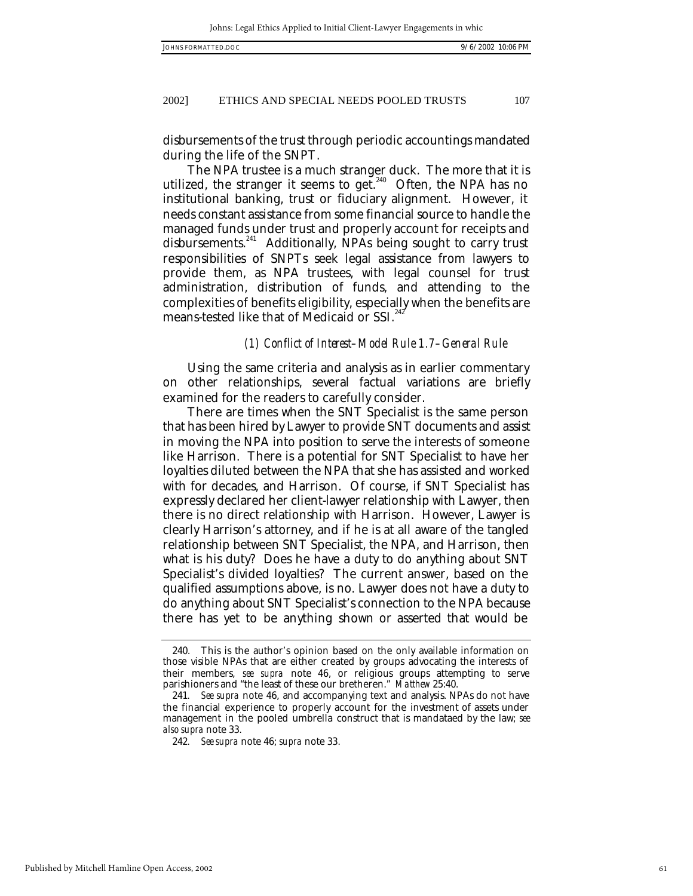disbursements of the trust through periodic accountings mandated during the life of the SNPT.

The NPA trustee is a much stranger duck. The more that it is utilized, the stranger it seems to get.[240] Often, the NPA has no institutional banking, trust or fiduciary alignment. However, it needs constant assistance from some financial source to handle the managed funds under trust and properly account for receipts and disbursements.[241] Additionally, NPAs being sought to carry trust responsibilities of SNPTs seek legal assistance from lawyers to provide them, as NPA trustees, with legal counsel for trust administration, distribution of funds, and attending to the complexities of benefits eligibility, especially when the benefits are means-tested like that of Medicaid or SSI.[242]

*(1) Conflict of Interest–Model Rule 1.7–General Rule*

Using the same criteria and analysis as in earlier commentary on other relationships, several factual variations are briefly examined for the readers to carefully consider.

There are times when the SNT Specialist is the same person that has been hired by Lawyer to provide SNT documents and assist in moving the NPA into position to serve the interests of someone like Harrison. There is a potential for SNT Specialist to have her loyalties diluted between the NPA that she has assisted and worked with for decades, and Harrison. Of course, if SNT Specialist has expressly declared her client-lawyer relationship with Lawyer, then there is no direct relationship with Harrison. However, Lawyer is clearly Harrison's attorney, and if he is at all aware of the tangled relationship between SNT Specialist, the NPA, and Harrison, then what is his duty? Does he have a duty to do anything about SNT Specialist's divided loyalties? The current answer, based on the qualified assumptions above, is no. Lawyer does not have a duty to do anything about SNT Specialist's connection to the NPA because there has yet to be anything shown or asserted that would be

---

240. This is the author's opinion based on the only available information on those visible NPAs that are either created by groups advocating the interests of their members, *see supra* note 46, or religious groups attempting to serve parishioners and "the least of these our bretheren." *Matthew* 25:40.

241. *See supra* note 46, and accompanying text and analysis. NPAs do not have the financial experience to properly account for the investment of assets under management in the pooled umbrella construct that is mandataed by the law; *see also supra* note 33.

242. *See supra* note 46; *supra* note 33.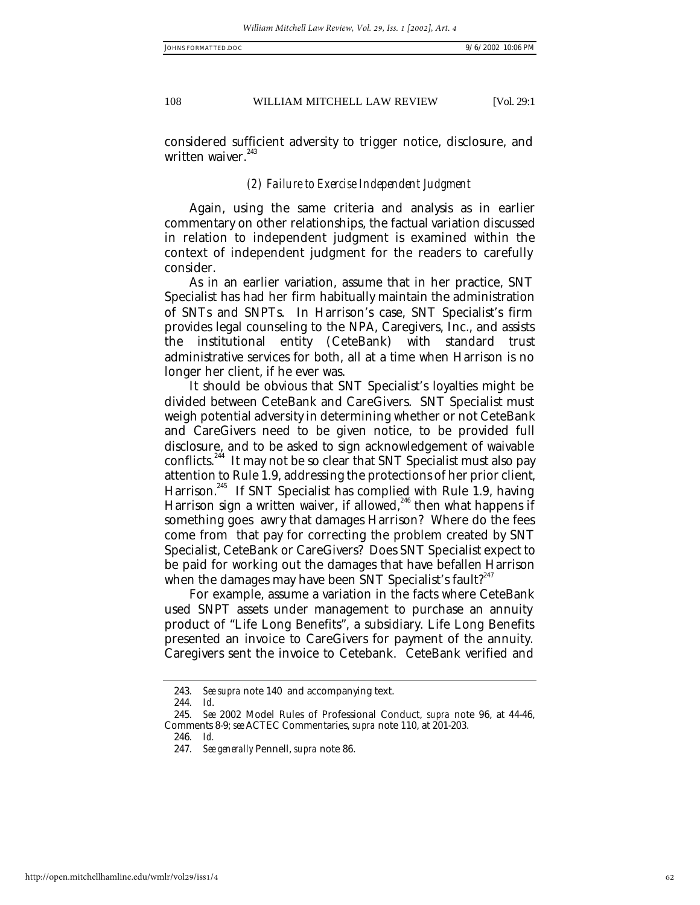considered sufficient adversity to trigger notice, disclosure, and written waiver.[243]

*(2) Failure to Exercise Independent Judgment*

Again, using the same criteria and analysis as in earlier commentary on other relationships, the factual variation discussed in relation to independent judgment is examined within the context of independent judgment for the readers to carefully consider.

As in an earlier variation, assume that in her practice, SNT Specialist has had her firm habitually maintain the administration of SNTs and SNPTs. In Harrison's case, SNT Specialist's firm provides legal counseling to the NPA, Caregivers, Inc., and assists the institutional entity (CeteBank) with standard trust administrative services for both, all at a time when Harrison is no longer her client, if he ever was.

It should be obvious that SNT Specialist's loyalties might be divided between CeteBank and CareGivers. SNT Specialist must weigh potential adversity in determining whether or not CeteBank and CareGivers need to be given notice, to be provided full disclosure, and to be asked to sign acknowledgement of waivable conflicts.[244] It may not be so clear that SNT Specialist must also pay attention to Rule 1.9, addressing the protections of her prior client, Harrison.[245] If SNT Specialist has complied with Rule 1.9, having Harrison sign a written waiver, if allowed,[246] then what happens if something goes awry that damages Harrison? Where do the fees come from that pay for correcting the problem created by SNT Specialist, CeteBank or CareGivers? Does SNT Specialist expect to be paid for working out the damages that have befallen Harrison when the damages may have been SNT Specialist's fault?[247]

For example, assume a variation in the facts where CeteBank used SNPT assets under management to purchase an annuity product of "Life Long Benefits", a subsidiary. Life Long Benefits presented an invoice to CareGivers for payment of the annuity. Caregivers sent the invoice to Cetebank. CeteBank verified and

---

243. *See supra* note 140 and accompanying text.

244. *Id.*

245. *See* 2002 Model Rules of Professional Conduct, *supra* note 96, at 44-46, Comments 8-9; *see* ACTEC Commentaries, *supra* note 110, at 201-203.

246. *Id.*

247. *See generally* Pennell, *supra* note 86.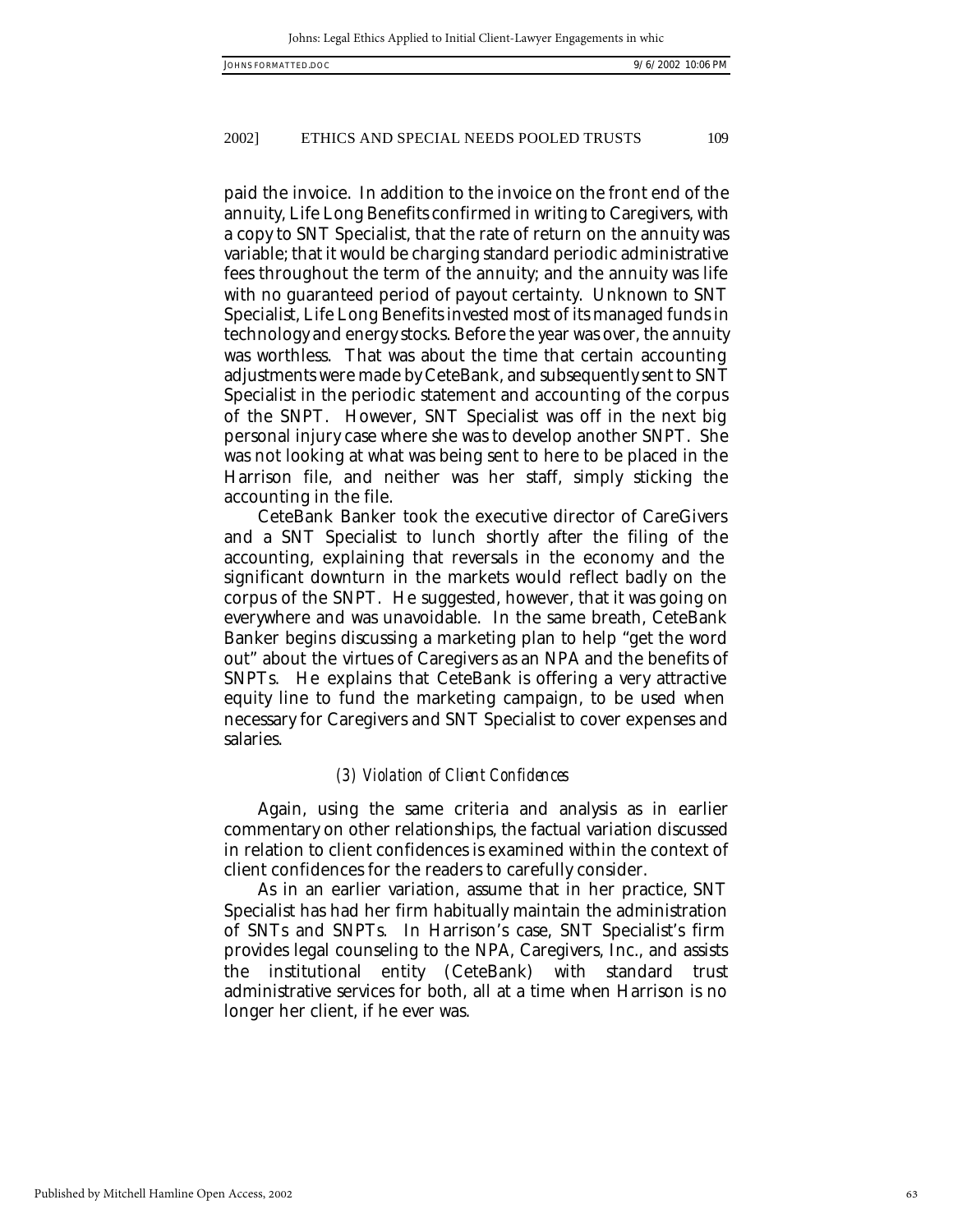paid the invoice. In addition to the invoice on the front end of the annuity, Life Long Benefits confirmed in writing to Caregivers, with a copy to SNT Specialist, that the rate of return on the annuity was variable; that it would be charging standard periodic administrative fees throughout the term of the annuity; and the annuity was life with no guaranteed period of payout certainty. Unknown to SNT Specialist, Life Long Benefits invested most of its managed funds in technology and energy stocks. Before the year was over, the annuity was worthless. That was about the time that certain accounting adjustments were made by CeteBank, and subsequently sent to SNT Specialist in the periodic statement and accounting of the corpus of the SNPT. However, SNT Specialist was off in the next big personal injury case where she was to develop another SNPT. She was not looking at what was being sent to here to be placed in the Harrison file, and neither was her staff, simply sticking the accounting in the file.

CeteBank Banker took the executive director of CareGivers and a SNT Specialist to lunch shortly after the filing of the accounting, explaining that reversals in the economy and the significant downturn in the markets would reflect badly on the corpus of the SNPT. He suggested, however, that it was going on everywhere and was unavoidable. In the same breath, CeteBank Banker begins discussing a marketing plan to help "get the word out" about the virtues of Caregivers as an NPA and the benefits of SNPTs. He explains that CeteBank is offering a very attractive equity line to fund the marketing campaign, to be used when necessary for Caregivers and SNT Specialist to cover expenses and salaries.

#### *(3) Violation of Client Confidences*

Again, using the same criteria and analysis as in earlier commentary on other relationships, the factual variation discussed in relation to client confidences is examined within the context of client confidences for the readers to carefully consider.

As in an earlier variation, assume that in her practice, SNT Specialist has had her firm habitually maintain the administration of SNTs and SNPTs. In Harrison's case, SNT Specialist's firm provides legal counseling to the NPA, Caregivers, Inc., and assists the institutional entity (CeteBank) with standard trust administrative services for both, all at a time when Harrison is no longer her client, if he ever was.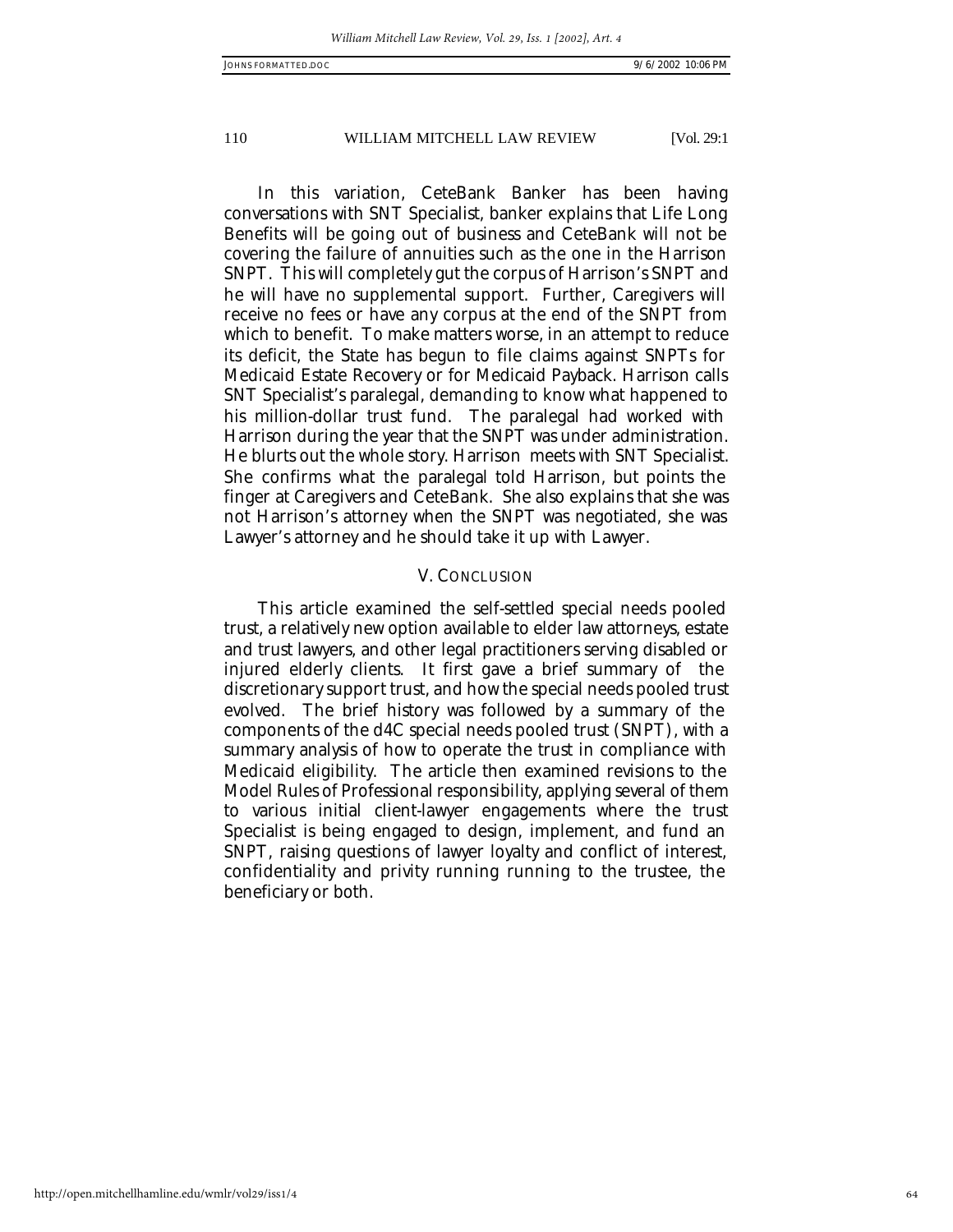In this variation, CeteBank Banker has been having conversations with SNT Specialist, banker explains that Life Long Benefits will be going out of business and CeteBank will not be covering the failure of annuities such as the one in the Harrison SNPT. This will completely gut the corpus of Harrison's SNPT and he will have no supplemental support. Further, Caregivers will receive no fees or have any corpus at the end of the SNPT from which to benefit. To make matters worse, in an attempt to reduce its deficit, the State has begun to file claims against SNPTs for Medicaid Estate Recovery or for Medicaid Payback. Harrison calls SNT Specialist's paralegal, demanding to know what happened to his million-dollar trust fund. The paralegal had worked with Harrison during the year that the SNPT was under administration. He blurts out the whole story. Harrison meets with SNT Specialist. She confirms what the paralegal told Harrison, but points the finger at Caregivers and CeteBank. She also explains that she was not Harrison's attorney when the SNPT was negotiated, she was Lawyer's attorney and he should take it up with Lawyer.

## V. CONCLUSION

This article examined the self-settled special needs pooled trust, a relatively new option available to elder law attorneys, estate and trust lawyers, and other legal practitioners serving disabled or injured elderly clients. It first gave a brief summary of the discretionary support trust, and how the special needs pooled trust evolved. The brief history was followed by a summary of the components of the d4C special needs pooled trust (SNPT), with a summary analysis of how to operate the trust in compliance with Medicaid eligibility. The article then examined revisions to the Model Rules of Professional responsibility, applying several of them to various initial client-lawyer engagements where the trust Specialist is being engaged to design, implement, and fund an SNPT, raising questions of lawyer loyalty and conflict of interest, confidentiality and privity running running to the trustee, the beneficiary or both.